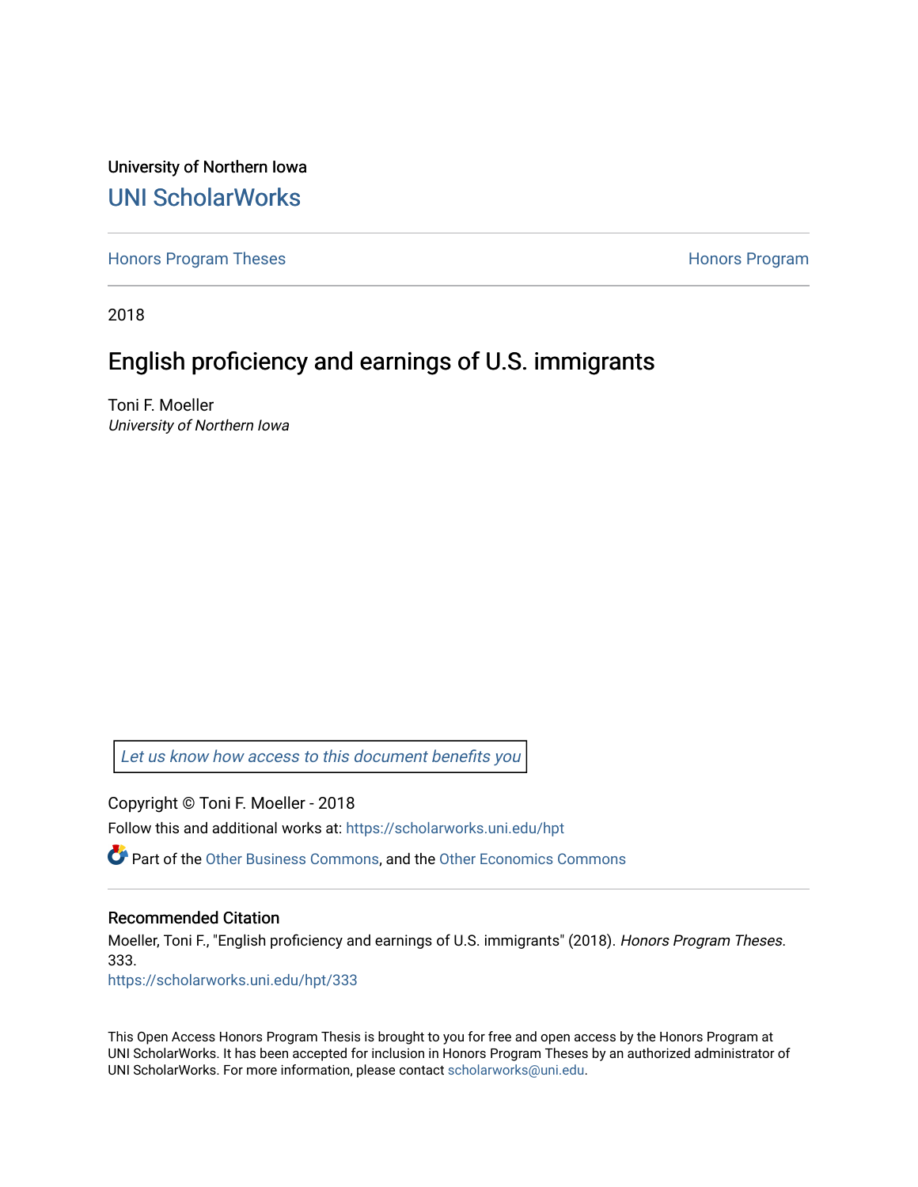University of Northern Iowa

# UNI ScholarWorks

Honors Program Theses | Honors Program

2018

## English proficiency and earnings of U.S. immigrants

Toni F. Moeller

*University of Northern Iowa*

*Let us know how access to this document benefits you*

Copyright © Toni F. Moeller - 2018

Follow this and additional works at: https://scholarworks.uni.edu/hpt

Part of the Other Business Commons, and the Other Economics Commons

### Recommended Citation

Moeller, Toni F., "English proficiency and earnings of U.S. immigrants" (2018). *Honors Program Theses*. 333.

https://scholarworks.uni.edu/hpt/333

This Open Access Honors Program Thesis is brought to you for free and open access by the Honors Program at UNI ScholarWorks. It has been accepted for inclusion in Honors Program Theses by an authorized administrator of UNI ScholarWorks. For more information, please contact scholarworks@uni.edu.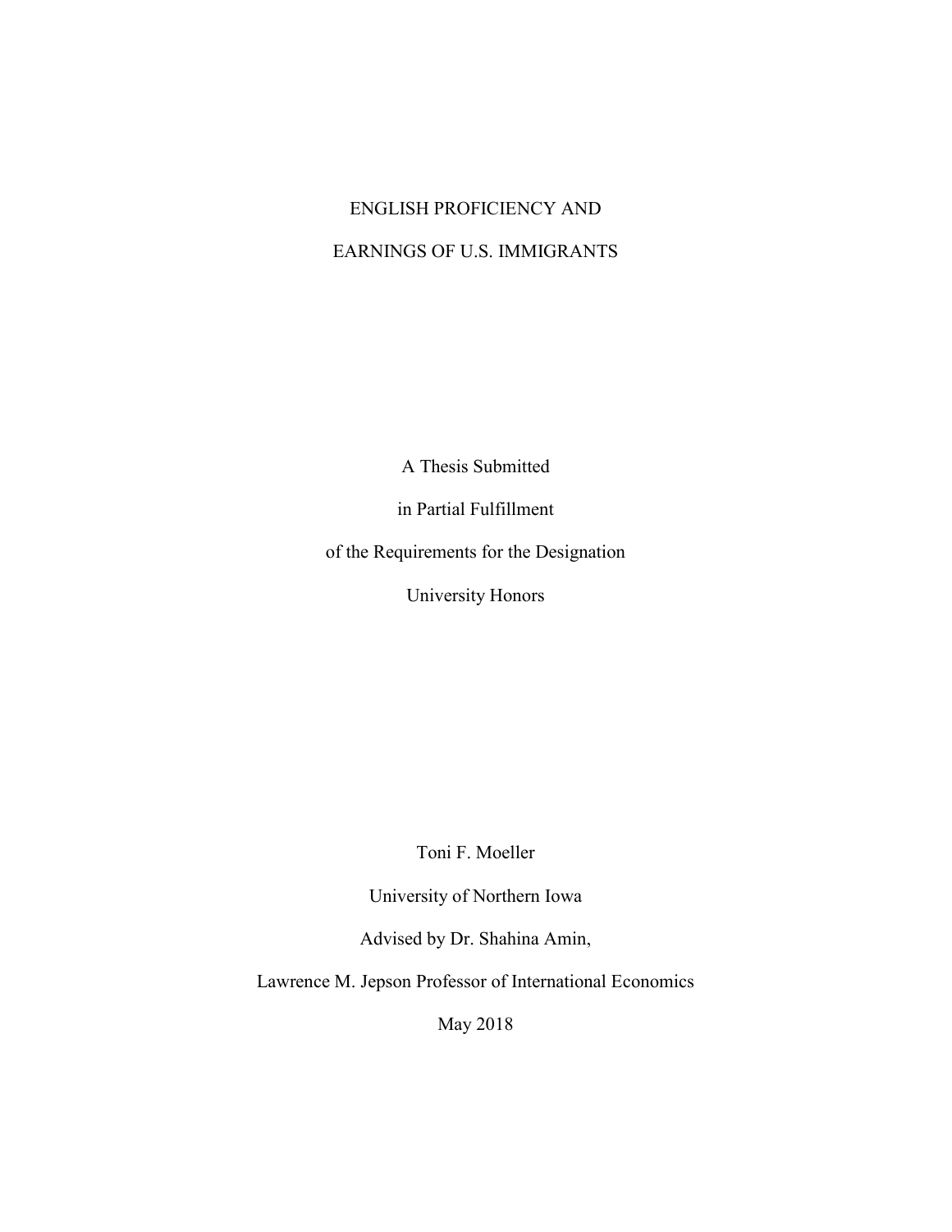# ENGLISH PROFICIENCY AND EARNINGS OF U.S. IMMIGRANTS

A Thesis Submitted

in Partial Fulfillment

of the Requirements for the Designation

University Honors

Toni F. Moeller

University of Northern Iowa

Advised by Dr. Shahina Amin,

Lawrence M. Jepson Professor of International Economics

May 2018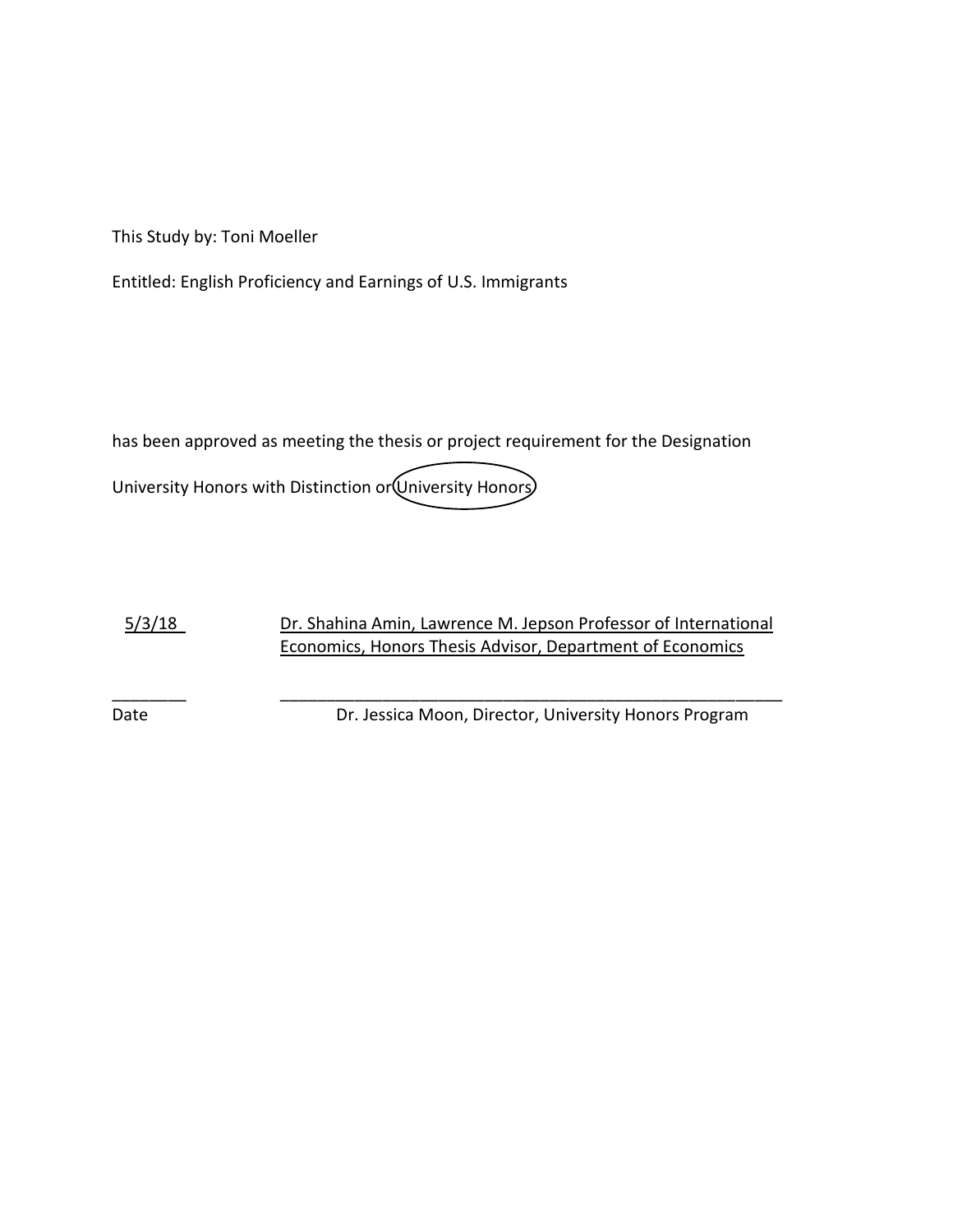This Study by: Toni Moeller

Entitled: English Proficiency and Earnings of U.S. Immigrants

has been approved as meeting the thesis or project requirement for the Designation

University Honors with Distinction or University Honors

| 5/3/18 | Dr. Shahina Amin, Lawrence M. Jepson Professor of International Economics, Honors Thesis Advisor, Department of Economics |
| --- | --- |
| ________ | ________________________________________________ |
| Date | Dr. Jessica Moon, Director, University Honors Program |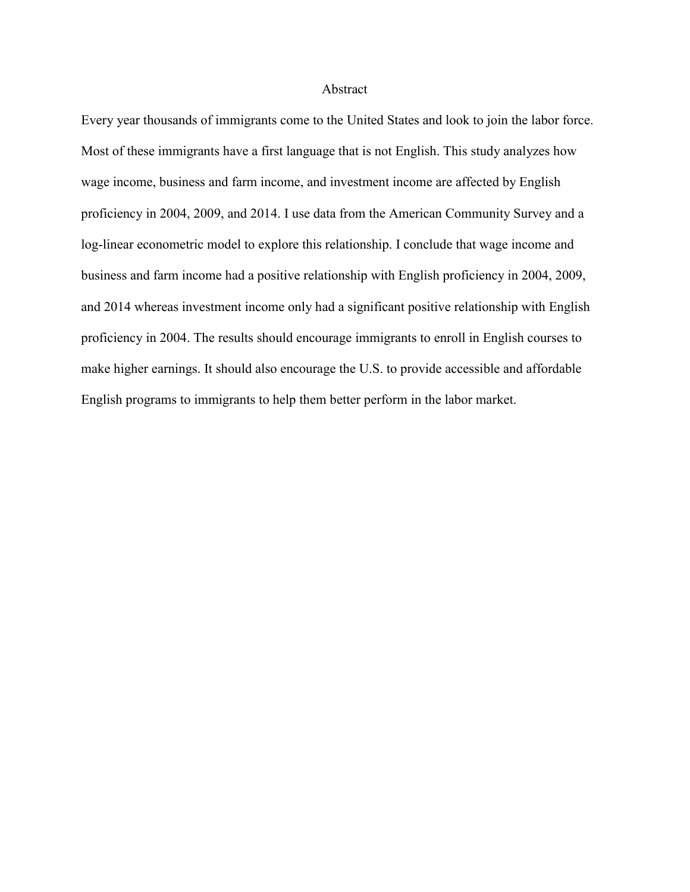# Abstract

Every year thousands of immigrants come to the United States and look to join the labor force. Most of these immigrants have a first language that is not English. This study analyzes how wage income, business and farm income, and investment income are affected by English proficiency in 2004, 2009, and 2014. I use data from the American Community Survey and a log-linear econometric model to explore this relationship. I conclude that wage income and business and farm income had a positive relationship with English proficiency in 2004, 2009, and 2014 whereas investment income only had a significant positive relationship with English proficiency in 2004. The results should encourage immigrants to enroll in English courses to make higher earnings. It should also encourage the U.S. to provide accessible and affordable English programs to immigrants to help them better perform in the labor market.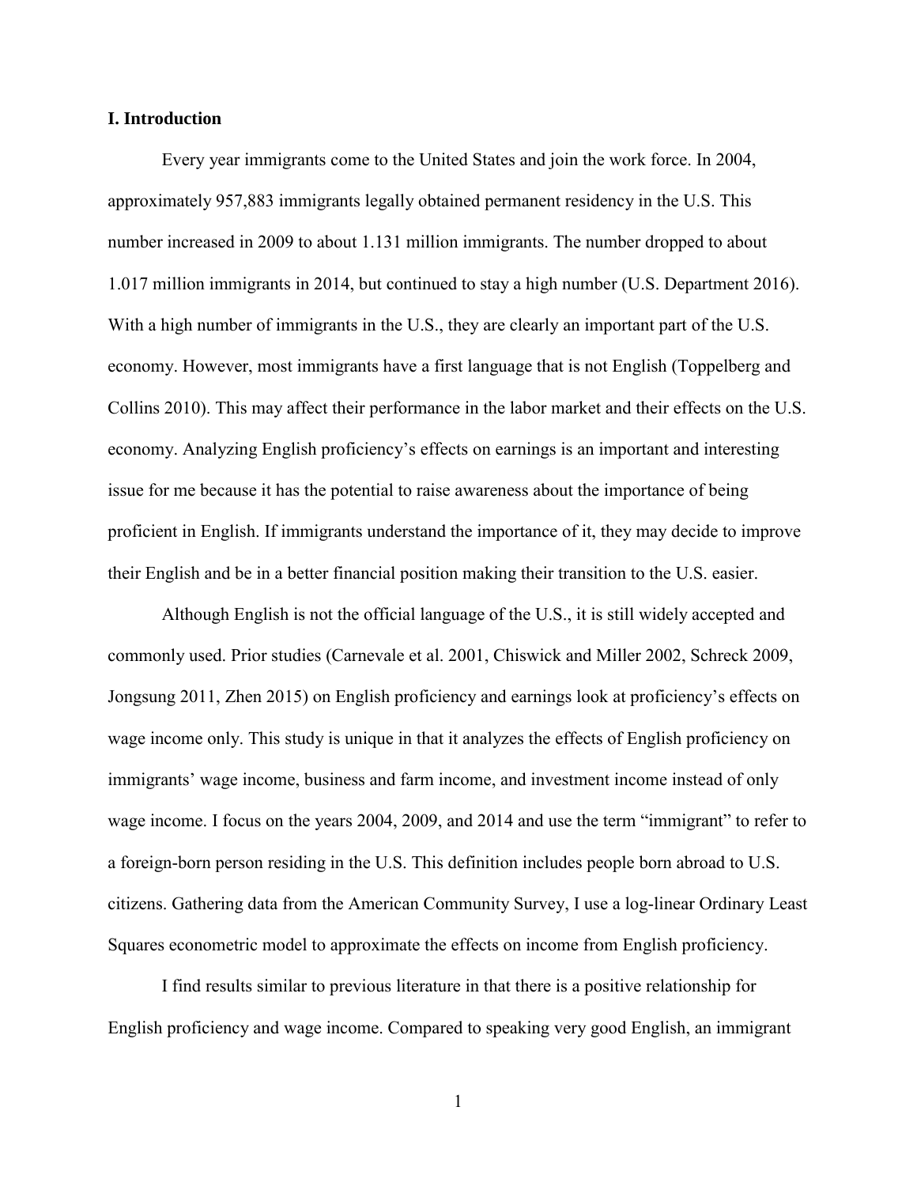# I. Introduction

Every year immigrants come to the United States and join the work force. In 2004, approximately 957,883 immigrants legally obtained permanent residency in the U.S. This number increased in 2009 to about 1.131 million immigrants. The number dropped to about 1.017 million immigrants in 2014, but continued to stay a high number (U.S. Department 2016). With a high number of immigrants in the U.S., they are clearly an important part of the U.S. economy. However, most immigrants have a first language that is not English (Toppelberg and Collins 2010). This may affect their performance in the labor market and their effects on the U.S. economy. Analyzing English proficiency's effects on earnings is an important and interesting issue for me because it has the potential to raise awareness about the importance of being proficient in English. If immigrants understand the importance of it, they may decide to improve their English and be in a better financial position making their transition to the U.S. easier.

Although English is not the official language of the U.S., it is still widely accepted and commonly used. Prior studies (Carnevale et al. 2001, Chiswick and Miller 2002, Schreck 2009, Jongsung 2011, Zhen 2015) on English proficiency and earnings look at proficiency's effects on wage income only. This study is unique in that it analyzes the effects of English proficiency on immigrants' wage income, business and farm income, and investment income instead of only wage income. I focus on the years 2004, 2009, and 2014 and use the term "immigrant" to refer to a foreign-born person residing in the U.S. This definition includes people born abroad to U.S. citizens. Gathering data from the American Community Survey, I use a log-linear Ordinary Least Squares econometric model to approximate the effects on income from English proficiency.

I find results similar to previous literature in that there is a positive relationship for English proficiency and wage income. Compared to speaking very good English, an immigrant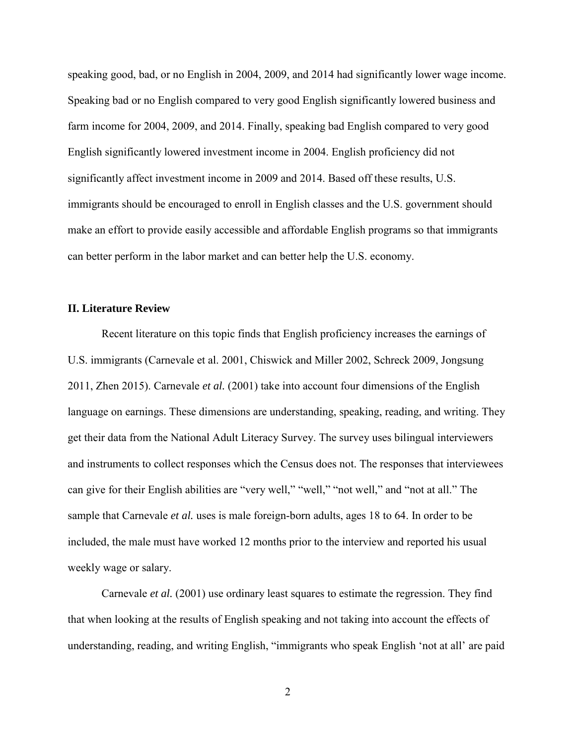speaking good, bad, or no English in 2004, 2009, and 2014 had significantly lower wage income. Speaking bad or no English compared to very good English significantly lowered business and farm income for 2004, 2009, and 2014. Finally, speaking bad English compared to very good English significantly lowered investment income in 2004. English proficiency did not significantly affect investment income in 2009 and 2014. Based off these results, U.S. immigrants should be encouraged to enroll in English classes and the U.S. government should make an effort to provide easily accessible and affordable English programs so that immigrants can better perform in the labor market and can better help the U.S. economy.

## II. Literature Review

Recent literature on this topic finds that English proficiency increases the earnings of U.S. immigrants (Carnevale et al. 2001, Chiswick and Miller 2002, Schreck 2009, Jongsung 2011, Zhen 2015). Carnevale *et al.* (2001) take into account four dimensions of the English language on earnings. These dimensions are understanding, speaking, reading, and writing. They get their data from the National Adult Literacy Survey. The survey uses bilingual interviewers and instruments to collect responses which the Census does not. The responses that interviewees can give for their English abilities are "very well," "well," "not well," and "not at all." The sample that Carnevale *et al.* uses is male foreign-born adults, ages 18 to 64. In order to be included, the male must have worked 12 months prior to the interview and reported his usual weekly wage or salary.

Carnevale *et al.* (2001) use ordinary least squares to estimate the regression. They find that when looking at the results of English speaking and not taking into account the effects of understanding, reading, and writing English, "immigrants who speak English 'not at all' are paid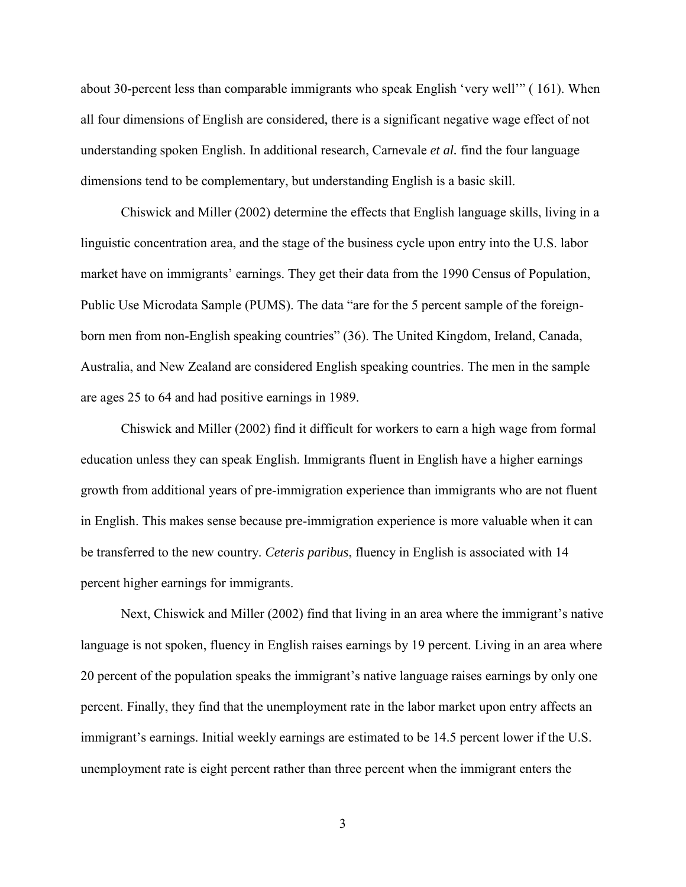about 30-percent less than comparable immigrants who speak English 'very well'" ( 161). When all four dimensions of English are considered, there is a significant negative wage effect of not understanding spoken English. In additional research, Carnevale *et al.* find the four language dimensions tend to be complementary, but understanding English is a basic skill.

Chiswick and Miller (2002) determine the effects that English language skills, living in a linguistic concentration area, and the stage of the business cycle upon entry into the U.S. labor market have on immigrants' earnings. They get their data from the 1990 Census of Population, Public Use Microdata Sample (PUMS). The data "are for the 5 percent sample of the foreign-born men from non-English speaking countries" (36). The United Kingdom, Ireland, Canada, Australia, and New Zealand are considered English speaking countries. The men in the sample are ages 25 to 64 and had positive earnings in 1989.

Chiswick and Miller (2002) find it difficult for workers to earn a high wage from formal education unless they can speak English. Immigrants fluent in English have a higher earnings growth from additional years of pre-immigration experience than immigrants who are not fluent in English. This makes sense because pre-immigration experience is more valuable when it can be transferred to the new country. *Ceteris paribus*, fluency in English is associated with 14 percent higher earnings for immigrants.

Next, Chiswick and Miller (2002) find that living in an area where the immigrant's native language is not spoken, fluency in English raises earnings by 19 percent. Living in an area where 20 percent of the population speaks the immigrant's native language raises earnings by only one percent. Finally, they find that the unemployment rate in the labor market upon entry affects an immigrant's earnings. Initial weekly earnings are estimated to be 14.5 percent lower if the U.S. unemployment rate is eight percent rather than three percent when the immigrant enters the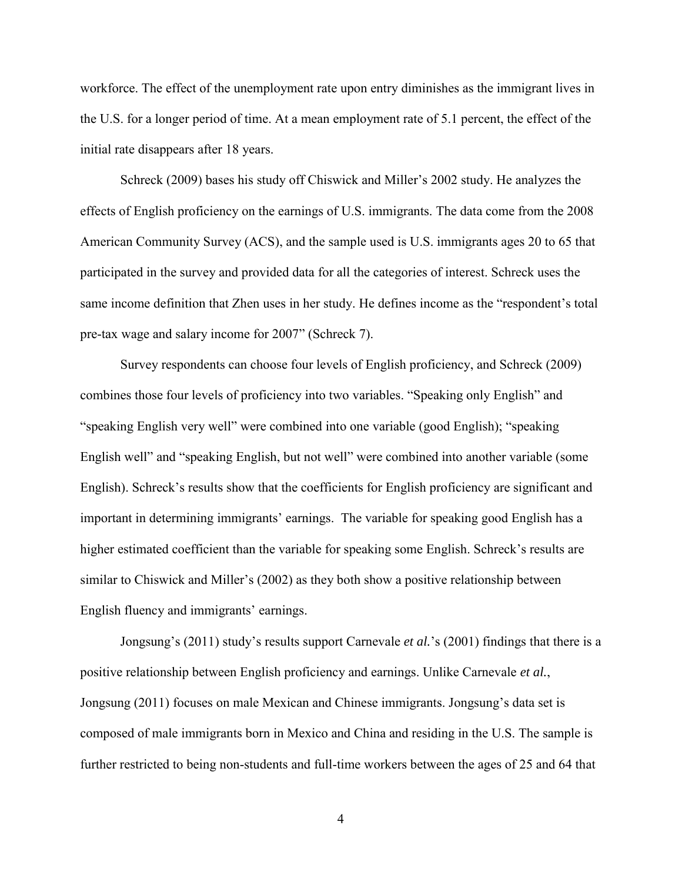workforce. The effect of the unemployment rate upon entry diminishes as the immigrant lives in the U.S. for a longer period of time. At a mean employment rate of 5.1 percent, the effect of the initial rate disappears after 18 years.

Schreck (2009) bases his study off Chiswick and Miller's 2002 study. He analyzes the effects of English proficiency on the earnings of U.S. immigrants. The data come from the 2008 American Community Survey (ACS), and the sample used is U.S. immigrants ages 20 to 65 that participated in the survey and provided data for all the categories of interest. Schreck uses the same income definition that Zhen uses in her study. He defines income as the "respondent's total pre-tax wage and salary income for 2007" (Schreck 7).

Survey respondents can choose four levels of English proficiency, and Schreck (2009) combines those four levels of proficiency into two variables. "Speaking only English" and "speaking English very well" were combined into one variable (good English); "speaking English well" and "speaking English, but not well" were combined into another variable (some English). Schreck's results show that the coefficients for English proficiency are significant and important in determining immigrants' earnings. The variable for speaking good English has a higher estimated coefficient than the variable for speaking some English. Schreck's results are similar to Chiswick and Miller's (2002) as they both show a positive relationship between English fluency and immigrants' earnings.

Jongsung's (2011) study's results support Carnevale *et al.*'s (2001) findings that there is a positive relationship between English proficiency and earnings. Unlike Carnevale *et al.*, Jongsung (2011) focuses on male Mexican and Chinese immigrants. Jongsung's data set is composed of male immigrants born in Mexico and China and residing in the U.S. The sample is further restricted to being non-students and full-time workers between the ages of 25 and 64 that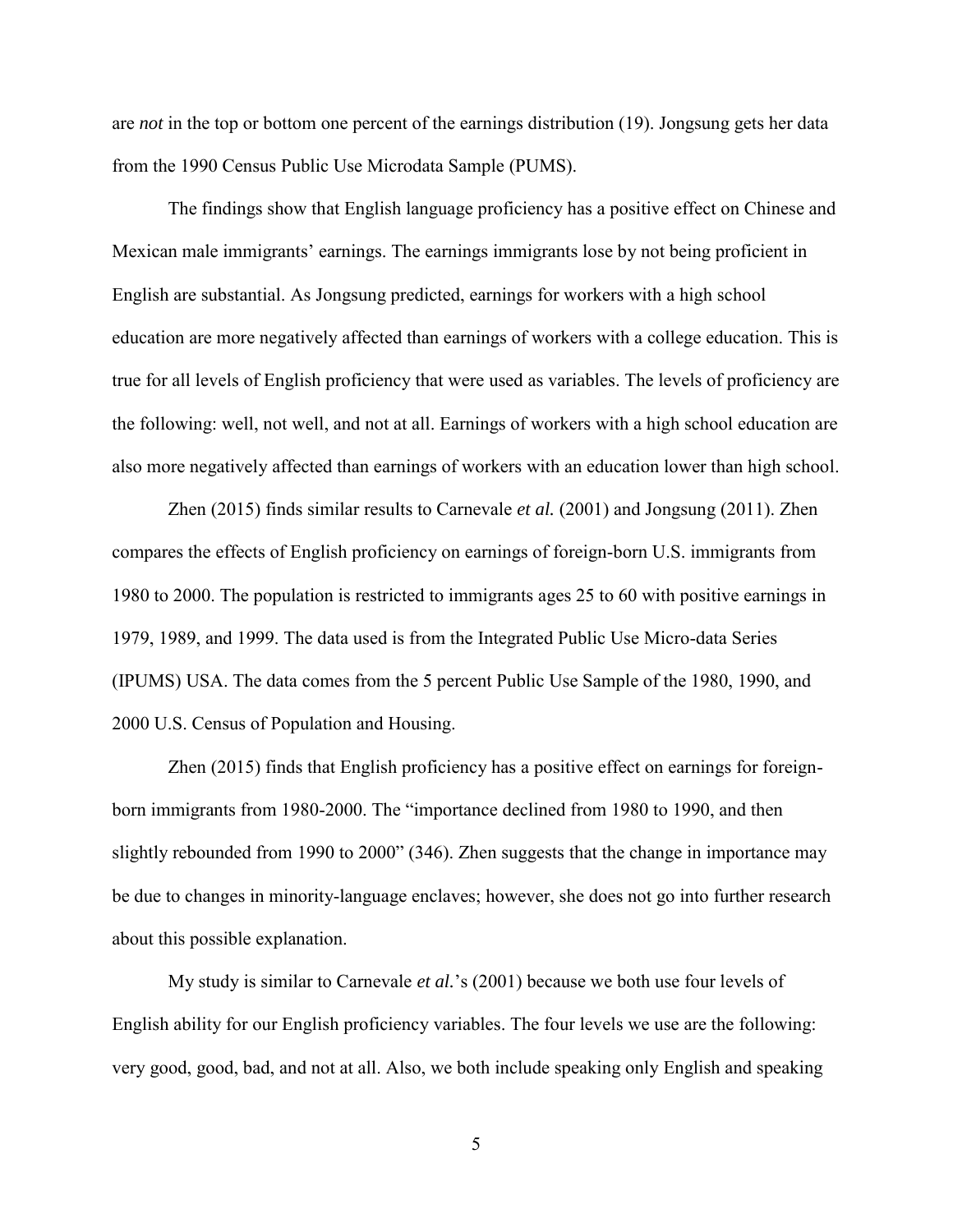are *not* in the top or bottom one percent of the earnings distribution (19). Jongsung gets her data from the 1990 Census Public Use Microdata Sample (PUMS).

The findings show that English language proficiency has a positive effect on Chinese and Mexican male immigrants' earnings. The earnings immigrants lose by not being proficient in English are substantial. As Jongsung predicted, earnings for workers with a high school education are more negatively affected than earnings of workers with a college education. This is true for all levels of English proficiency that were used as variables. The levels of proficiency are the following: well, not well, and not at all. Earnings of workers with a high school education are also more negatively affected than earnings of workers with an education lower than high school.

Zhen (2015) finds similar results to Carnevale *et al.* (2001) and Jongsung (2011). Zhen compares the effects of English proficiency on earnings of foreign-born U.S. immigrants from 1980 to 2000. The population is restricted to immigrants ages 25 to 60 with positive earnings in 1979, 1989, and 1999. The data used is from the Integrated Public Use Micro-data Series (IPUMS) USA. The data comes from the 5 percent Public Use Sample of the 1980, 1990, and 2000 U.S. Census of Population and Housing.

Zhen (2015) finds that English proficiency has a positive effect on earnings for foreign-born immigrants from 1980-2000. The "importance declined from 1980 to 1990, and then slightly rebounded from 1990 to 2000" (346). Zhen suggests that the change in importance may be due to changes in minority-language enclaves; however, she does not go into further research about this possible explanation.

My study is similar to Carnevale *et al.*'s (2001) because we both use four levels of English ability for our English proficiency variables. The four levels we use are the following: very good, good, bad, and not at all. Also, we both include speaking only English and speaking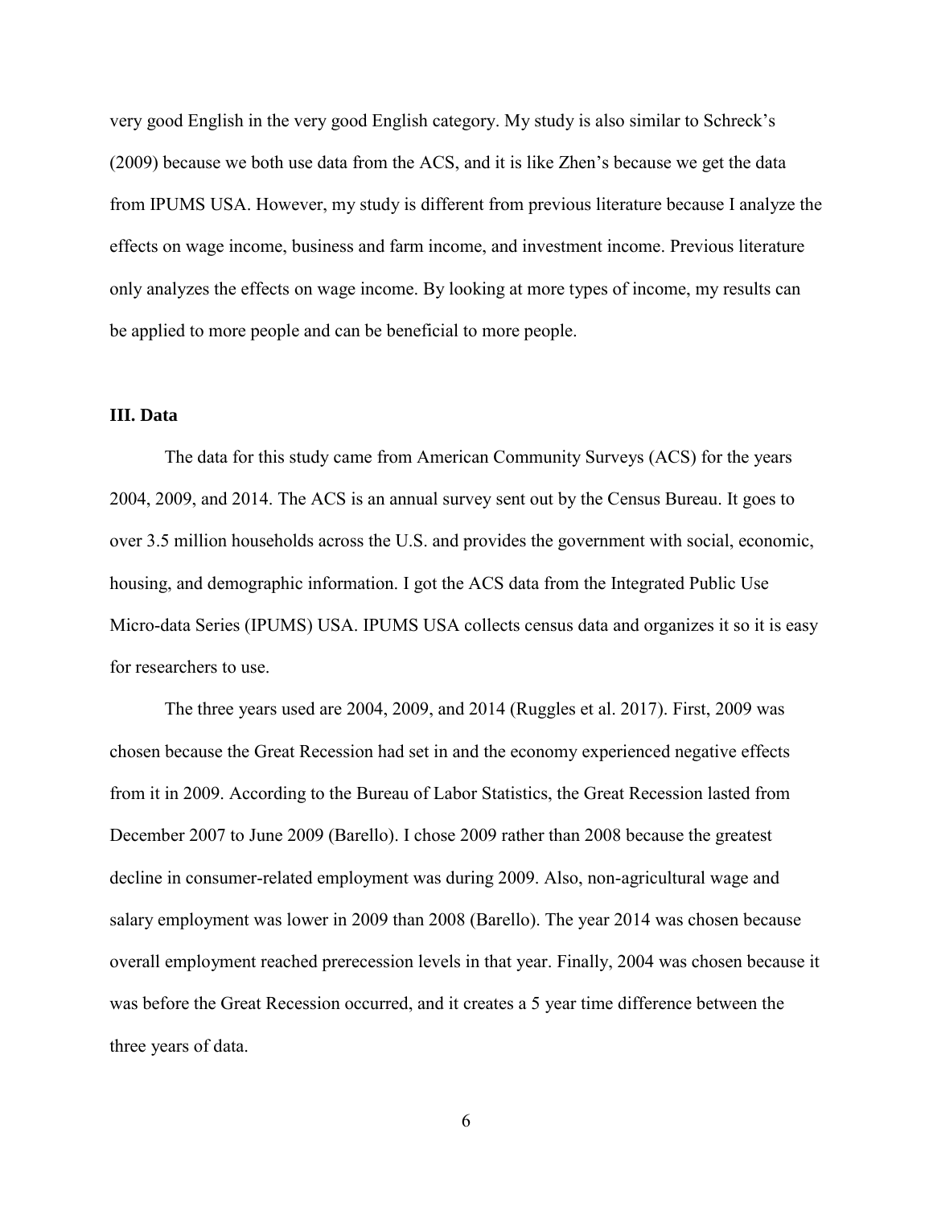very good English in the very good English category. My study is also similar to Schreck's (2009) because we both use data from the ACS, and it is like Zhen's because we get the data from IPUMS USA. However, my study is different from previous literature because I analyze the effects on wage income, business and farm income, and investment income. Previous literature only analyzes the effects on wage income. By looking at more types of income, my results can be applied to more people and can be beneficial to more people.

## III. Data

The data for this study came from American Community Surveys (ACS) for the years 2004, 2009, and 2014. The ACS is an annual survey sent out by the Census Bureau. It goes to over 3.5 million households across the U.S. and provides the government with social, economic, housing, and demographic information. I got the ACS data from the Integrated Public Use Micro-data Series (IPUMS) USA. IPUMS USA collects census data and organizes it so it is easy for researchers to use.

The three years used are 2004, 2009, and 2014 (Ruggles et al. 2017). First, 2009 was chosen because the Great Recession had set in and the economy experienced negative effects from it in 2009. According to the Bureau of Labor Statistics, the Great Recession lasted from December 2007 to June 2009 (Barello). I chose 2009 rather than 2008 because the greatest decline in consumer-related employment was during 2009. Also, non-agricultural wage and salary employment was lower in 2009 than 2008 (Barello). The year 2014 was chosen because overall employment reached prerecession levels in that year. Finally, 2004 was chosen because it was before the Great Recession occurred, and it creates a 5 year time difference between the three years of data.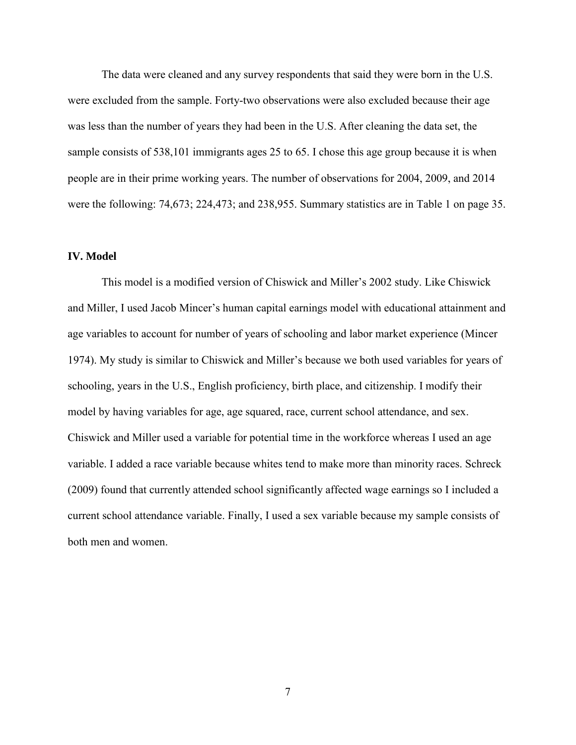The data were cleaned and any survey respondents that said they were born in the U.S. were excluded from the sample. Forty-two observations were also excluded because their age was less than the number of years they had been in the U.S. After cleaning the data set, the sample consists of 538,101 immigrants ages 25 to 65. I chose this age group because it is when people are in their prime working years. The number of observations for 2004, 2009, and 2014 were the following: 74,673; 224,473; and 238,955. Summary statistics are in Table 1 on page 35.

## IV. Model

This model is a modified version of Chiswick and Miller's 2002 study. Like Chiswick and Miller, I used Jacob Mincer's human capital earnings model with educational attainment and age variables to account for number of years of schooling and labor market experience (Mincer 1974). My study is similar to Chiswick and Miller's because we both used variables for years of schooling, years in the U.S., English proficiency, birth place, and citizenship. I modify their model by having variables for age, age squared, race, current school attendance, and sex. Chiswick and Miller used a variable for potential time in the workforce whereas I used an age variable. I added a race variable because whites tend to make more than minority races. Schreck (2009) found that currently attended school significantly affected wage earnings so I included a current school attendance variable. Finally, I used a sex variable because my sample consists of both men and women.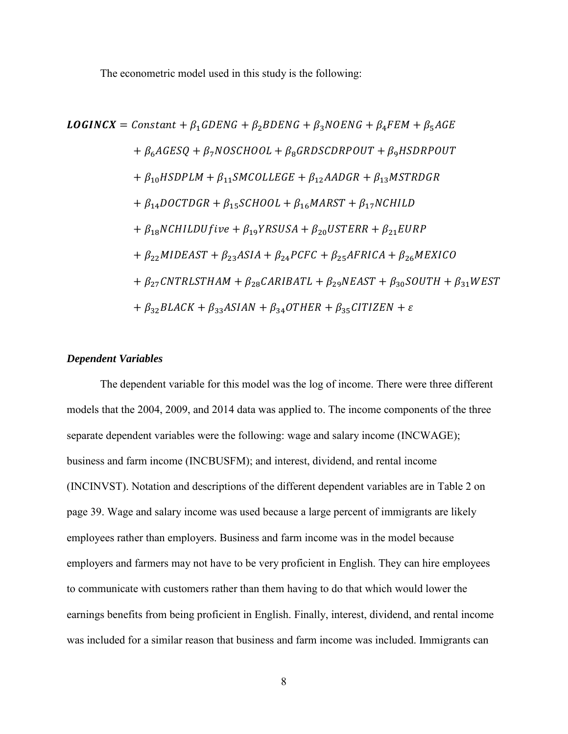The econometric model used in this study is the following:

$$
\begin{aligned}
\boldsymbol{LOGINCX} = {} & Constant + \beta_1 GDENG + \beta_2 BDENG + \beta_3 NOENG + \beta_4 FEM + \beta_5 AGE \\
& + \beta_6 AGESQ + \beta_7 NOSCHOOL + \beta_8 GRDSCDRPOUT + \beta_9 HSDRPOUT \\
& + \beta_{10} HSDPLM + \beta_{11} SMCOLLEGE + \beta_{12} AADGR + \beta_{13} MSTRDGR \\
& + \beta_{14} DOCTDGR + \beta_{15} SCHOOL + \beta_{16} MARST + \beta_{17} NCHILD \\
& + \beta_{18} NCHILDUfive + \beta_{19} YRSUSA + \beta_{20} USTERR + \beta_{21} EURP \\
& + \beta_{22} MIDEAST + \beta_{23} ASIA + \beta_{24} PCFC + \beta_{25} AFRICA + \beta_{26} MEXICO \\
& + \beta_{27} CNTRLSTHAM + \beta_{28} CARIBATL + \beta_{29} NEAST + \beta_{30} SOUTH + \beta_{31} WEST \\
& + \beta_{32} BLACK + \beta_{33} ASIAN + \beta_{34} OTHER + \beta_{35} CITIZEN + \varepsilon
\end{aligned}
$$

### *Dependent Variables*

The dependent variable for this model was the log of income. There were three different models that the 2004, 2009, and 2014 data was applied to. The income components of the three separate dependent variables were the following: wage and salary income (INCWAGE); business and farm income (INCBUSFM); and interest, dividend, and rental income (INCINVST). Notation and descriptions of the different dependent variables are in Table 2 on page 39. Wage and salary income was used because a large percent of immigrants are likely employees rather than employers. Business and farm income was in the model because employers and farmers may not have to be very proficient in English. They can hire employees to communicate with customers rather than them having to do that which would lower the earnings benefits from being proficient in English. Finally, interest, dividend, and rental income was included for a similar reason that business and farm income was included. Immigrants can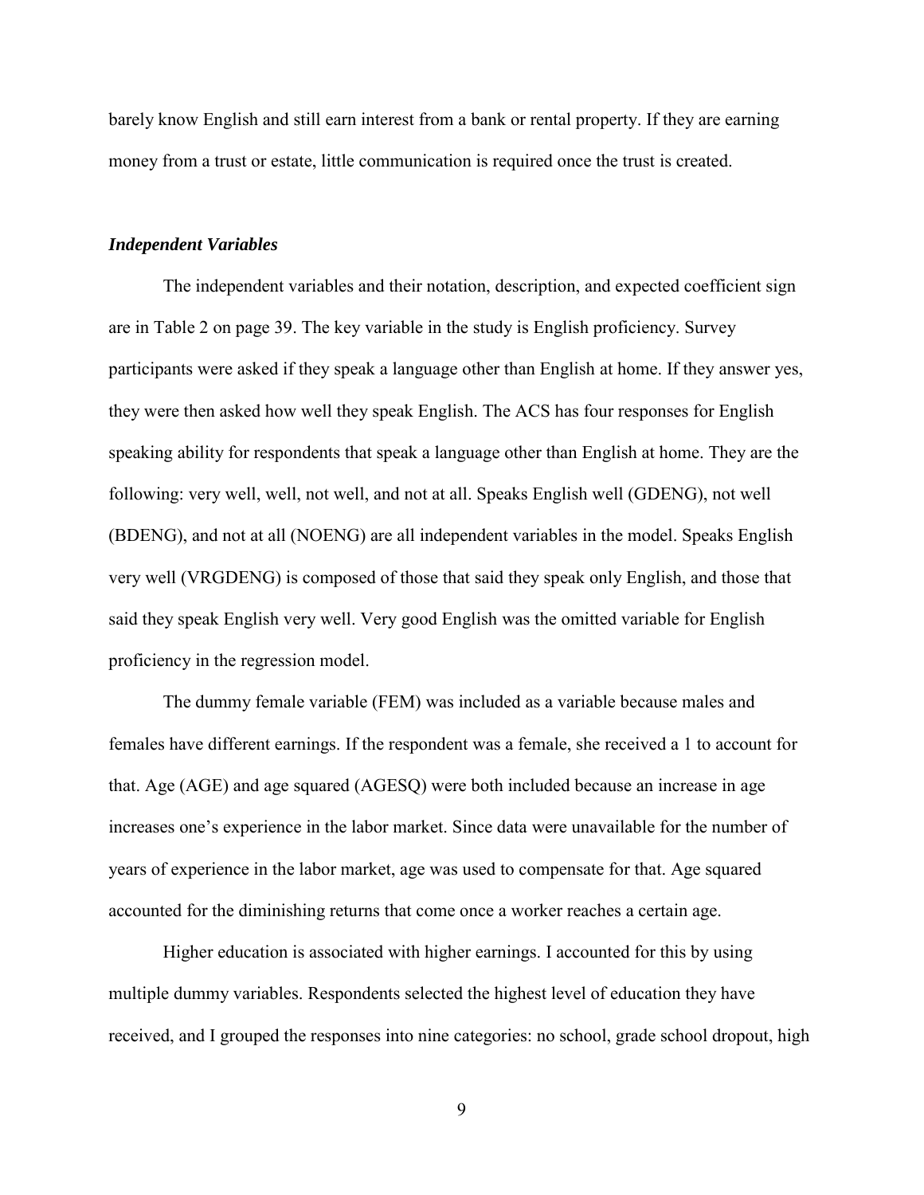barely know English and still earn interest from a bank or rental property. If they are earning money from a trust or estate, little communication is required once the trust is created.

### *Independent Variables*

The independent variables and their notation, description, and expected coefficient sign are in Table 2 on page 39. The key variable in the study is English proficiency. Survey participants were asked if they speak a language other than English at home. If they answer yes, they were then asked how well they speak English. The ACS has four responses for English speaking ability for respondents that speak a language other than English at home. They are the following: very well, well, not well, and not at all. Speaks English well (GDENG), not well (BDENG), and not at all (NOENG) are all independent variables in the model. Speaks English very well (VRGDENG) is composed of those that said they speak only English, and those that said they speak English very well. Very good English was the omitted variable for English proficiency in the regression model.

The dummy female variable (FEM) was included as a variable because males and females have different earnings. If the respondent was a female, she received a 1 to account for that. Age (AGE) and age squared (AGESQ) were both included because an increase in age increases one's experience in the labor market. Since data were unavailable for the number of years of experience in the labor market, age was used to compensate for that. Age squared accounted for the diminishing returns that come once a worker reaches a certain age.

Higher education is associated with higher earnings. I accounted for this by using multiple dummy variables. Respondents selected the highest level of education they have received, and I grouped the responses into nine categories: no school, grade school dropout, high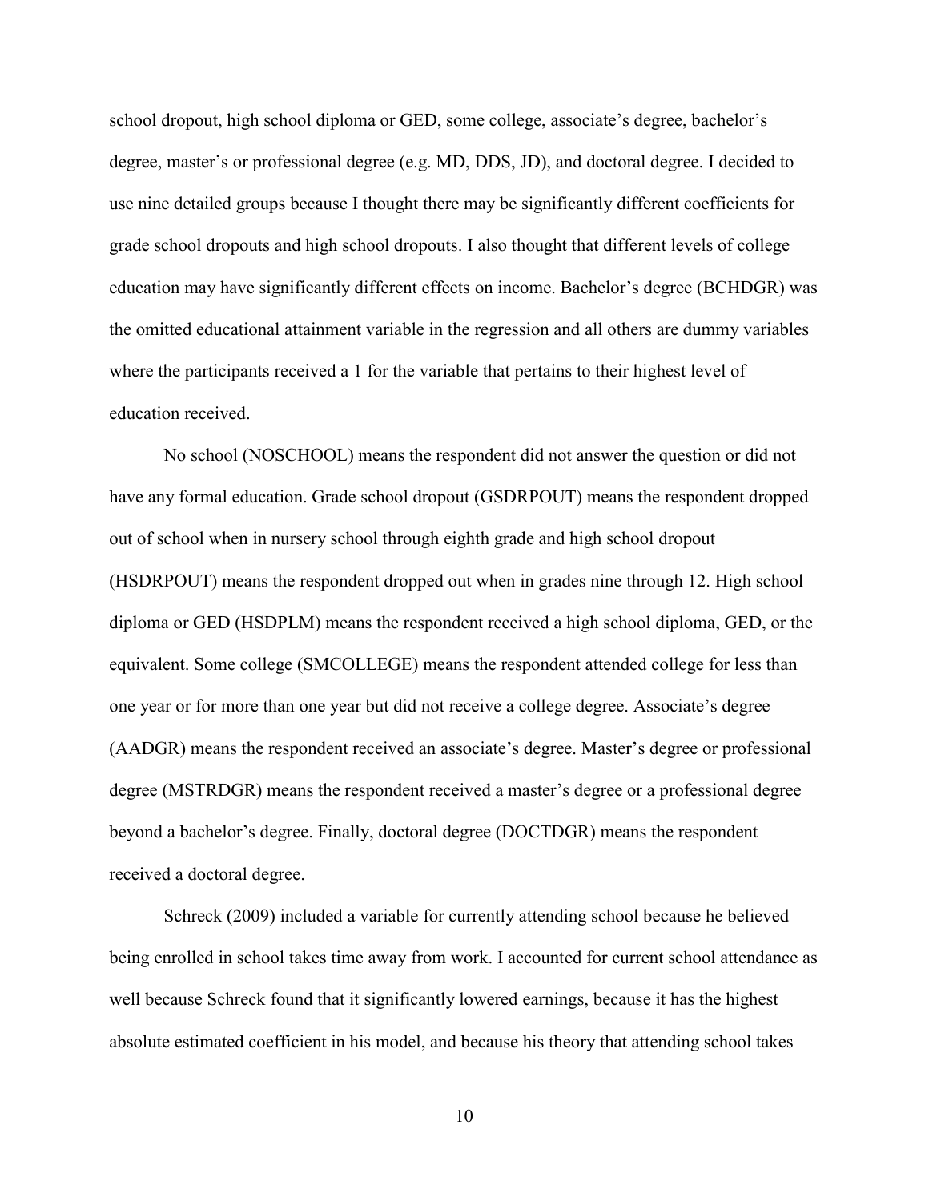school dropout, high school diploma or GED, some college, associate's degree, bachelor's degree, master's or professional degree (e.g. MD, DDS, JD), and doctoral degree. I decided to use nine detailed groups because I thought there may be significantly different coefficients for grade school dropouts and high school dropouts. I also thought that different levels of college education may have significantly different effects on income. Bachelor's degree (BCHDGR) was the omitted educational attainment variable in the regression and all others are dummy variables where the participants received a 1 for the variable that pertains to their highest level of education received.

No school (NOSCHOOL) means the respondent did not answer the question or did not have any formal education. Grade school dropout (GSDRPOUT) means the respondent dropped out of school when in nursery school through eighth grade and high school dropout (HSDRPOUT) means the respondent dropped out when in grades nine through 12. High school diploma or GED (HSDPLM) means the respondent received a high school diploma, GED, or the equivalent. Some college (SMCOLLEGE) means the respondent attended college for less than one year or for more than one year but did not receive a college degree. Associate's degree (AADGR) means the respondent received an associate's degree. Master's degree or professional degree (MSTRDGR) means the respondent received a master's degree or a professional degree beyond a bachelor's degree. Finally, doctoral degree (DOCTDGR) means the respondent received a doctoral degree.

Schreck (2009) included a variable for currently attending school because he believed being enrolled in school takes time away from work. I accounted for current school attendance as well because Schreck found that it significantly lowered earnings, because it has the highest absolute estimated coefficient in his model, and because his theory that attending school takes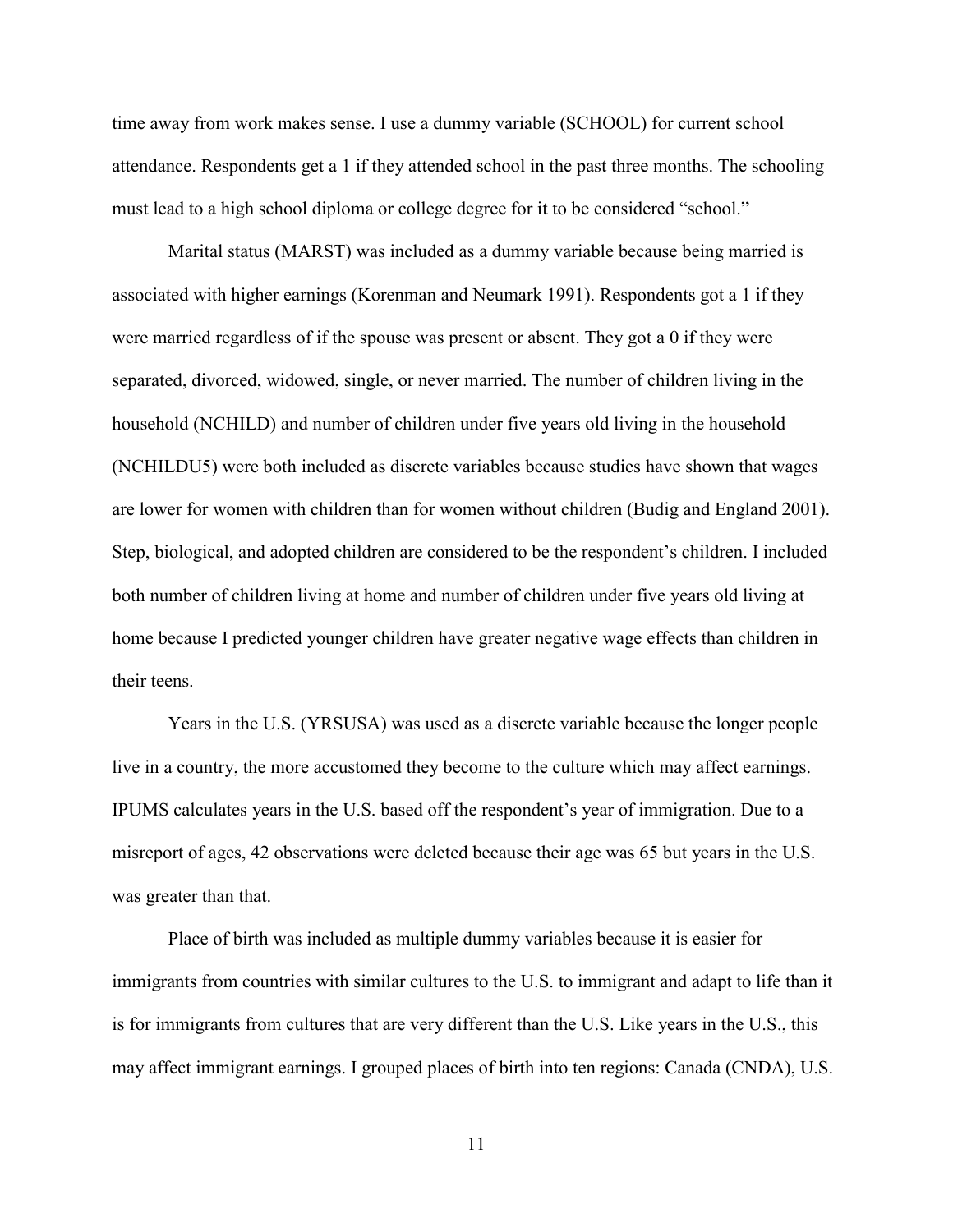time away from work makes sense. I use a dummy variable (SCHOOL) for current school attendance. Respondents get a 1 if they attended school in the past three months. The schooling must lead to a high school diploma or college degree for it to be considered "school."

Marital status (MARST) was included as a dummy variable because being married is associated with higher earnings (Korenman and Neumark 1991). Respondents got a 1 if they were married regardless of if the spouse was present or absent. They got a 0 if they were separated, divorced, widowed, single, or never married. The number of children living in the household (NCHILD) and number of children under five years old living in the household (NCHILDU5) were both included as discrete variables because studies have shown that wages are lower for women with children than for women without children (Budig and England 2001). Step, biological, and adopted children are considered to be the respondent's children. I included both number of children living at home and number of children under five years old living at home because I predicted younger children have greater negative wage effects than children in their teens.

Years in the U.S. (YRSUSA) was used as a discrete variable because the longer people live in a country, the more accustomed they become to the culture which may affect earnings. IPUMS calculates years in the U.S. based off the respondent's year of immigration. Due to a misreport of ages, 42 observations were deleted because their age was 65 but years in the U.S. was greater than that.

Place of birth was included as multiple dummy variables because it is easier for immigrants from countries with similar cultures to the U.S. to immigrant and adapt to life than it is for immigrants from cultures that are very different than the U.S. Like years in the U.S., this may affect immigrant earnings. I grouped places of birth into ten regions: Canada (CNDA), U.S.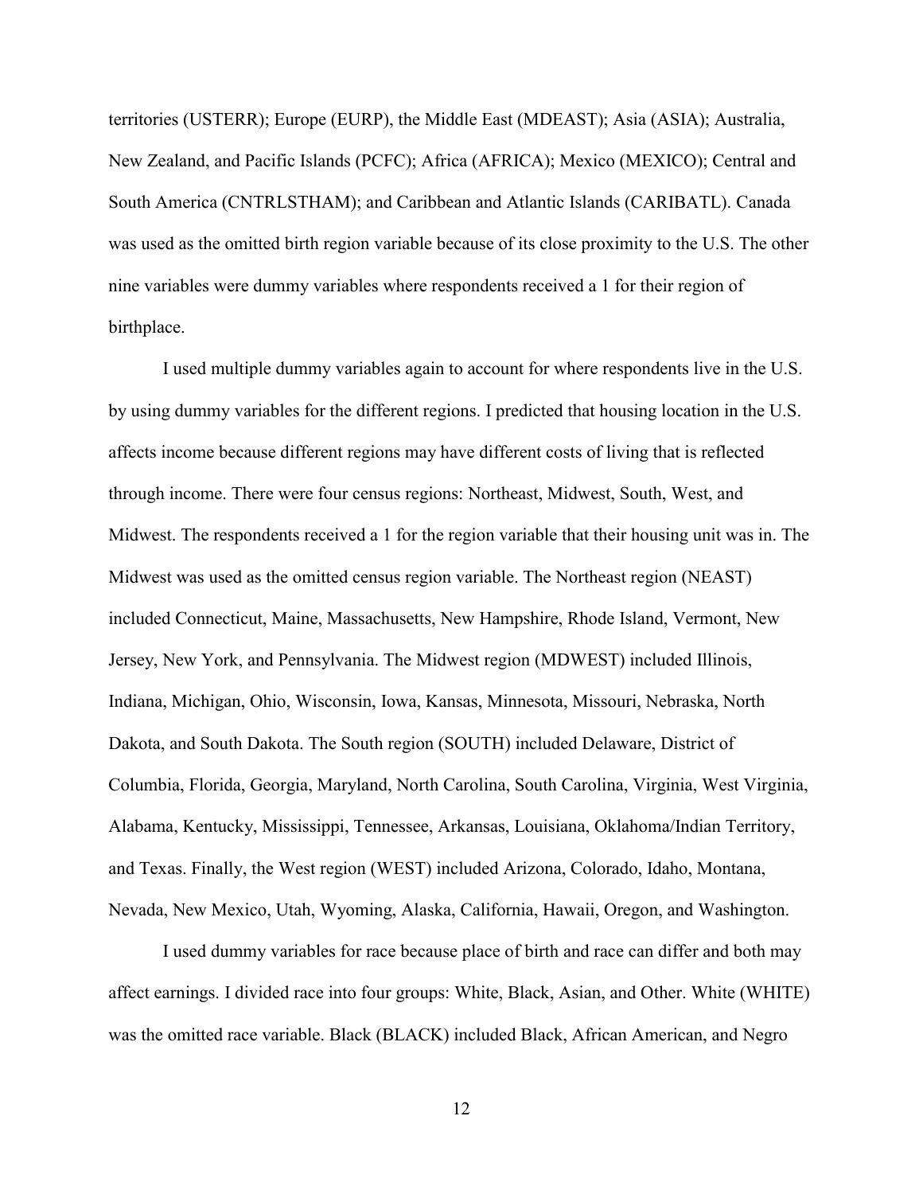territories (USTERR); Europe (EURP), the Middle East (MDEAST); Asia (ASIA); Australia, New Zealand, and Pacific Islands (PCFC); Africa (AFRICA); Mexico (MEXICO); Central and South America (CNTRLSTHAM); and Caribbean and Atlantic Islands (CARIBATL). Canada was used as the omitted birth region variable because of its close proximity to the U.S. The other nine variables were dummy variables where respondents received a 1 for their region of birthplace.

I used multiple dummy variables again to account for where respondents live in the U.S. by using dummy variables for the different regions. I predicted that housing location in the U.S. affects income because different regions may have different costs of living that is reflected through income. There were four census regions: Northeast, Midwest, South, West, and Midwest. The respondents received a 1 for the region variable that their housing unit was in. The Midwest was used as the omitted census region variable. The Northeast region (NEAST) included Connecticut, Maine, Massachusetts, New Hampshire, Rhode Island, Vermont, New Jersey, New York, and Pennsylvania. The Midwest region (MDWEST) included Illinois, Indiana, Michigan, Ohio, Wisconsin, Iowa, Kansas, Minnesota, Missouri, Nebraska, North Dakota, and South Dakota. The South region (SOUTH) included Delaware, District of Columbia, Florida, Georgia, Maryland, North Carolina, South Carolina, Virginia, West Virginia, Alabama, Kentucky, Mississippi, Tennessee, Arkansas, Louisiana, Oklahoma/Indian Territory, and Texas. Finally, the West region (WEST) included Arizona, Colorado, Idaho, Montana, Nevada, New Mexico, Utah, Wyoming, Alaska, California, Hawaii, Oregon, and Washington.

I used dummy variables for race because place of birth and race can differ and both may affect earnings. I divided race into four groups: White, Black, Asian, and Other. White (WHITE) was the omitted race variable. Black (BLACK) included Black, African American, and Negro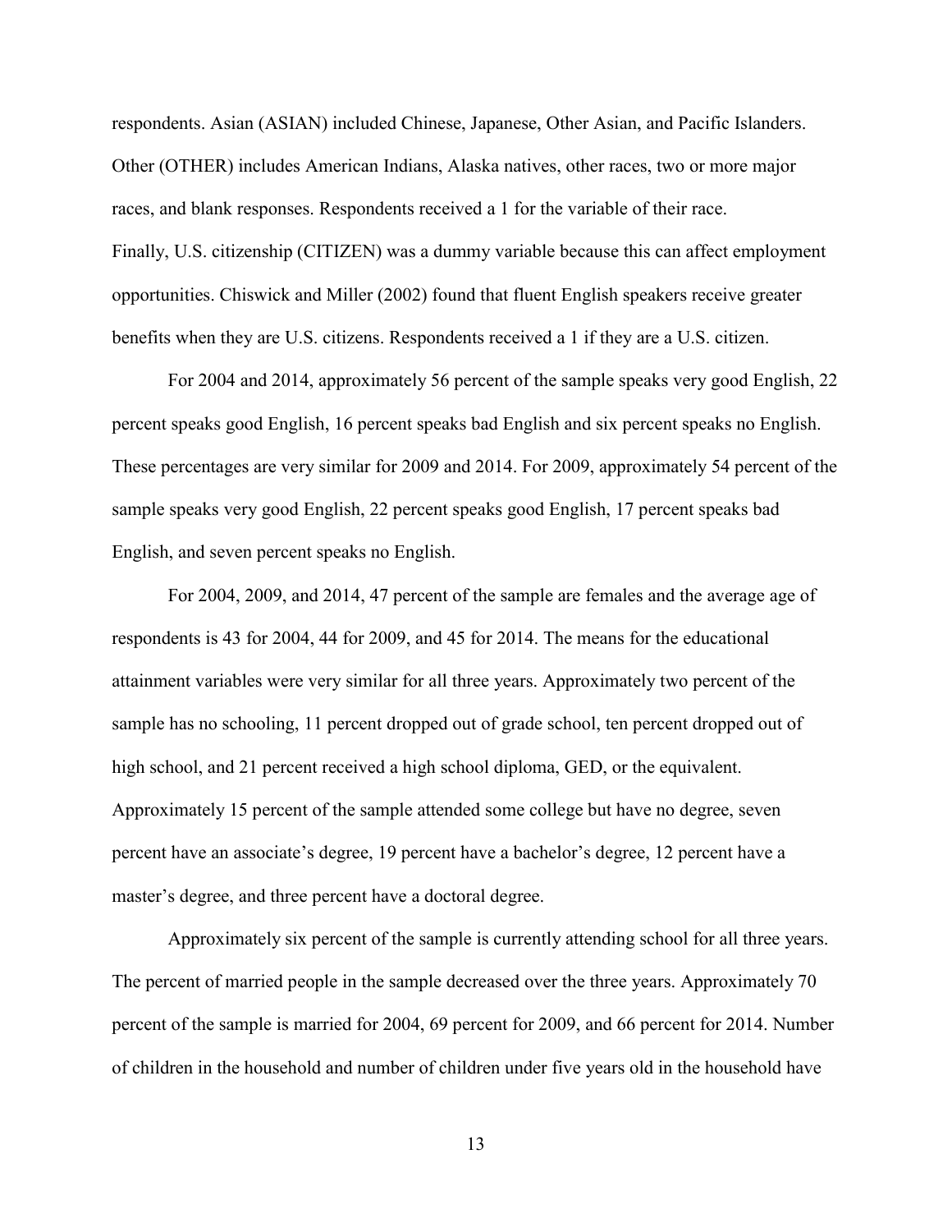respondents. Asian (ASIAN) included Chinese, Japanese, Other Asian, and Pacific Islanders. Other (OTHER) includes American Indians, Alaska natives, other races, two or more major races, and blank responses. Respondents received a 1 for the variable of their race.
Finally, U.S. citizenship (CITIZEN) was a dummy variable because this can affect employment opportunities. Chiswick and Miller (2002) found that fluent English speakers receive greater benefits when they are U.S. citizens. Respondents received a 1 if they are a U.S. citizen.

For 2004 and 2014, approximately 56 percent of the sample speaks very good English, 22 percent speaks good English, 16 percent speaks bad English and six percent speaks no English. These percentages are very similar for 2009 and 2014. For 2009, approximately 54 percent of the sample speaks very good English, 22 percent speaks good English, 17 percent speaks bad English, and seven percent speaks no English.

For 2004, 2009, and 2014, 47 percent of the sample are females and the average age of respondents is 43 for 2004, 44 for 2009, and 45 for 2014. The means for the educational attainment variables were very similar for all three years. Approximately two percent of the sample has no schooling, 11 percent dropped out of grade school, ten percent dropped out of high school, and 21 percent received a high school diploma, GED, or the equivalent. Approximately 15 percent of the sample attended some college but have no degree, seven percent have an associate's degree, 19 percent have a bachelor's degree, 12 percent have a master's degree, and three percent have a doctoral degree.

Approximately six percent of the sample is currently attending school for all three years. The percent of married people in the sample decreased over the three years. Approximately 70 percent of the sample is married for 2004, 69 percent for 2009, and 66 percent for 2014. Number of children in the household and number of children under five years old in the household have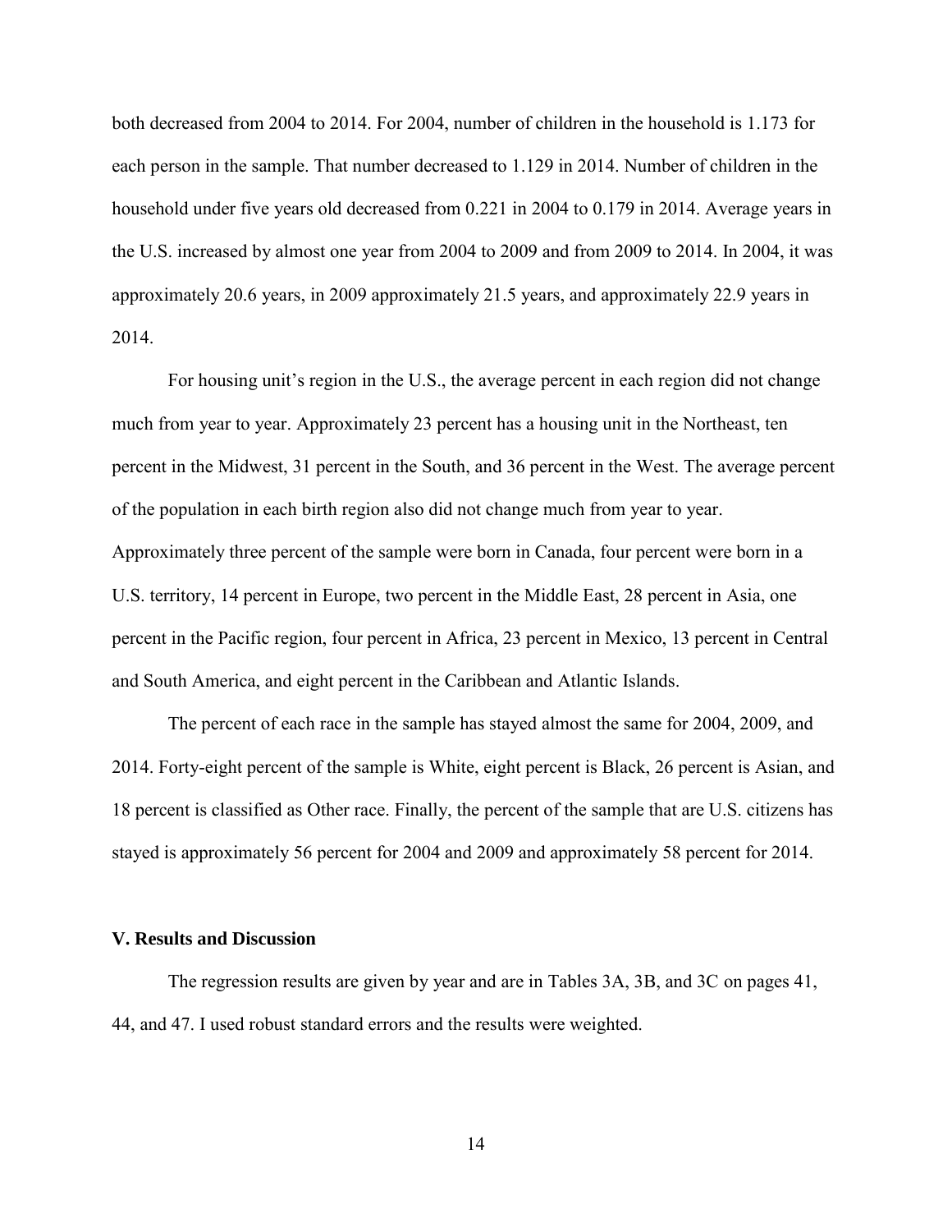both decreased from 2004 to 2014. For 2004, number of children in the household is 1.173 for each person in the sample. That number decreased to 1.129 in 2014. Number of children in the household under five years old decreased from 0.221 in 2004 to 0.179 in 2014. Average years in the U.S. increased by almost one year from 2004 to 2009 and from 2009 to 2014. In 2004, it was approximately 20.6 years, in 2009 approximately 21.5 years, and approximately 22.9 years in 2014.

For housing unit's region in the U.S., the average percent in each region did not change much from year to year. Approximately 23 percent has a housing unit in the Northeast, ten percent in the Midwest, 31 percent in the South, and 36 percent in the West. The average percent of the population in each birth region also did not change much from year to year. Approximately three percent of the sample were born in Canada, four percent were born in a U.S. territory, 14 percent in Europe, two percent in the Middle East, 28 percent in Asia, one percent in the Pacific region, four percent in Africa, 23 percent in Mexico, 13 percent in Central and South America, and eight percent in the Caribbean and Atlantic Islands.

The percent of each race in the sample has stayed almost the same for 2004, 2009, and 2014. Forty-eight percent of the sample is White, eight percent is Black, 26 percent is Asian, and 18 percent is classified as Other race. Finally, the percent of the sample that are U.S. citizens has stayed is approximately 56 percent for 2004 and 2009 and approximately 58 percent for 2014.

## V. Results and Discussion

The regression results are given by year and are in Tables 3A, 3B, and 3C on pages 41, 44, and 47. I used robust standard errors and the results were weighted.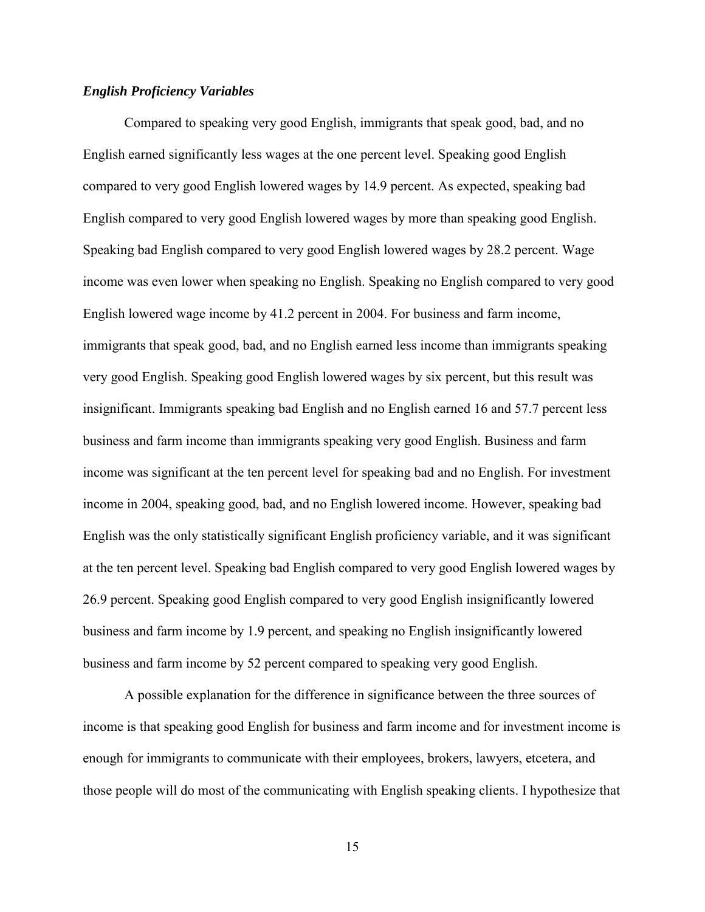### *English Proficiency Variables*

Compared to speaking very good English, immigrants that speak good, bad, and no English earned significantly less wages at the one percent level. Speaking good English compared to very good English lowered wages by 14.9 percent. As expected, speaking bad English compared to very good English lowered wages by more than speaking good English. Speaking bad English compared to very good English lowered wages by 28.2 percent. Wage income was even lower when speaking no English. Speaking no English compared to very good English lowered wage income by 41.2 percent in 2004. For business and farm income, immigrants that speak good, bad, and no English earned less income than immigrants speaking very good English. Speaking good English lowered wages by six percent, but this result was insignificant. Immigrants speaking bad English and no English earned 16 and 57.7 percent less business and farm income than immigrants speaking very good English. Business and farm income was significant at the ten percent level for speaking bad and no English. For investment income in 2004, speaking good, bad, and no English lowered income. However, speaking bad English was the only statistically significant English proficiency variable, and it was significant at the ten percent level. Speaking bad English compared to very good English lowered wages by 26.9 percent. Speaking good English compared to very good English insignificantly lowered business and farm income by 1.9 percent, and speaking no English insignificantly lowered business and farm income by 52 percent compared to speaking very good English.

A possible explanation for the difference in significance between the three sources of income is that speaking good English for business and farm income and for investment income is enough for immigrants to communicate with their employees, brokers, lawyers, etcetera, and those people will do most of the communicating with English speaking clients. I hypothesize that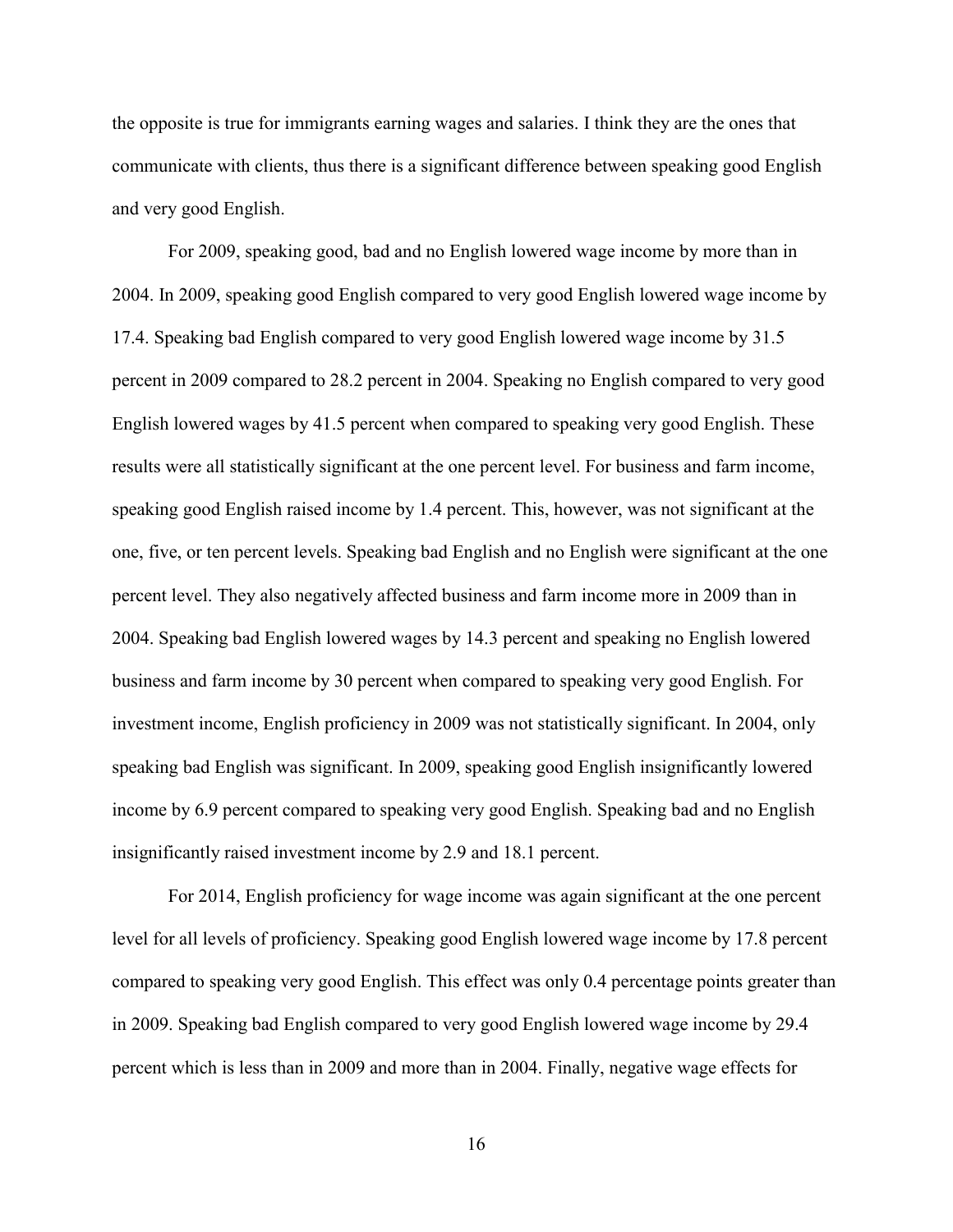the opposite is true for immigrants earning wages and salaries. I think they are the ones that communicate with clients, thus there is a significant difference between speaking good English and very good English.

For 2009, speaking good, bad and no English lowered wage income by more than in 2004. In 2009, speaking good English compared to very good English lowered wage income by 17.4. Speaking bad English compared to very good English lowered wage income by 31.5 percent in 2009 compared to 28.2 percent in 2004. Speaking no English compared to very good English lowered wages by 41.5 percent when compared to speaking very good English. These results were all statistically significant at the one percent level. For business and farm income, speaking good English raised income by 1.4 percent. This, however, was not significant at the one, five, or ten percent levels. Speaking bad English and no English were significant at the one percent level. They also negatively affected business and farm income more in 2009 than in 2004. Speaking bad English lowered wages by 14.3 percent and speaking no English lowered business and farm income by 30 percent when compared to speaking very good English. For investment income, English proficiency in 2009 was not statistically significant. In 2004, only speaking bad English was significant. In 2009, speaking good English insignificantly lowered income by 6.9 percent compared to speaking very good English. Speaking bad and no English insignificantly raised investment income by 2.9 and 18.1 percent.

For 2014, English proficiency for wage income was again significant at the one percent level for all levels of proficiency. Speaking good English lowered wage income by 17.8 percent compared to speaking very good English. This effect was only 0.4 percentage points greater than in 2009. Speaking bad English compared to very good English lowered wage income by 29.4 percent which is less than in 2009 and more than in 2004. Finally, negative wage effects for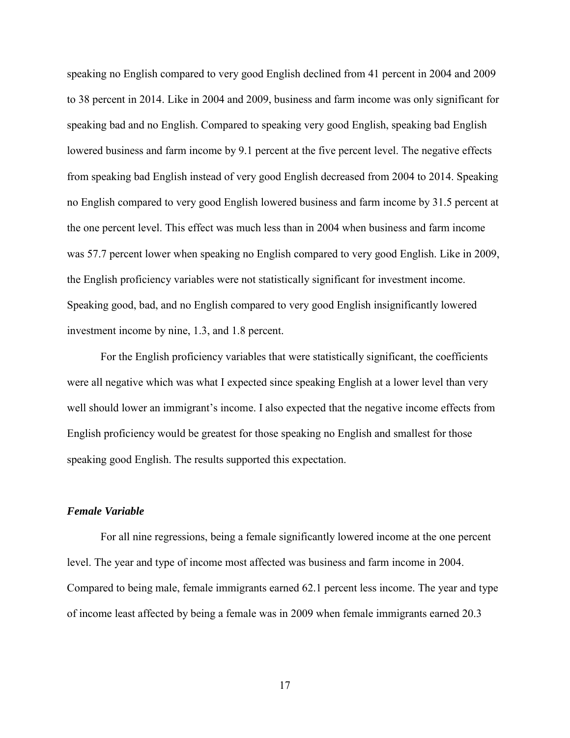speaking no English compared to very good English declined from 41 percent in 2004 and 2009 to 38 percent in 2014. Like in 2004 and 2009, business and farm income was only significant for speaking bad and no English. Compared to speaking very good English, speaking bad English lowered business and farm income by 9.1 percent at the five percent level. The negative effects from speaking bad English instead of very good English decreased from 2004 to 2014. Speaking no English compared to very good English lowered business and farm income by 31.5 percent at the one percent level. This effect was much less than in 2004 when business and farm income was 57.7 percent lower when speaking no English compared to very good English. Like in 2009, the English proficiency variables were not statistically significant for investment income. Speaking good, bad, and no English compared to very good English insignificantly lowered investment income by nine, 1.3, and 1.8 percent.

For the English proficiency variables that were statistically significant, the coefficients were all negative which was what I expected since speaking English at a lower level than very well should lower an immigrant's income. I also expected that the negative income effects from English proficiency would be greatest for those speaking no English and smallest for those speaking good English. The results supported this expectation.

### *Female Variable*

For all nine regressions, being a female significantly lowered income at the one percent level. The year and type of income most affected was business and farm income in 2004. Compared to being male, female immigrants earned 62.1 percent less income. The year and type of income least affected by being a female was in 2009 when female immigrants earned 20.3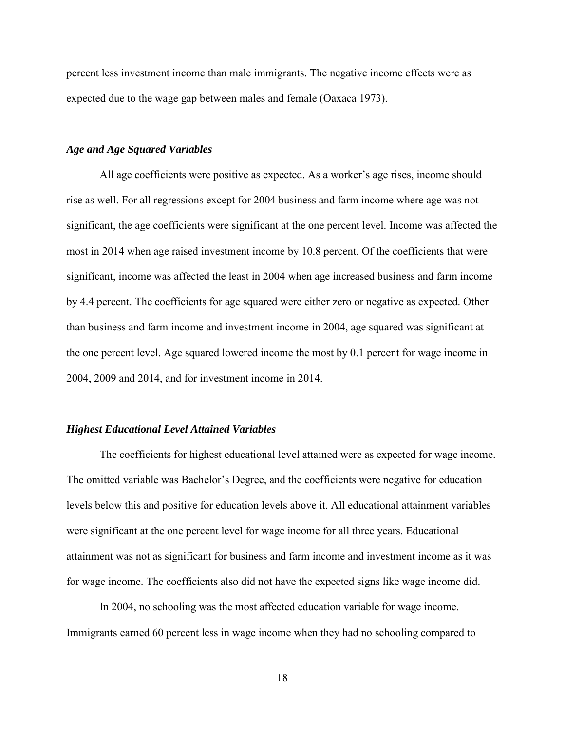percent less investment income than male immigrants. The negative income effects were as expected due to the wage gap between males and female (Oaxaca 1973).

### *Age and Age Squared Variables*

All age coefficients were positive as expected. As a worker's age rises, income should rise as well. For all regressions except for 2004 business and farm income where age was not significant, the age coefficients were significant at the one percent level. Income was affected the most in 2014 when age raised investment income by 10.8 percent. Of the coefficients that were significant, income was affected the least in 2004 when age increased business and farm income by 4.4 percent. The coefficients for age squared were either zero or negative as expected. Other than business and farm income and investment income in 2004, age squared was significant at the one percent level. Age squared lowered income the most by 0.1 percent for wage income in 2004, 2009 and 2014, and for investment income in 2014.

### *Highest Educational Level Attained Variables*

The coefficients for highest educational level attained were as expected for wage income. The omitted variable was Bachelor's Degree, and the coefficients were negative for education levels below this and positive for education levels above it. All educational attainment variables were significant at the one percent level for wage income for all three years. Educational attainment was not as significant for business and farm income and investment income as it was for wage income. The coefficients also did not have the expected signs like wage income did.

In 2004, no schooling was the most affected education variable for wage income. Immigrants earned 60 percent less in wage income when they had no schooling compared to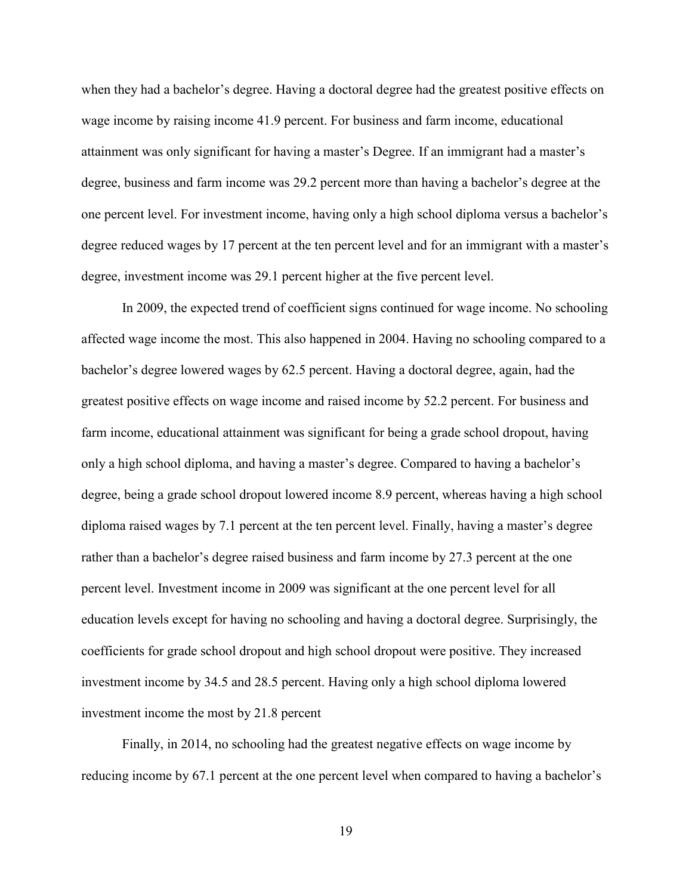when they had a bachelor's degree. Having a doctoral degree had the greatest positive effects on wage income by raising income 41.9 percent. For business and farm income, educational attainment was only significant for having a master's Degree. If an immigrant had a master's degree, business and farm income was 29.2 percent more than having a bachelor's degree at the one percent level. For investment income, having only a high school diploma versus a bachelor's degree reduced wages by 17 percent at the ten percent level and for an immigrant with a master's degree, investment income was 29.1 percent higher at the five percent level.

In 2009, the expected trend of coefficient signs continued for wage income. No schooling affected wage income the most. This also happened in 2004. Having no schooling compared to a bachelor's degree lowered wages by 62.5 percent. Having a doctoral degree, again, had the greatest positive effects on wage income and raised income by 52.2 percent. For business and farm income, educational attainment was significant for being a grade school dropout, having only a high school diploma, and having a master's degree. Compared to having a bachelor's degree, being a grade school dropout lowered income 8.9 percent, whereas having a high school diploma raised wages by 7.1 percent at the ten percent level. Finally, having a master's degree rather than a bachelor's degree raised business and farm income by 27.3 percent at the one percent level. Investment income in 2009 was significant at the one percent level for all education levels except for having no schooling and having a doctoral degree. Surprisingly, the coefficients for grade school dropout and high school dropout were positive. They increased investment income by 34.5 and 28.5 percent. Having only a high school diploma lowered investment income the most by 21.8 percent

Finally, in 2014, no schooling had the greatest negative effects on wage income by reducing income by 67.1 percent at the one percent level when compared to having a bachelor's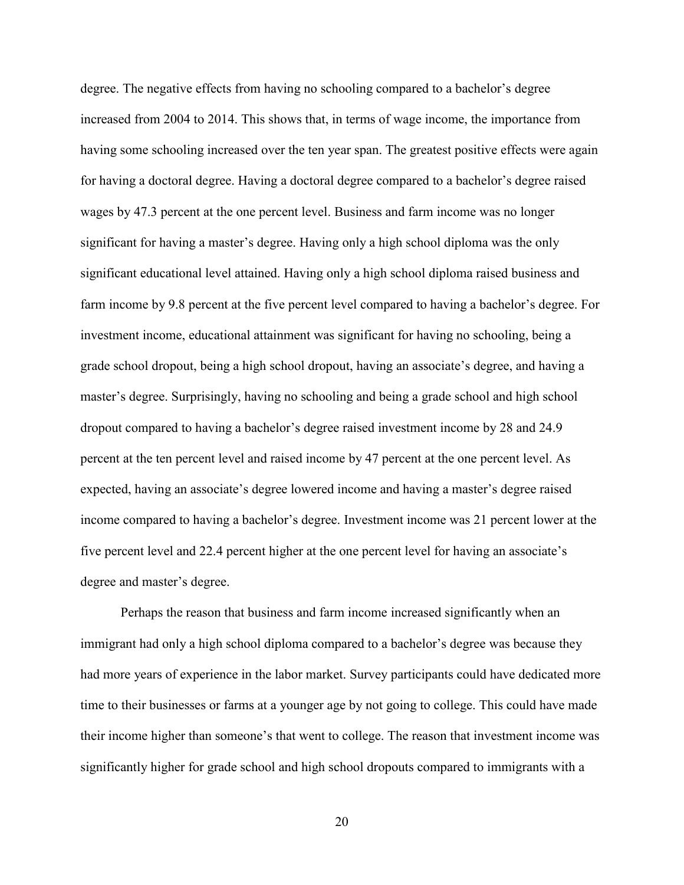degree. The negative effects from having no schooling compared to a bachelor's degree increased from 2004 to 2014. This shows that, in terms of wage income, the importance from having some schooling increased over the ten year span. The greatest positive effects were again for having a doctoral degree. Having a doctoral degree compared to a bachelor's degree raised wages by 47.3 percent at the one percent level. Business and farm income was no longer significant for having a master's degree. Having only a high school diploma was the only significant educational level attained. Having only a high school diploma raised business and farm income by 9.8 percent at the five percent level compared to having a bachelor's degree. For investment income, educational attainment was significant for having no schooling, being a grade school dropout, being a high school dropout, having an associate's degree, and having a master's degree. Surprisingly, having no schooling and being a grade school and high school dropout compared to having a bachelor's degree raised investment income by 28 and 24.9 percent at the ten percent level and raised income by 47 percent at the one percent level. As expected, having an associate's degree lowered income and having a master's degree raised income compared to having a bachelor's degree. Investment income was 21 percent lower at the five percent level and 22.4 percent higher at the one percent level for having an associate's degree and master's degree.

Perhaps the reason that business and farm income increased significantly when an immigrant had only a high school diploma compared to a bachelor's degree was because they had more years of experience in the labor market. Survey participants could have dedicated more time to their businesses or farms at a younger age by not going to college. This could have made their income higher than someone's that went to college. The reason that investment income was significantly higher for grade school and high school dropouts compared to immigrants with a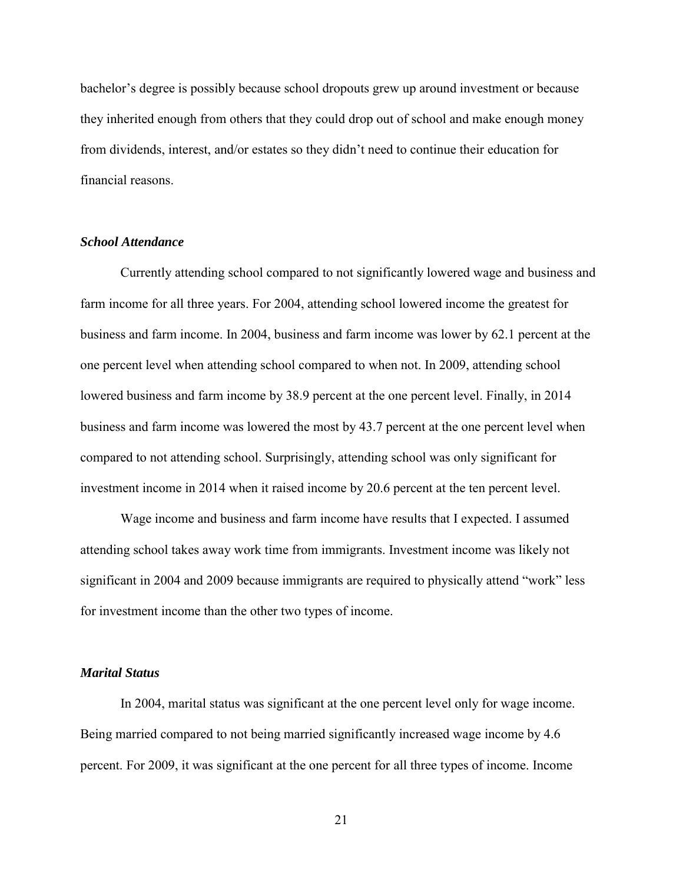bachelor's degree is possibly because school dropouts grew up around investment or because they inherited enough from others that they could drop out of school and make enough money from dividends, interest, and/or estates so they didn't need to continue their education for financial reasons.

### ***School Attendance***

Currently attending school compared to not significantly lowered wage and business and farm income for all three years. For 2004, attending school lowered income the greatest for business and farm income. In 2004, business and farm income was lower by 62.1 percent at the one percent level when attending school compared to when not. In 2009, attending school lowered business and farm income by 38.9 percent at the one percent level. Finally, in 2014 business and farm income was lowered the most by 43.7 percent at the one percent level when compared to not attending school. Surprisingly, attending school was only significant for investment income in 2014 when it raised income by 20.6 percent at the ten percent level.

Wage income and business and farm income have results that I expected. I assumed attending school takes away work time from immigrants. Investment income was likely not significant in 2004 and 2009 because immigrants are required to physically attend "work" less for investment income than the other two types of income.

### ***Marital Status***

In 2004, marital status was significant at the one percent level only for wage income. Being married compared to not being married significantly increased wage income by 4.6 percent. For 2009, it was significant at the one percent for all three types of income. Income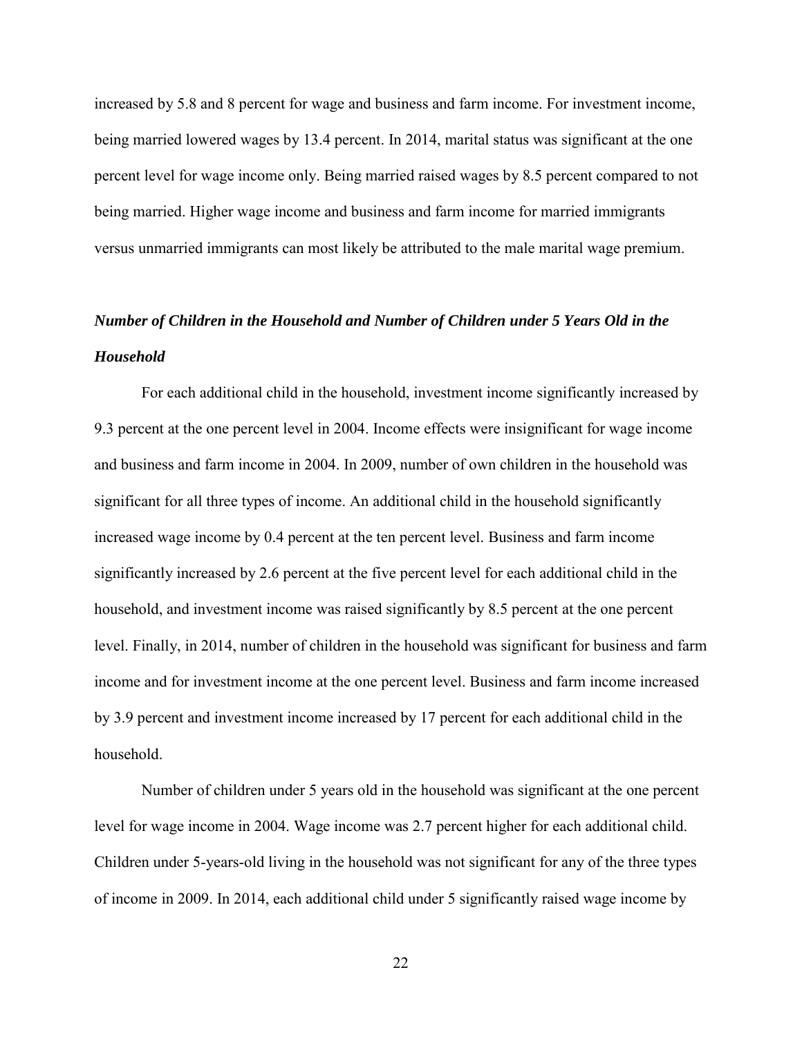increased by 5.8 and 8 percent for wage and business and farm income. For investment income, being married lowered wages by 13.4 percent. In 2014, marital status was significant at the one percent level for wage income only. Being married raised wages by 8.5 percent compared to not being married. Higher wage income and business and farm income for married immigrants versus unmarried immigrants can most likely be attributed to the male marital wage premium.

### *Number of Children in the Household and Number of Children under 5 Years Old in the Household*

For each additional child in the household, investment income significantly increased by 9.3 percent at the one percent level in 2004. Income effects were insignificant for wage income and business and farm income in 2004. In 2009, number of own children in the household was significant for all three types of income. An additional child in the household significantly increased wage income by 0.4 percent at the ten percent level. Business and farm income significantly increased by 2.6 percent at the five percent level for each additional child in the household, and investment income was raised significantly by 8.5 percent at the one percent level. Finally, in 2014, number of children in the household was significant for business and farm income and for investment income at the one percent level. Business and farm income increased by 3.9 percent and investment income increased by 17 percent for each additional child in the household.

Number of children under 5 years old in the household was significant at the one percent level for wage income in 2004. Wage income was 2.7 percent higher for each additional child. Children under 5-years-old living in the household was not significant for any of the three types of income in 2009. In 2014, each additional child under 5 significantly raised wage income by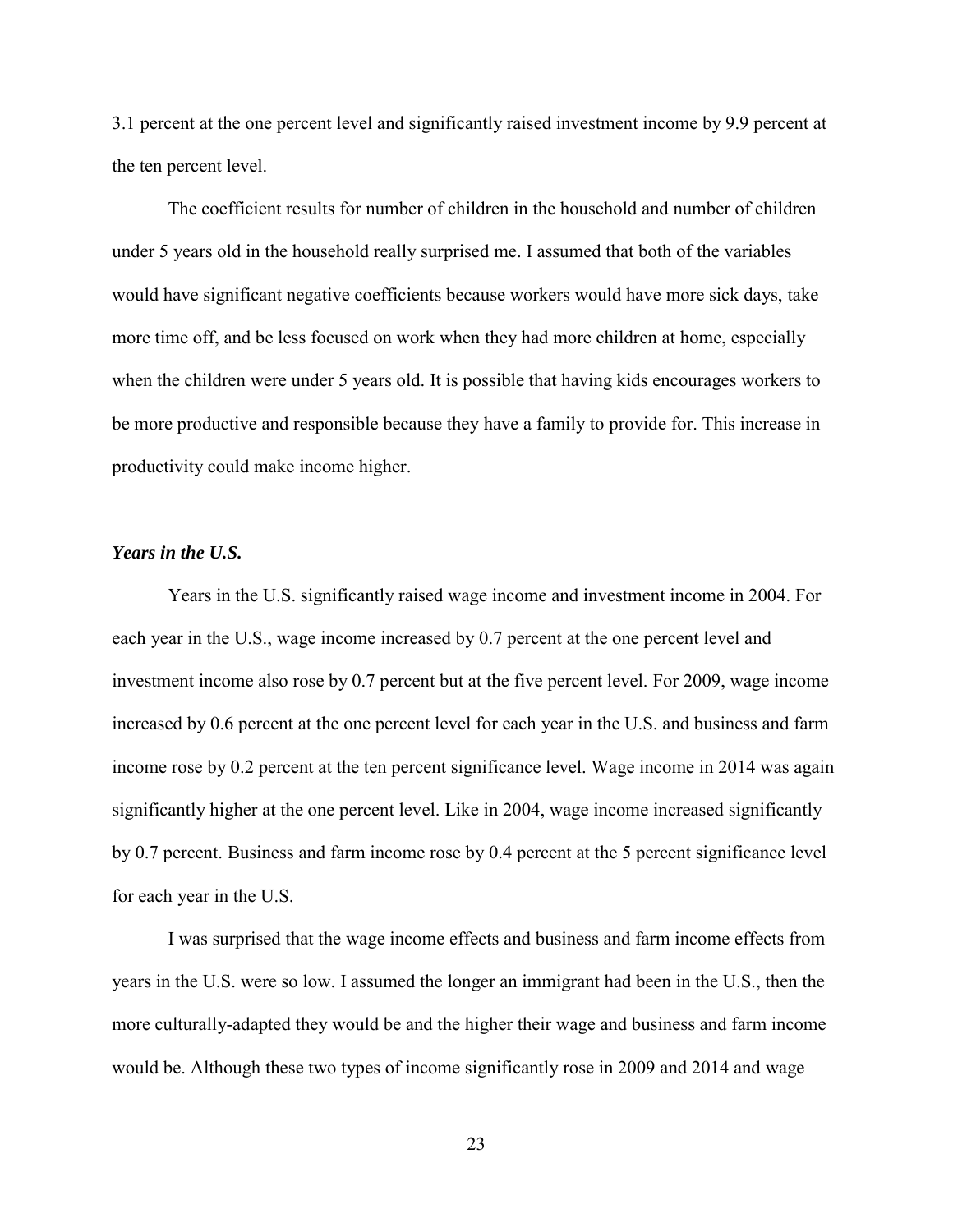3.1 percent at the one percent level and significantly raised investment income by 9.9 percent at the ten percent level.

The coefficient results for number of children in the household and number of children under 5 years old in the household really surprised me. I assumed that both of the variables would have significant negative coefficients because workers would have more sick days, take more time off, and be less focused on work when they had more children at home, especially when the children were under 5 years old. It is possible that having kids encourages workers to be more productive and responsible because they have a family to provide for. This increase in productivity could make income higher.

### *Years in the U.S.*

Years in the U.S. significantly raised wage income and investment income in 2004. For each year in the U.S., wage income increased by 0.7 percent at the one percent level and investment income also rose by 0.7 percent but at the five percent level. For 2009, wage income increased by 0.6 percent at the one percent level for each year in the U.S. and business and farm income rose by 0.2 percent at the ten percent significance level. Wage income in 2014 was again significantly higher at the one percent level. Like in 2004, wage income increased significantly by 0.7 percent. Business and farm income rose by 0.4 percent at the 5 percent significance level for each year in the U.S.

I was surprised that the wage income effects and business and farm income effects from years in the U.S. were so low. I assumed the longer an immigrant had been in the U.S., then the more culturally-adapted they would be and the higher their wage and business and farm income would be. Although these two types of income significantly rose in 2009 and 2014 and wage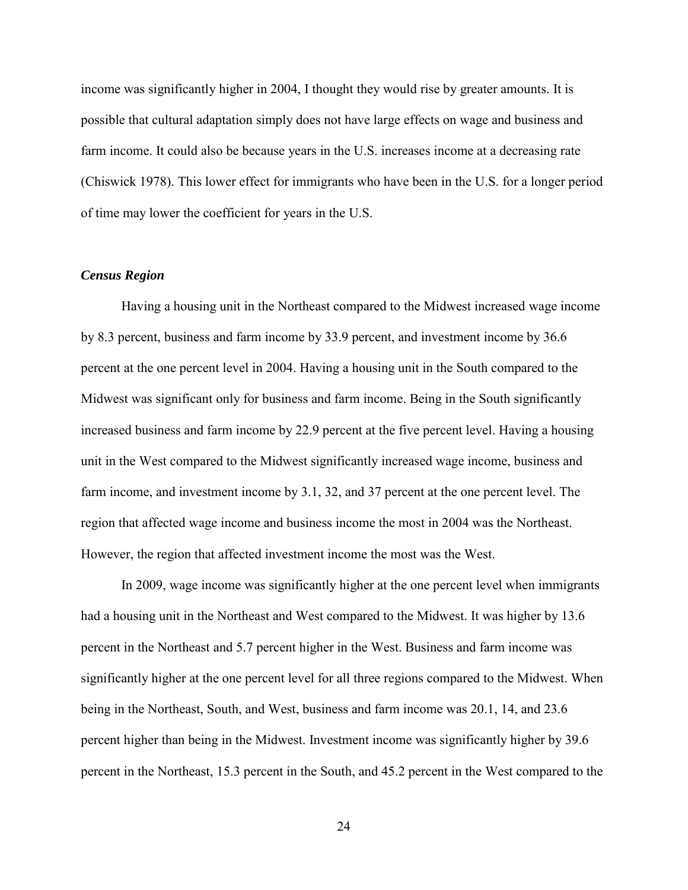income was significantly higher in 2004, I thought they would rise by greater amounts. It is possible that cultural adaptation simply does not have large effects on wage and business and farm income. It could also be because years in the U.S. increases income at a decreasing rate (Chiswick 1978). This lower effect for immigrants who have been in the U.S. for a longer period of time may lower the coefficient for years in the U.S.

### *Census Region*

Having a housing unit in the Northeast compared to the Midwest increased wage income by 8.3 percent, business and farm income by 33.9 percent, and investment income by 36.6 percent at the one percent level in 2004. Having a housing unit in the South compared to the Midwest was significant only for business and farm income. Being in the South significantly increased business and farm income by 22.9 percent at the five percent level. Having a housing unit in the West compared to the Midwest significantly increased wage income, business and farm income, and investment income by 3.1, 32, and 37 percent at the one percent level. The region that affected wage income and business income the most in 2004 was the Northeast. However, the region that affected investment income the most was the West.

In 2009, wage income was significantly higher at the one percent level when immigrants had a housing unit in the Northeast and West compared to the Midwest. It was higher by 13.6 percent in the Northeast and 5.7 percent higher in the West. Business and farm income was significantly higher at the one percent level for all three regions compared to the Midwest. When being in the Northeast, South, and West, business and farm income was 20.1, 14, and 23.6 percent higher than being in the Midwest. Investment income was significantly higher by 39.6 percent in the Northeast, 15.3 percent in the South, and 45.2 percent in the West compared to the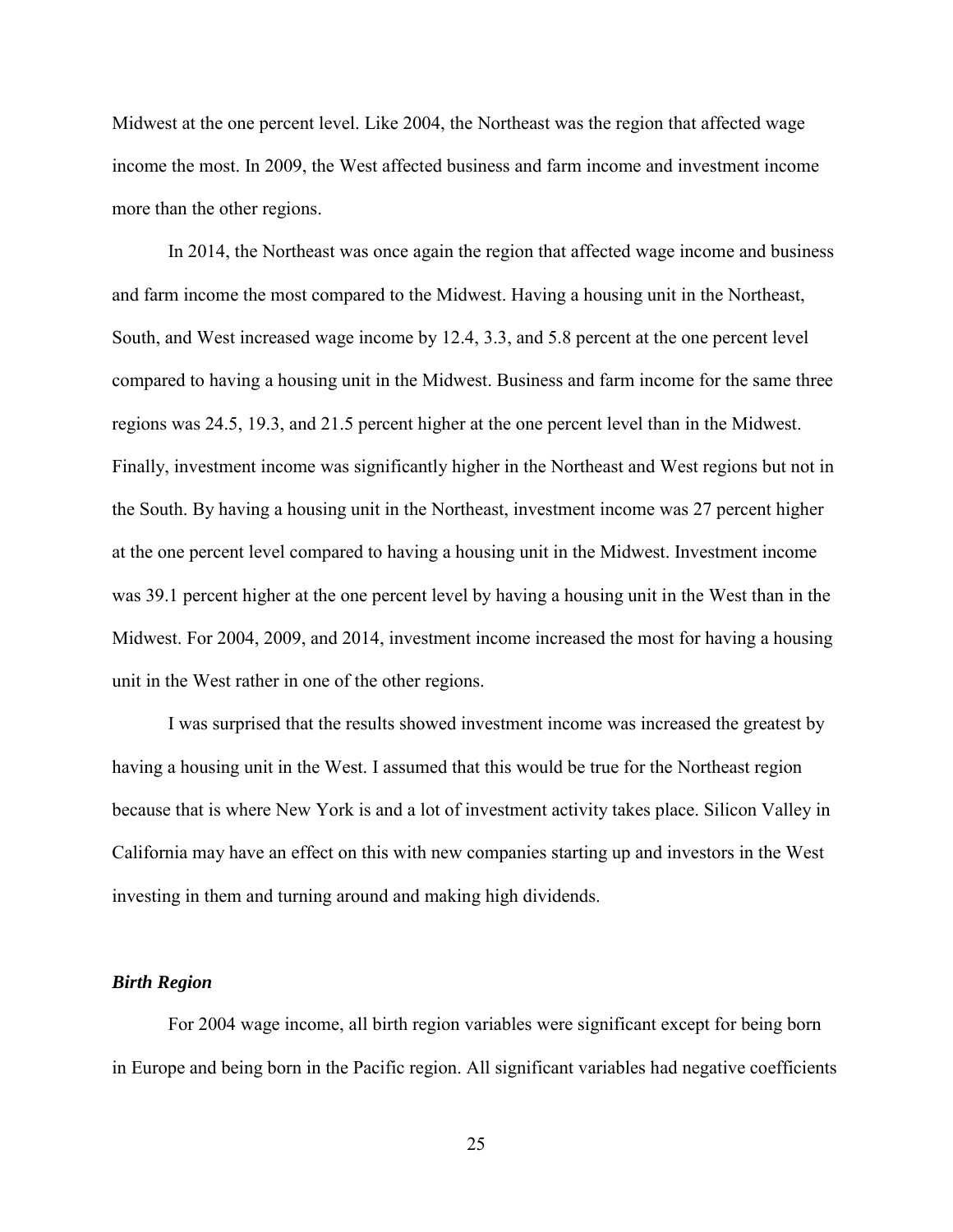Midwest at the one percent level. Like 2004, the Northeast was the region that affected wage income the most. In 2009, the West affected business and farm income and investment income more than the other regions.

In 2014, the Northeast was once again the region that affected wage income and business and farm income the most compared to the Midwest. Having a housing unit in the Northeast, South, and West increased wage income by 12.4, 3.3, and 5.8 percent at the one percent level compared to having a housing unit in the Midwest. Business and farm income for the same three regions was 24.5, 19.3, and 21.5 percent higher at the one percent level than in the Midwest. Finally, investment income was significantly higher in the Northeast and West regions but not in the South. By having a housing unit in the Northeast, investment income was 27 percent higher at the one percent level compared to having a housing unit in the Midwest. Investment income was 39.1 percent higher at the one percent level by having a housing unit in the West than in the Midwest. For 2004, 2009, and 2014, investment income increased the most for having a housing unit in the West rather in one of the other regions.

I was surprised that the results showed investment income was increased the greatest by having a housing unit in the West. I assumed that this would be true for the Northeast region because that is where New York is and a lot of investment activity takes place. Silicon Valley in California may have an effect on this with new companies starting up and investors in the West investing in them and turning around and making high dividends.

### *Birth Region*

For 2004 wage income, all birth region variables were significant except for being born in Europe and being born in the Pacific region. All significant variables had negative coefficients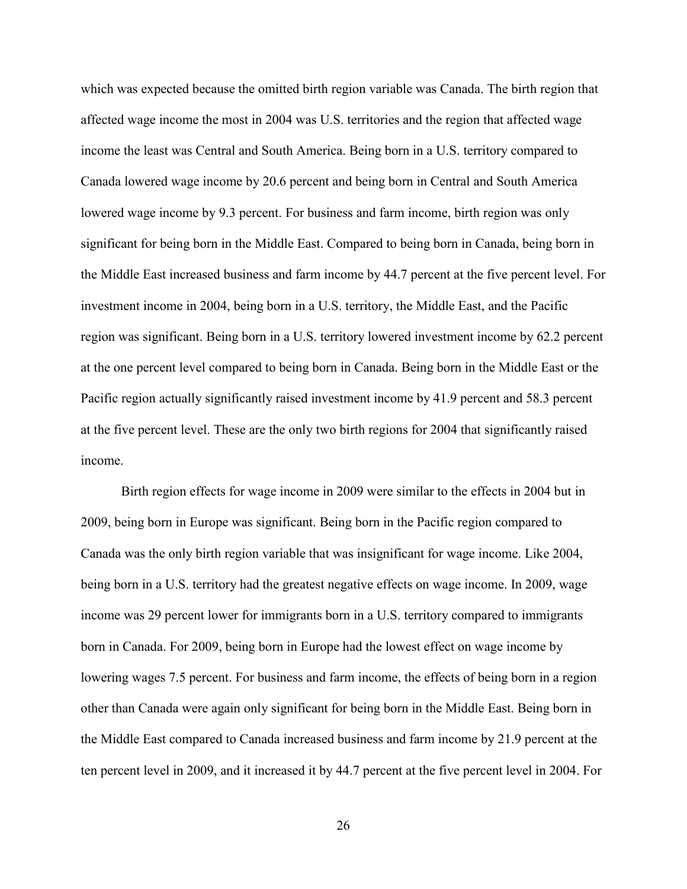which was expected because the omitted birth region variable was Canada. The birth region that affected wage income the most in 2004 was U.S. territories and the region that affected wage income the least was Central and South America. Being born in a U.S. territory compared to Canada lowered wage income by 20.6 percent and being born in Central and South America lowered wage income by 9.3 percent. For business and farm income, birth region was only significant for being born in the Middle East. Compared to being born in Canada, being born in the Middle East increased business and farm income by 44.7 percent at the five percent level. For investment income in 2004, being born in a U.S. territory, the Middle East, and the Pacific region was significant. Being born in a U.S. territory lowered investment income by 62.2 percent at the one percent level compared to being born in Canada. Being born in the Middle East or the Pacific region actually significantly raised investment income by 41.9 percent and 58.3 percent at the five percent level. These are the only two birth regions for 2004 that significantly raised income.

Birth region effects for wage income in 2009 were similar to the effects in 2004 but in 2009, being born in Europe was significant. Being born in the Pacific region compared to Canada was the only birth region variable that was insignificant for wage income. Like 2004, being born in a U.S. territory had the greatest negative effects on wage income. In 2009, wage income was 29 percent lower for immigrants born in a U.S. territory compared to immigrants born in Canada. For 2009, being born in Europe had the lowest effect on wage income by lowering wages 7.5 percent. For business and farm income, the effects of being born in a region other than Canada were again only significant for being born in the Middle East. Being born in the Middle East compared to Canada increased business and farm income by 21.9 percent at the ten percent level in 2009, and it increased it by 44.7 percent at the five percent level in 2004. For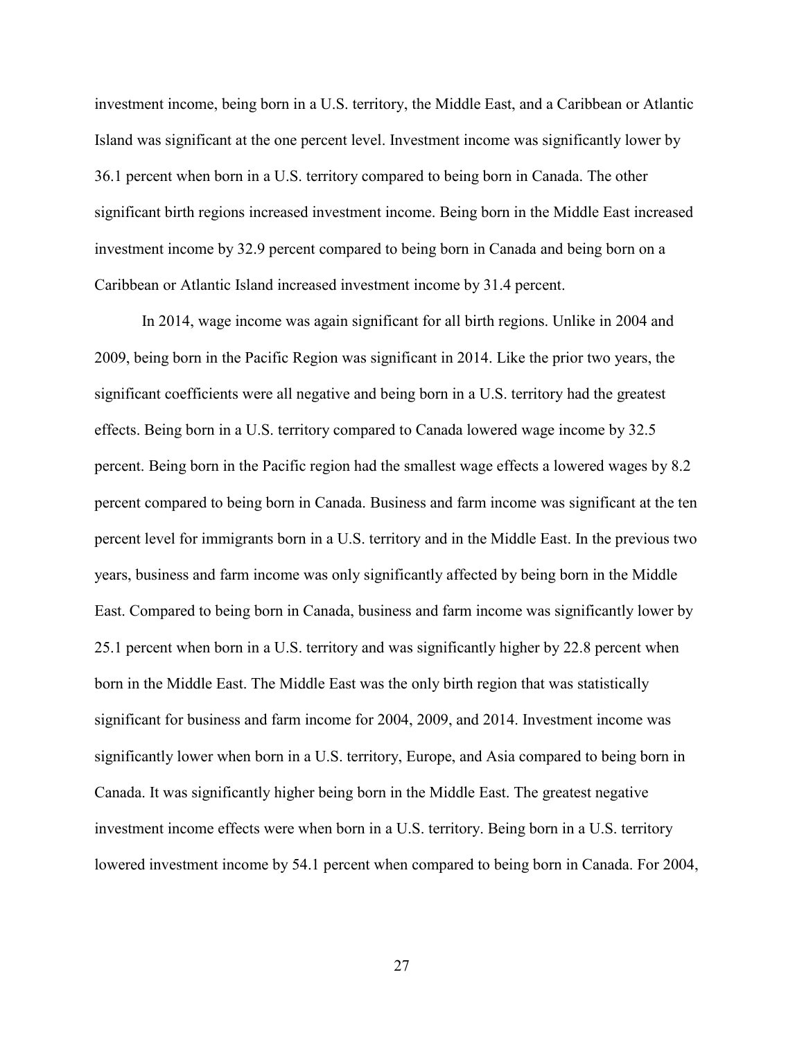investment income, being born in a U.S. territory, the Middle East, and a Caribbean or Atlantic Island was significant at the one percent level. Investment income was significantly lower by 36.1 percent when born in a U.S. territory compared to being born in Canada. The other significant birth regions increased investment income. Being born in the Middle East increased investment income by 32.9 percent compared to being born in Canada and being born on a Caribbean or Atlantic Island increased investment income by 31.4 percent.

In 2014, wage income was again significant for all birth regions. Unlike in 2004 and 2009, being born in the Pacific Region was significant in 2014. Like the prior two years, the significant coefficients were all negative and being born in a U.S. territory had the greatest effects. Being born in a U.S. territory compared to Canada lowered wage income by 32.5 percent. Being born in the Pacific region had the smallest wage effects a lowered wages by 8.2 percent compared to being born in Canada. Business and farm income was significant at the ten percent level for immigrants born in a U.S. territory and in the Middle East. In the previous two years, business and farm income was only significantly affected by being born in the Middle East. Compared to being born in Canada, business and farm income was significantly lower by 25.1 percent when born in a U.S. territory and was significantly higher by 22.8 percent when born in the Middle East. The Middle East was the only birth region that was statistically significant for business and farm income for 2004, 2009, and 2014. Investment income was significantly lower when born in a U.S. territory, Europe, and Asia compared to being born in Canada. It was significantly higher being born in the Middle East. The greatest negative investment income effects were when born in a U.S. territory. Being born in a U.S. territory lowered investment income by 54.1 percent when compared to being born in Canada. For 2004,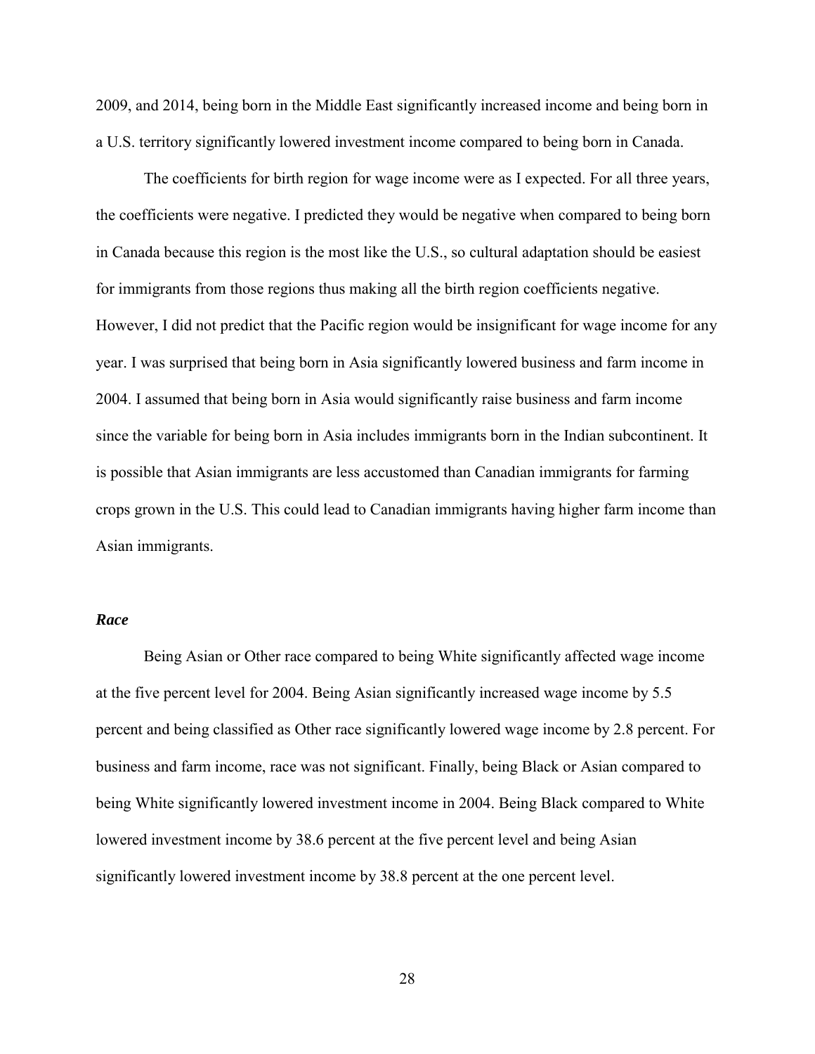2009, and 2014, being born in the Middle East significantly increased income and being born in a U.S. territory significantly lowered investment income compared to being born in Canada.

The coefficients for birth region for wage income were as I expected. For all three years, the coefficients were negative. I predicted they would be negative when compared to being born in Canada because this region is the most like the U.S., so cultural adaptation should be easiest for immigrants from those regions thus making all the birth region coefficients negative. However, I did not predict that the Pacific region would be insignificant for wage income for any year. I was surprised that being born in Asia significantly lowered business and farm income in 2004. I assumed that being born in Asia would significantly raise business and farm income since the variable for being born in Asia includes immigrants born in the Indian subcontinent. It is possible that Asian immigrants are less accustomed than Canadian immigrants for farming crops grown in the U.S. This could lead to Canadian immigrants having higher farm income than Asian immigrants.

### ***Race***

Being Asian or Other race compared to being White significantly affected wage income at the five percent level for 2004. Being Asian significantly increased wage income by 5.5 percent and being classified as Other race significantly lowered wage income by 2.8 percent. For business and farm income, race was not significant. Finally, being Black or Asian compared to being White significantly lowered investment income in 2004. Being Black compared to White lowered investment income by 38.6 percent at the five percent level and being Asian significantly lowered investment income by 38.8 percent at the one percent level.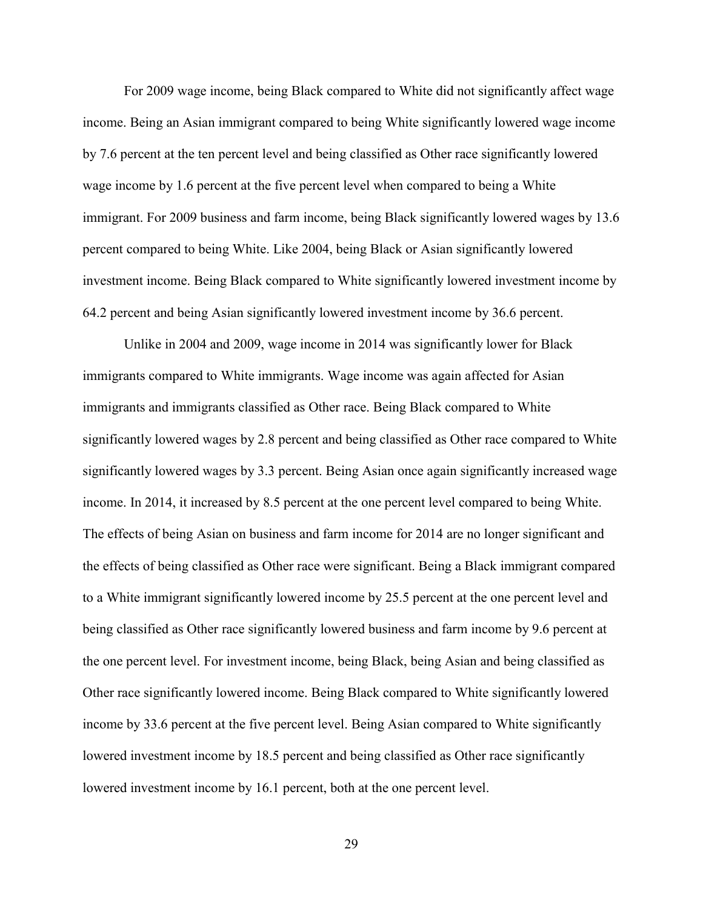For 2009 wage income, being Black compared to White did not significantly affect wage income. Being an Asian immigrant compared to being White significantly lowered wage income by 7.6 percent at the ten percent level and being classified as Other race significantly lowered wage income by 1.6 percent at the five percent level when compared to being a White immigrant. For 2009 business and farm income, being Black significantly lowered wages by 13.6 percent compared to being White. Like 2004, being Black or Asian significantly lowered investment income. Being Black compared to White significantly lowered investment income by 64.2 percent and being Asian significantly lowered investment income by 36.6 percent.

Unlike in 2004 and 2009, wage income in 2014 was significantly lower for Black immigrants compared to White immigrants. Wage income was again affected for Asian immigrants and immigrants classified as Other race. Being Black compared to White significantly lowered wages by 2.8 percent and being classified as Other race compared to White significantly lowered wages by 3.3 percent. Being Asian once again significantly increased wage income. In 2014, it increased by 8.5 percent at the one percent level compared to being White. The effects of being Asian on business and farm income for 2014 are no longer significant and the effects of being classified as Other race were significant. Being a Black immigrant compared to a White immigrant significantly lowered income by 25.5 percent at the one percent level and being classified as Other race significantly lowered business and farm income by 9.6 percent at the one percent level. For investment income, being Black, being Asian and being classified as Other race significantly lowered income. Being Black compared to White significantly lowered income by 33.6 percent at the five percent level. Being Asian compared to White significantly lowered investment income by 18.5 percent and being classified as Other race significantly lowered investment income by 16.1 percent, both at the one percent level.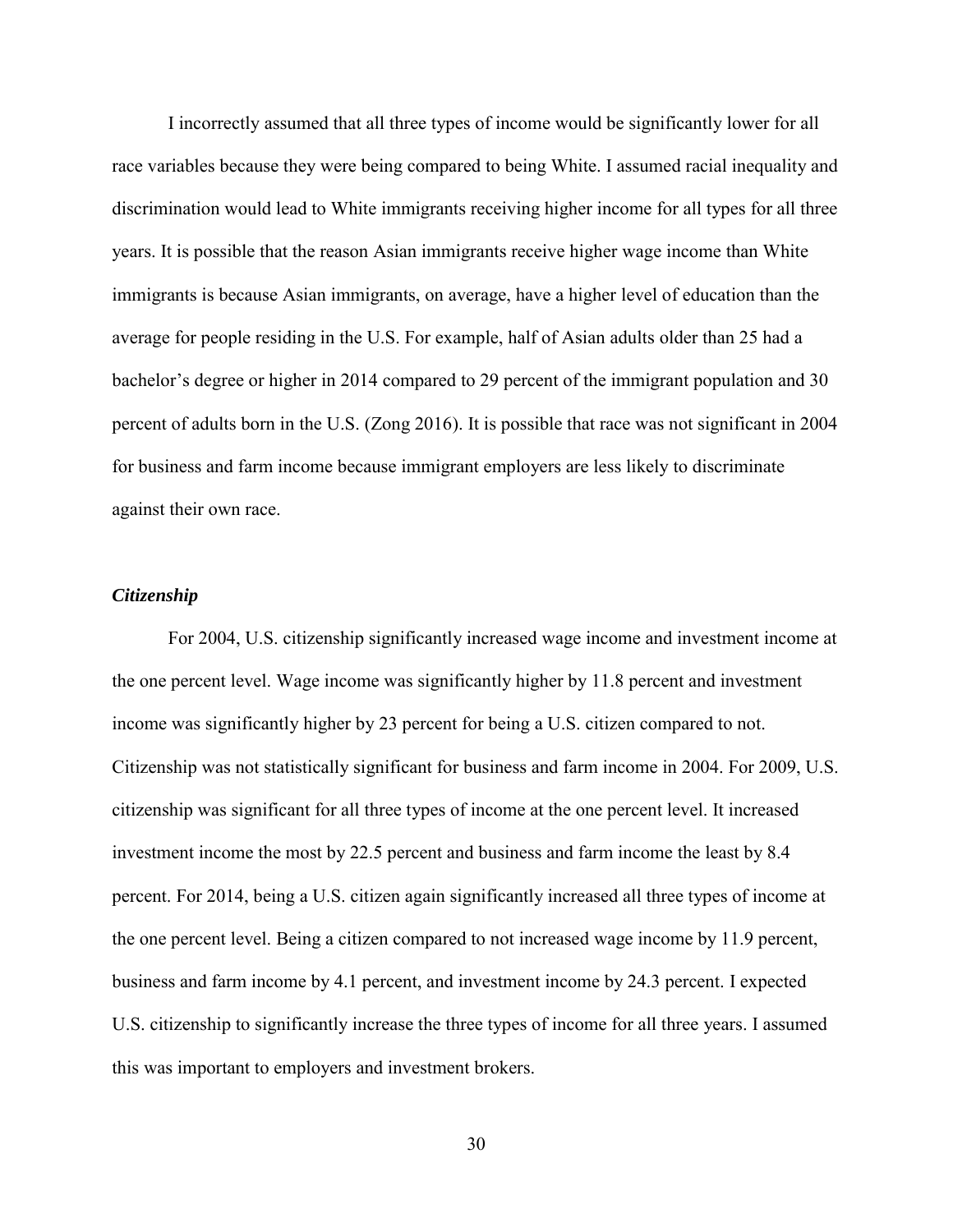I incorrectly assumed that all three types of income would be significantly lower for all race variables because they were being compared to being White. I assumed racial inequality and discrimination would lead to White immigrants receiving higher income for all types for all three years. It is possible that the reason Asian immigrants receive higher wage income than White immigrants is because Asian immigrants, on average, have a higher level of education than the average for people residing in the U.S. For example, half of Asian adults older than 25 had a bachelor's degree or higher in 2014 compared to 29 percent of the immigrant population and 30 percent of adults born in the U.S. (Zong 2016). It is possible that race was not significant in 2004 for business and farm income because immigrant employers are less likely to discriminate against their own race.

### *Citizenship*

For 2004, U.S. citizenship significantly increased wage income and investment income at the one percent level. Wage income was significantly higher by 11.8 percent and investment income was significantly higher by 23 percent for being a U.S. citizen compared to not. Citizenship was not statistically significant for business and farm income in 2004. For 2009, U.S. citizenship was significant for all three types of income at the one percent level. It increased investment income the most by 22.5 percent and business and farm income the least by 8.4 percent. For 2014, being a U.S. citizen again significantly increased all three types of income at the one percent level. Being a citizen compared to not increased wage income by 11.9 percent, business and farm income by 4.1 percent, and investment income by 24.3 percent. I expected U.S. citizenship to significantly increase the three types of income for all three years. I assumed this was important to employers and investment brokers.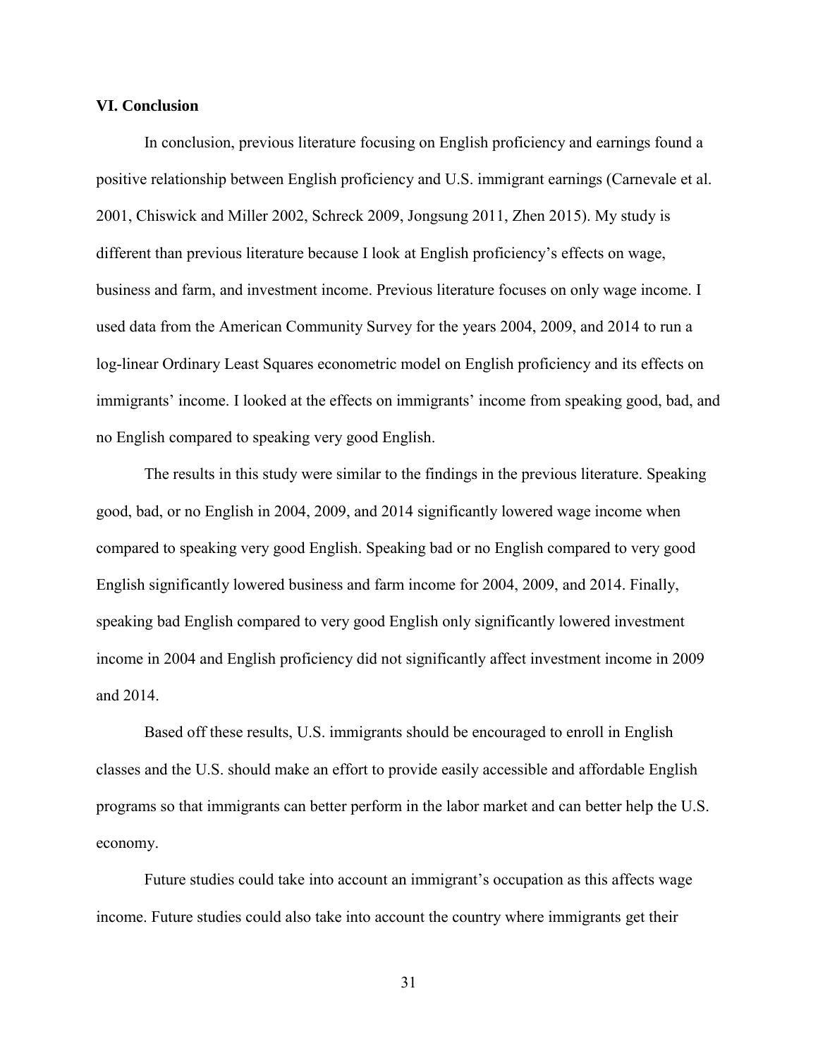### VI. Conclusion

In conclusion, previous literature focusing on English proficiency and earnings found a positive relationship between English proficiency and U.S. immigrant earnings (Carnevale et al. 2001, Chiswick and Miller 2002, Schreck 2009, Jongsung 2011, Zhen 2015). My study is different than previous literature because I look at English proficiency's effects on wage, business and farm, and investment income. Previous literature focuses on only wage income. I used data from the American Community Survey for the years 2004, 2009, and 2014 to run a log-linear Ordinary Least Squares econometric model on English proficiency and its effects on immigrants' income. I looked at the effects on immigrants' income from speaking good, bad, and no English compared to speaking very good English.

The results in this study were similar to the findings in the previous literature. Speaking good, bad, or no English in 2004, 2009, and 2014 significantly lowered wage income when compared to speaking very good English. Speaking bad or no English compared to very good English significantly lowered business and farm income for 2004, 2009, and 2014. Finally, speaking bad English compared to very good English only significantly lowered investment income in 2004 and English proficiency did not significantly affect investment income in 2009 and 2014.

Based off these results, U.S. immigrants should be encouraged to enroll in English classes and the U.S. should make an effort to provide easily accessible and affordable English programs so that immigrants can better perform in the labor market and can better help the U.S. economy.

Future studies could take into account an immigrant's occupation as this affects wage income. Future studies could also take into account the country where immigrants get their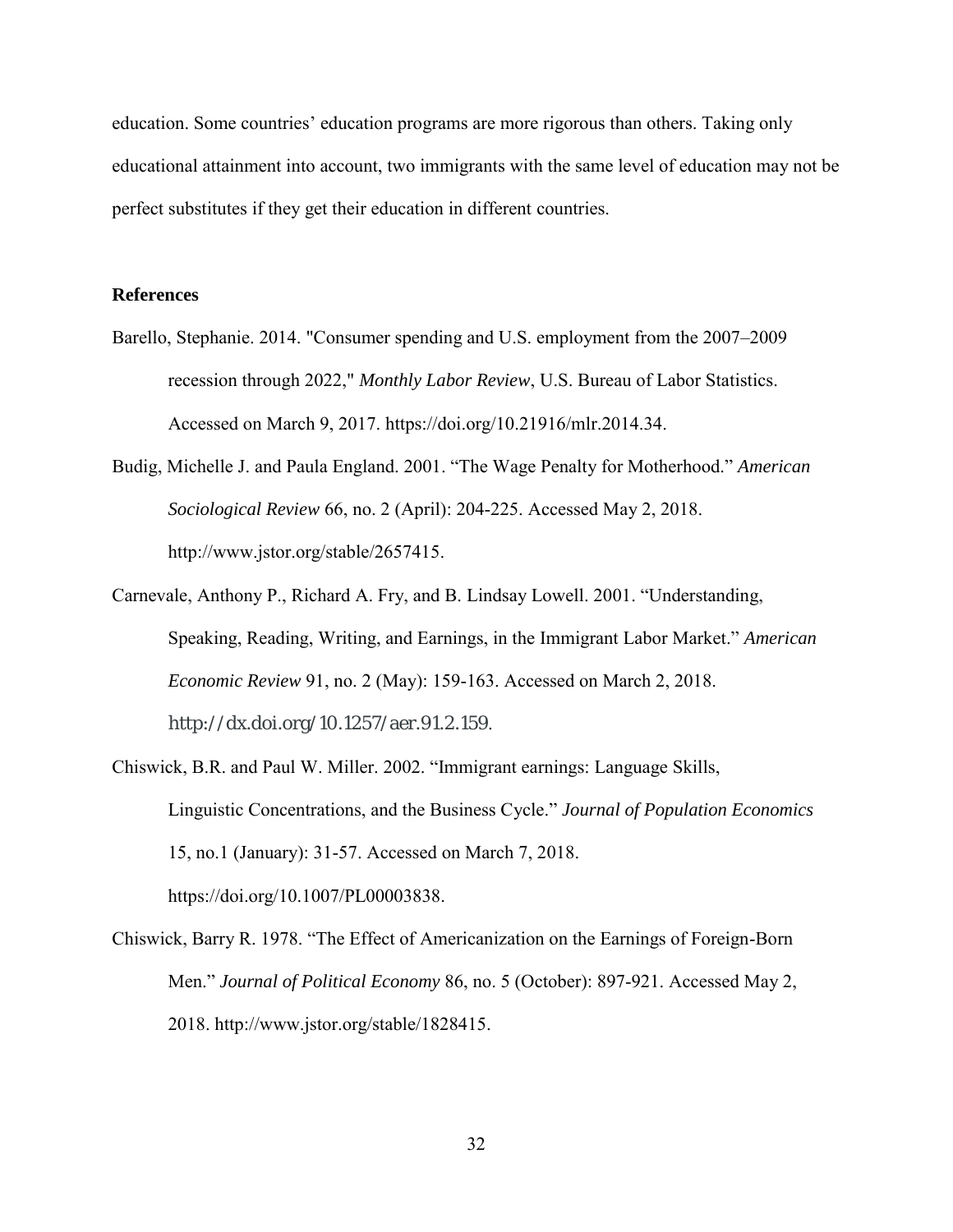education. Some countries' education programs are more rigorous than others. Taking only educational attainment into account, two immigrants with the same level of education may not be perfect substitutes if they get their education in different countries.

## References

Barello, Stephanie. 2014. "Consumer spending and U.S. employment from the 2007–2009 recession through 2022," *Monthly Labor Review*, U.S. Bureau of Labor Statistics. Accessed on March 9, 2017. https://doi.org/10.21916/mlr.2014.34.

Budig, Michelle J. and Paula England. 2001. "The Wage Penalty for Motherhood." *American Sociological Review* 66, no. 2 (April): 204-225. Accessed May 2, 2018. http://www.jstor.org/stable/2657415.

Carnevale, Anthony P., Richard A. Fry, and B. Lindsay Lowell. 2001. "Understanding, Speaking, Reading, Writing, and Earnings, in the Immigrant Labor Market." *American Economic Review* 91, no. 2 (May): 159-163. Accessed on March 2, 2018. http://dx.doi.org/10.1257/aer.91.2.159.

Chiswick, B.R. and Paul W. Miller. 2002. "Immigrant earnings: Language Skills, Linguistic Concentrations, and the Business Cycle." *Journal of Population Economics* 15, no.1 (January): 31-57. Accessed on March 7, 2018. https://doi.org/10.1007/PL00003838.

Chiswick, Barry R. 1978. "The Effect of Americanization on the Earnings of Foreign-Born Men." *Journal of Political Economy* 86, no. 5 (October): 897-921. Accessed May 2, 2018. http://www.jstor.org/stable/1828415.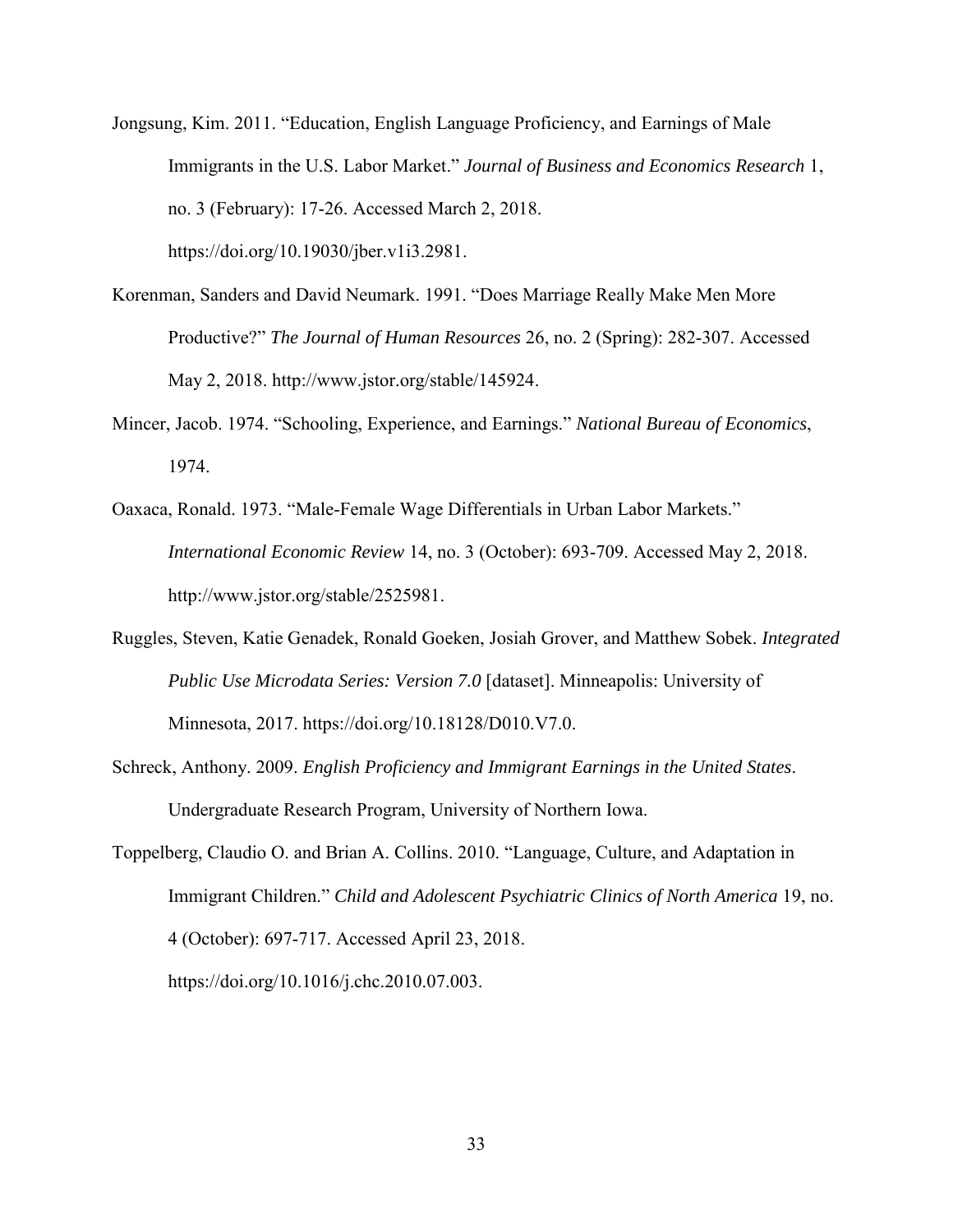Jongsung, Kim. 2011. "Education, English Language Proficiency, and Earnings of Male Immigrants in the U.S. Labor Market." *Journal of Business and Economics Research* 1, no. 3 (February): 17-26. Accessed March 2, 2018. https://doi.org/10.19030/jber.v1i3.2981.

Korenman, Sanders and David Neumark. 1991. "Does Marriage Really Make Men More Productive?" *The Journal of Human Resources* 26, no. 2 (Spring): 282-307. Accessed May 2, 2018. http://www.jstor.org/stable/145924.

Mincer, Jacob. 1974. "Schooling, Experience, and Earnings." *National Bureau of Economics*, 1974.

Oaxaca, Ronald. 1973. "Male-Female Wage Differentials in Urban Labor Markets." *International Economic Review* 14, no. 3 (October): 693-709. Accessed May 2, 2018. http://www.jstor.org/stable/2525981.

Ruggles, Steven, Katie Genadek, Ronald Goeken, Josiah Grover, and Matthew Sobek. *Integrated Public Use Microdata Series: Version 7.0* [dataset]. Minneapolis: University of Minnesota, 2017. https://doi.org/10.18128/D010.V7.0.

Schreck, Anthony. 2009. *English Proficiency and Immigrant Earnings in the United States*. Undergraduate Research Program, University of Northern Iowa.

Toppelberg, Claudio O. and Brian A. Collins. 2010. "Language, Culture, and Adaptation in Immigrant Children." *Child and Adolescent Psychiatric Clinics of North America* 19, no. 4 (October): 697-717. Accessed April 23, 2018. https://doi.org/10.1016/j.chc.2010.07.003.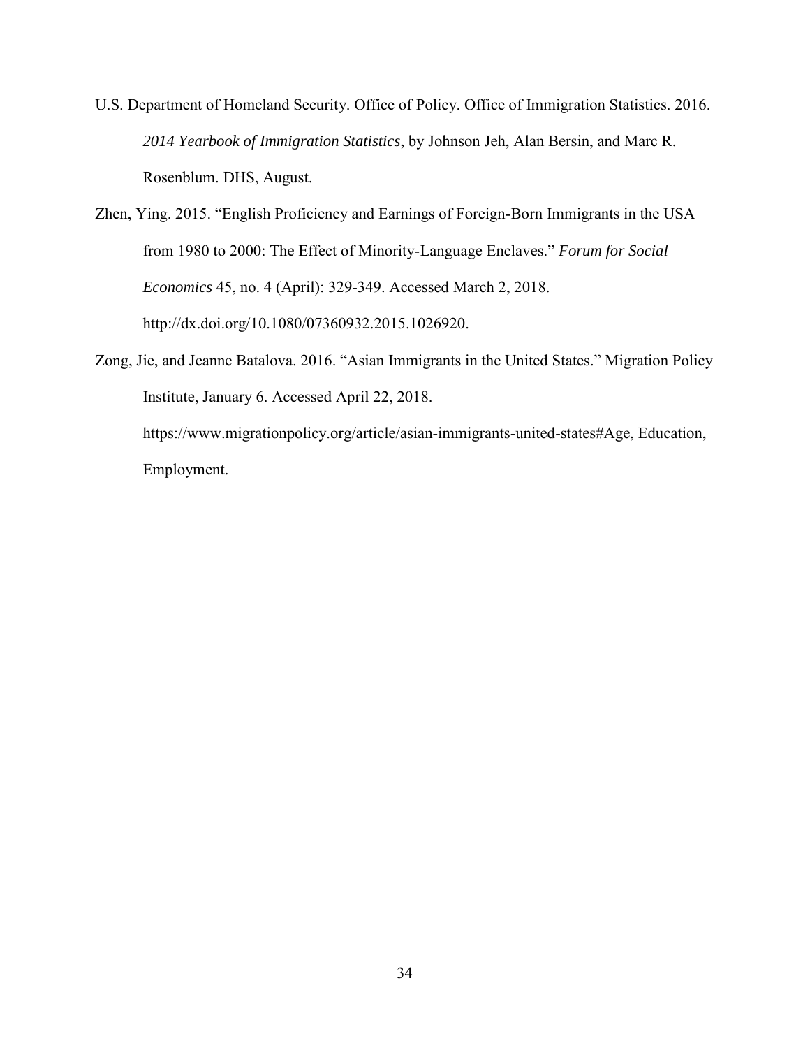U.S. Department of Homeland Security. Office of Policy. Office of Immigration Statistics. 2016. *2014 Yearbook of Immigration Statistics*, by Johnson Jeh, Alan Bersin, and Marc R. Rosenblum. DHS, August.

Zhen, Ying. 2015. “English Proficiency and Earnings of Foreign-Born Immigrants in the USA from 1980 to 2000: The Effect of Minority-Language Enclaves.” *Forum for Social Economics* 45, no. 4 (April): 329-349. Accessed March 2, 2018. http://dx.doi.org/10.1080/07360932.2015.1026920.

Zong, Jie, and Jeanne Batalova. 2016. “Asian Immigrants in the United States.” Migration Policy Institute, January 6. Accessed April 22, 2018. https://www.migrationpolicy.org/article/asian-immigrants-united-states#Age, Education, Employment.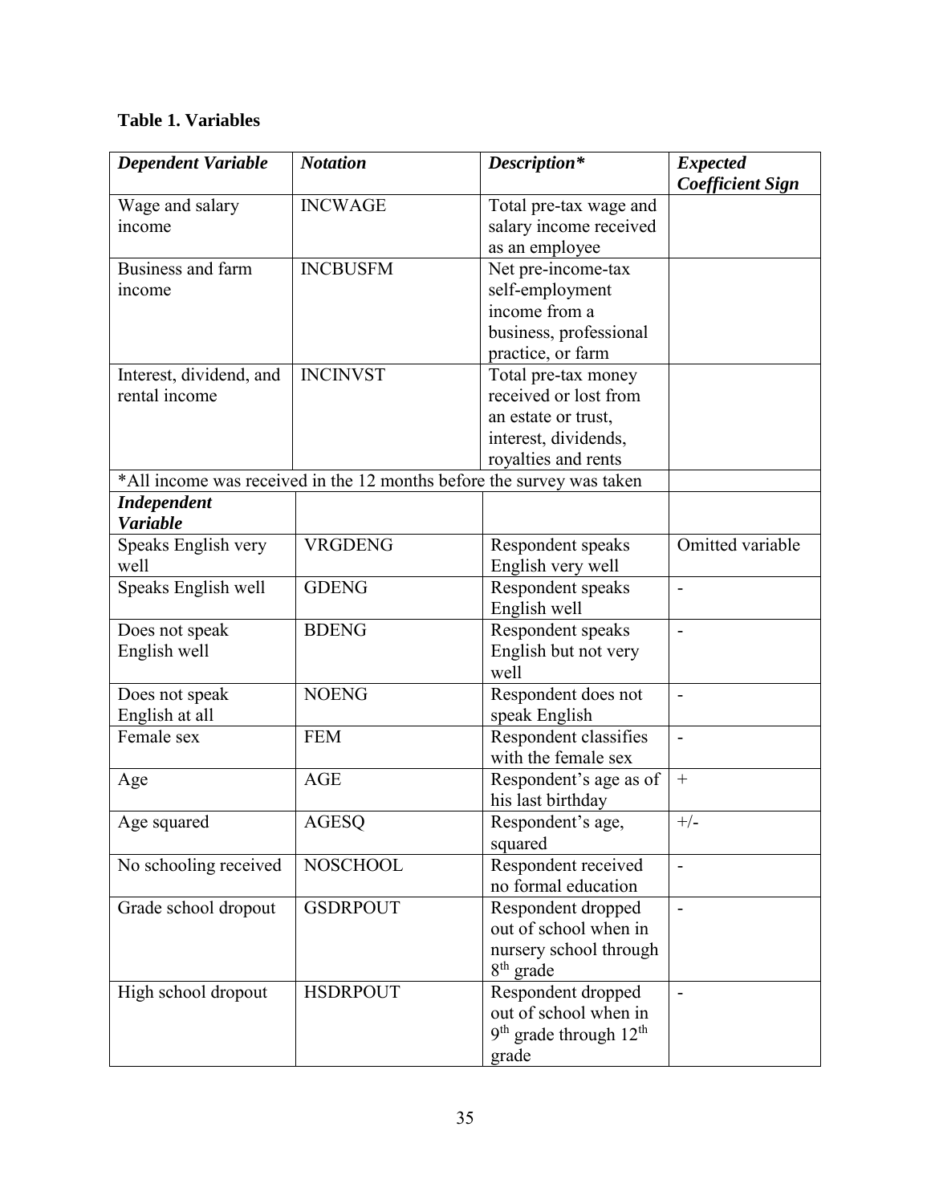**Table 1. Variables**

| ***Dependent Variable*** | ***Notation*** | ***Description**** | ***Expected Coefficient Sign*** |
|---|---|---|---|
| Wage and salary income | INCWAGE | Total pre-tax wage and salary income received as an employee | |
| Business and farm income | INCBUSFM | Net pre-income-tax self-employment income from a business, professional practice, or farm | |
| Interest, dividend, and rental income | INCINVST | Total pre-tax money received or lost from an estate or trust, interest, dividends, royalties and rents | |
| *All income was received in the 12 months before the survey was taken | | | |
| ***Independent Variable*** | | | |
| Speaks English very well | VRGDENG | Respondent speaks English very well | Omitted variable |
| Speaks English well | GDENG | Respondent speaks English well | - |
| Does not speak English well | BDENG | Respondent speaks English but not very well | - |
| Does not speak English at all | NOENG | Respondent does not speak English | - |
| Female sex | FEM | Respondent classifies with the female sex | - |
| Age | AGE | Respondent's age as of his last birthday | + |
| Age squared | AGESQ | Respondent's age, squared | +/- |
| No schooling received | NOSCHOOL | Respondent received no formal education | - |
| Grade school dropout | GSDRPOUT | Respondent dropped out of school when in nursery school through 8th grade | - |
| High school dropout | HSDRPOUT | Respondent dropped out of school when in 9th grade through 12th grade | - |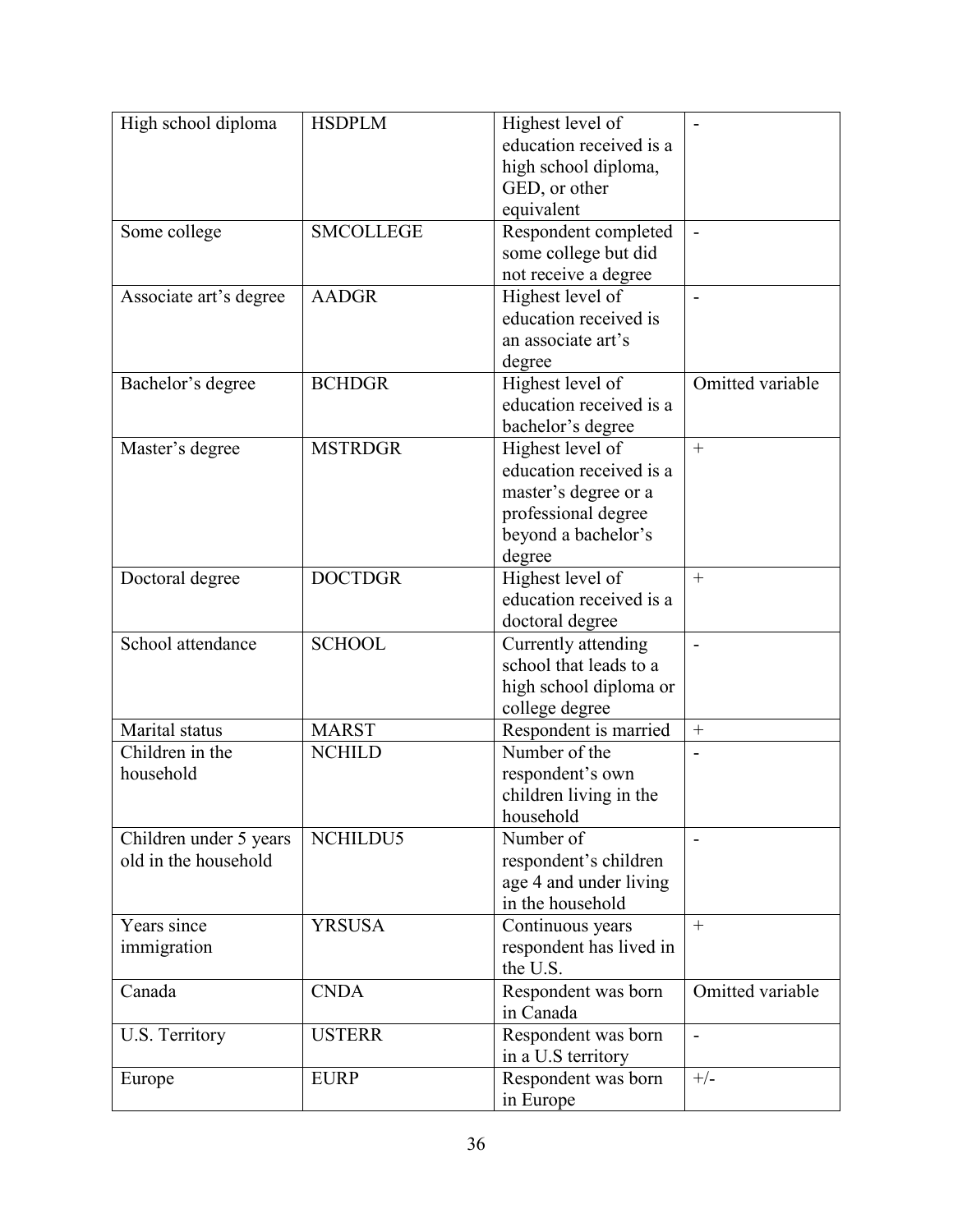| | | | |
|---|---|---|---|
| High school diploma | HSDPLM | Highest level of education received is a high school diploma, GED, or other equivalent | - |
| Some college | SMCOLLEGE | Respondent completed some college but did not receive a degree | - |
| Associate art's degree | AADGR | Highest level of education received is an associate art's degree | - |
| Bachelor's degree | BCHDGR | Highest level of education received is a bachelor's degree | Omitted variable |
| Master's degree | MSTRDGR | Highest level of education received is a master's degree or a professional degree beyond a bachelor's degree | + |
| Doctoral degree | DOCTDGR | Highest level of education received is a doctoral degree | + |
| School attendance | SCHOOL | Currently attending school that leads to a high school diploma or college degree | - |
| Marital status | MARST | Respondent is married | + |
| Children in the household | NCHILD | Number of the respondent's own children living in the household | - |
| Children under 5 years old in the household | NCHILDU5 | Number of respondent's children age 4 and under living in the household | - |
| Years since immigration | YRSUSA | Continuous years respondent has lived in the U.S. | + |
| Canada | CNDA | Respondent was born in Canada | Omitted variable |
| U.S. Territory | USTERR | Respondent was born in a U.S territory | - |
| Europe | EURP | Respondent was born in Europe | +/- |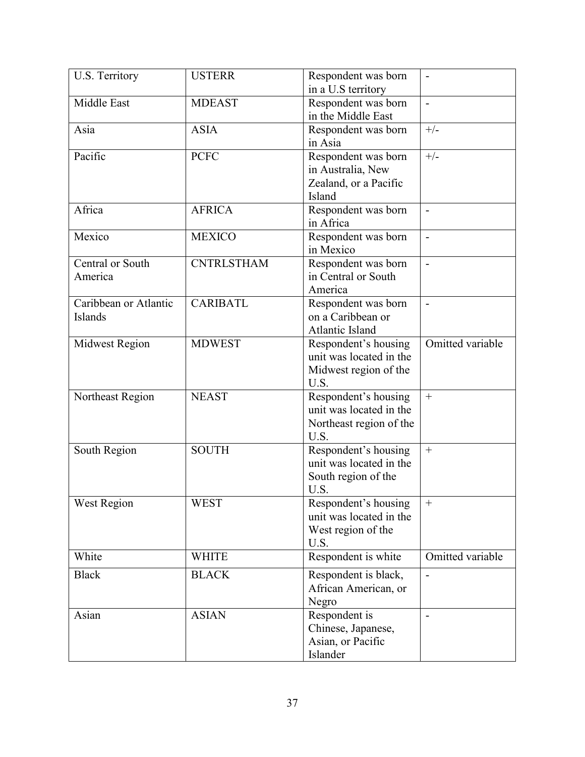| U.S. Territory | USTERR | Respondent was born in a U.S territory | - |
|---|---|---|---|
| Middle East | MDEAST | Respondent was born in the Middle East | - |
| Asia | ASIA | Respondent was born in Asia | +/- |
| Pacific | PCFC | Respondent was born in Australia, New Zealand, or a Pacific Island | +/- |
| Africa | AFRICA | Respondent was born in Africa | - |
| Mexico | MEXICO | Respondent was born in Mexico | - |
| Central or South America | CNTRLSTHAM | Respondent was born in Central or South America | - |
| Caribbean or Atlantic Islands | CARIBATL | Respondent was born on a Caribbean or Atlantic Island | - |
| Midwest Region | MDWEST | Respondent's housing unit was located in the Midwest region of the U.S. | Omitted variable |
| Northeast Region | NEAST | Respondent's housing unit was located in the Northeast region of the U.S. | + |
| South Region | SOUTH | Respondent's housing unit was located in the South region of the U.S. | + |
| West Region | WEST | Respondent's housing unit was located in the West region of the U.S. | + |
| White | WHITE | Respondent is white | Omitted variable |
| Black | BLACK | Respondent is black, African American, or Negro | - |
| Asian | ASIAN | Respondent is Chinese, Japanese, Asian, or Pacific Islander | - |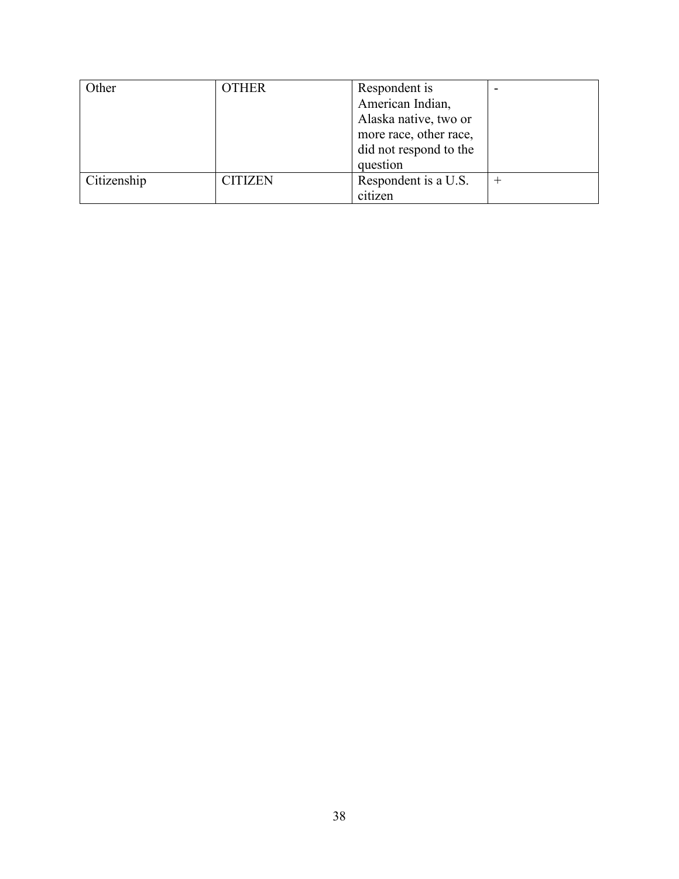| Other | OTHER | Respondent is American Indian, Alaska native, two or more race, other race, did not respond to the question | - |
| --- | --- | --- | --- |
| Citizenship | CITIZEN | Respondent is a U.S. citizen | + |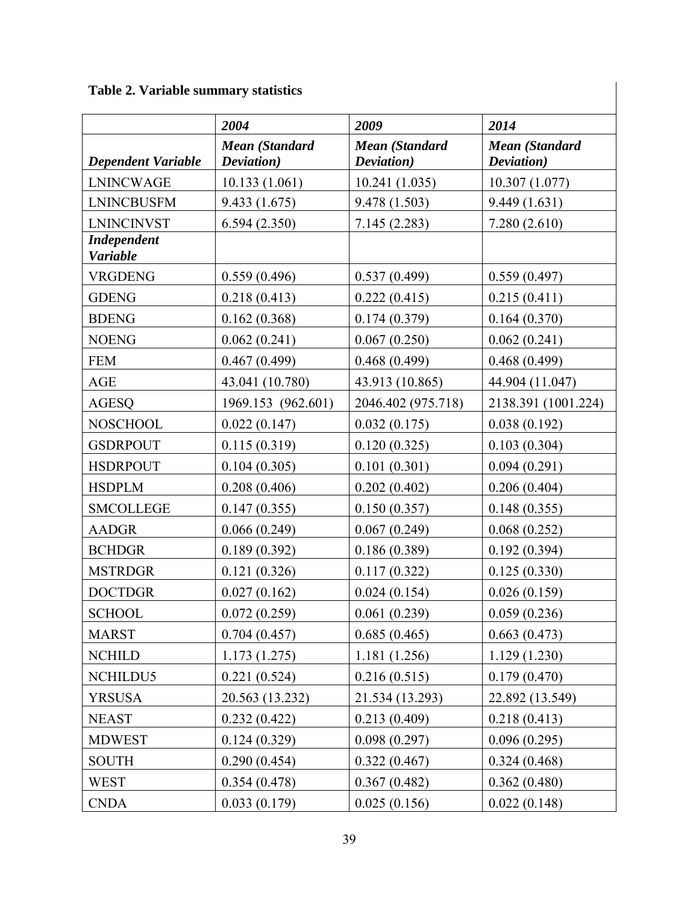**Table 2. Variable summary statistics**

| | *2004* | *2009* | *2014* |
|---|---|---|---|
| ***Dependent Variable*** | ***Mean (Standard Deviation)*** | ***Mean (Standard Deviation)*** | ***Mean (Standard Deviation)*** |
| LNINCWAGE | 10.133 (1.061) | 10.241 (1.035) | 10.307 (1.077) |
| LNINCBUSFM | 9.433 (1.675) | 9.478 (1.503) | 9.449 (1.631) |
| LNINCINVST | 6.594 (2.350) | 7.145 (2.283) | 7.280 (2.610) |
| ***Independent Variable*** | | | |
| VRGDENG | 0.559 (0.496) | 0.537 (0.499) | 0.559 (0.497) |
| GDENG | 0.218 (0.413) | 0.222 (0.415) | 0.215 (0.411) |
| BDENG | 0.162 (0.368) | 0.174 (0.379) | 0.164 (0.370) |
| NOENG | 0.062 (0.241) | 0.067 (0.250) | 0.062 (0.241) |
| FEM | 0.467 (0.499) | 0.468 (0.499) | 0.468 (0.499) |
| AGE | 43.041 (10.780) | 43.913 (10.865) | 44.904 (11.047) |
| AGESQ | 1969.153 (962.601) | 2046.402 (975.718) | 2138.391 (1001.224) |
| NOSCHOOL | 0.022 (0.147) | 0.032 (0.175) | 0.038 (0.192) |
| GSDRPOUT | 0.115 (0.319) | 0.120 (0.325) | 0.103 (0.304) |
| HSDRPOUT | 0.104 (0.305) | 0.101 (0.301) | 0.094 (0.291) |
| HSDPLM | 0.208 (0.406) | 0.202 (0.402) | 0.206 (0.404) |
| SMCOLLEGE | 0.147 (0.355) | 0.150 (0.357) | 0.148 (0.355) |
| AADGR | 0.066 (0.249) | 0.067 (0.249) | 0.068 (0.252) |
| BCHDGR | 0.189 (0.392) | 0.186 (0.389) | 0.192 (0.394) |
| MSTRDGR | 0.121 (0.326) | 0.117 (0.322) | 0.125 (0.330) |
| DOCTDGR | 0.027 (0.162) | 0.024 (0.154) | 0.026 (0.159) |
| SCHOOL | 0.072 (0.259) | 0.061 (0.239) | 0.059 (0.236) |
| MARST | 0.704 (0.457) | 0.685 (0.465) | 0.663 (0.473) |
| NCHILD | 1.173 (1.275) | 1.181 (1.256) | 1.129 (1.230) |
| NCHILDU5 | 0.221 (0.524) | 0.216 (0.515) | 0.179 (0.470) |
| YRSUSA | 20.563 (13.232) | 21.534 (13.293) | 22.892 (13.549) |
| NEAST | 0.232 (0.422) | 0.213 (0.409) | 0.218 (0.413) |
| MDWEST | 0.124 (0.329) | 0.098 (0.297) | 0.096 (0.295) |
| SOUTH | 0.290 (0.454) | 0.322 (0.467) | 0.324 (0.468) |
| WEST | 0.354 (0.478) | 0.367 (0.482) | 0.362 (0.480) |
| CNDA | 0.033 (0.179) | 0.025 (0.156) | 0.022 (0.148) |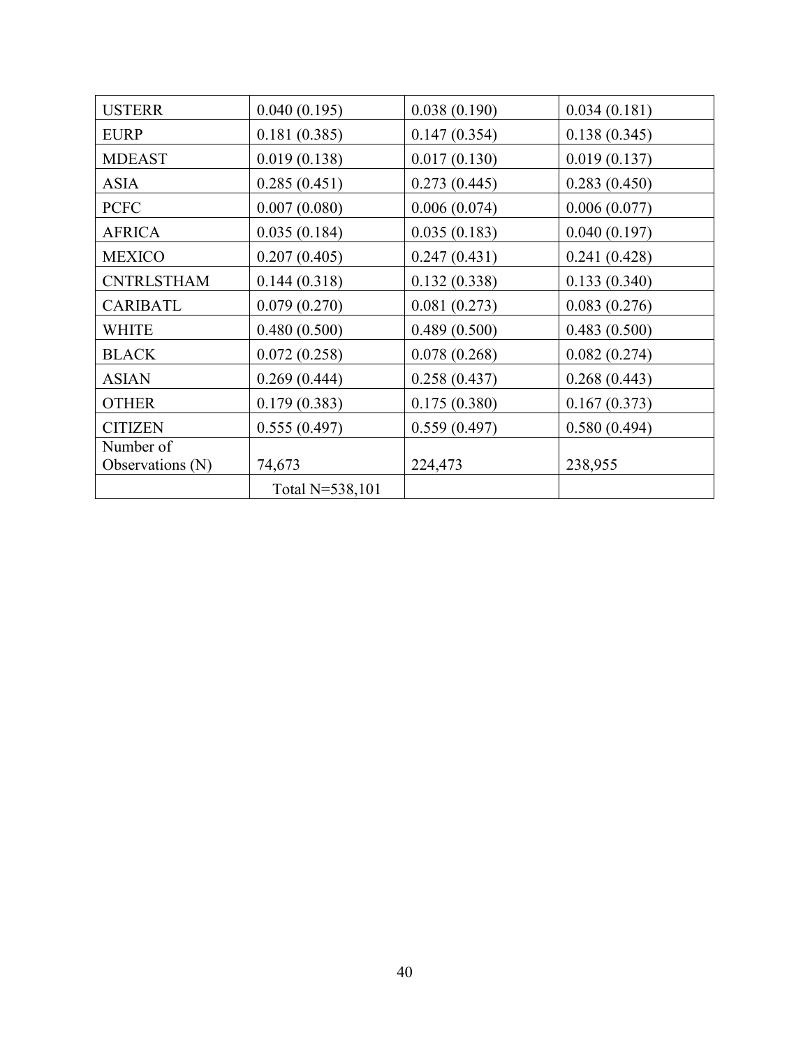| USTERR | 0.040 (0.195) | 0.038 (0.190) | 0.034 (0.181) |
|---|---|---|---|
| EURP | 0.181 (0.385) | 0.147 (0.354) | 0.138 (0.345) |
| MDEAST | 0.019 (0.138) | 0.017 (0.130) | 0.019 (0.137) |
| ASIA | 0.285 (0.451) | 0.273 (0.445) | 0.283 (0.450) |
| PCFC | 0.007 (0.080) | 0.006 (0.074) | 0.006 (0.077) |
| AFRICA | 0.035 (0.184) | 0.035 (0.183) | 0.040 (0.197) |
| MEXICO | 0.207 (0.405) | 0.247 (0.431) | 0.241 (0.428) |
| CNTRLSTHAM | 0.144 (0.318) | 0.132 (0.338) | 0.133 (0.340) |
| CARIBATL | 0.079 (0.270) | 0.081 (0.273) | 0.083 (0.276) |
| WHITE | 0.480 (0.500) | 0.489 (0.500) | 0.483 (0.500) |
| BLACK | 0.072 (0.258) | 0.078 (0.268) | 0.082 (0.274) |
| ASIAN | 0.269 (0.444) | 0.258 (0.437) | 0.268 (0.443) |
| OTHER | 0.179 (0.383) | 0.175 (0.380) | 0.167 (0.373) |
| CITIZEN | 0.555 (0.497) | 0.559 (0.497) | 0.580 (0.494) |
| Number of Observations (N) | 74,673 | 224,473 | 238,955 |
| | Total N=538,101 | | |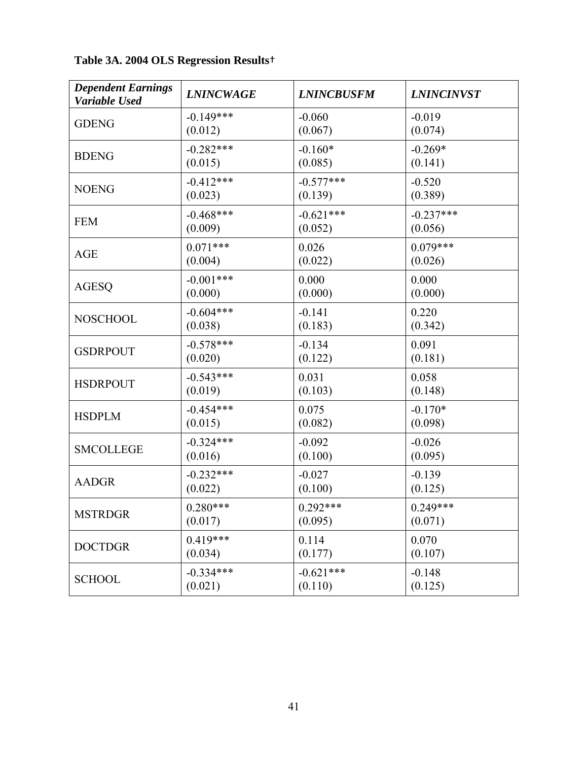**Table 3A. 2004 OLS Regression Results†**

| *Dependent Earnings Variable Used* | *LNINCWAGE* | *LNINCBUSFM* | *LNINCINVST* |
|---|---|---|---|
| GDENG | -0.149*** (0.012) | -0.060 (0.067) | -0.019 (0.074) |
| BDENG | -0.282*** (0.015) | -0.160* (0.085) | -0.269* (0.141) |
| NOENG | -0.412*** (0.023) | -0.577*** (0.139) | -0.520 (0.389) |
| FEM | -0.468*** (0.009) | -0.621*** (0.052) | -0.237*** (0.056) |
| AGE | 0.071*** (0.004) | 0.026 (0.022) | 0.079*** (0.026) |
| AGESQ | -0.001*** (0.000) | 0.000 (0.000) | 0.000 (0.000) |
| NOSCHOOL | -0.604*** (0.038) | -0.141 (0.183) | 0.220 (0.342) |
| GSDRPOUT | -0.578*** (0.020) | -0.134 (0.122) | 0.091 (0.181) |
| HSDRPOUT | -0.543*** (0.019) | 0.031 (0.103) | 0.058 (0.148) |
| HSDPLM | -0.454*** (0.015) | 0.075 (0.082) | -0.170* (0.098) |
| SMCOLLEGE | -0.324*** (0.016) | -0.092 (0.100) | -0.026 (0.095) |
| AADGR | -0.232*** (0.022) | -0.027 (0.100) | -0.139 (0.125) |
| MSTRDGR | 0.280*** (0.017) | 0.292*** (0.095) | 0.249*** (0.071) |
| DOCTDGR | 0.419*** (0.034) | 0.114 (0.177) | 0.070 (0.107) |
| SCHOOL | -0.334*** (0.021) | -0.621*** (0.110) | -0.148 (0.125) |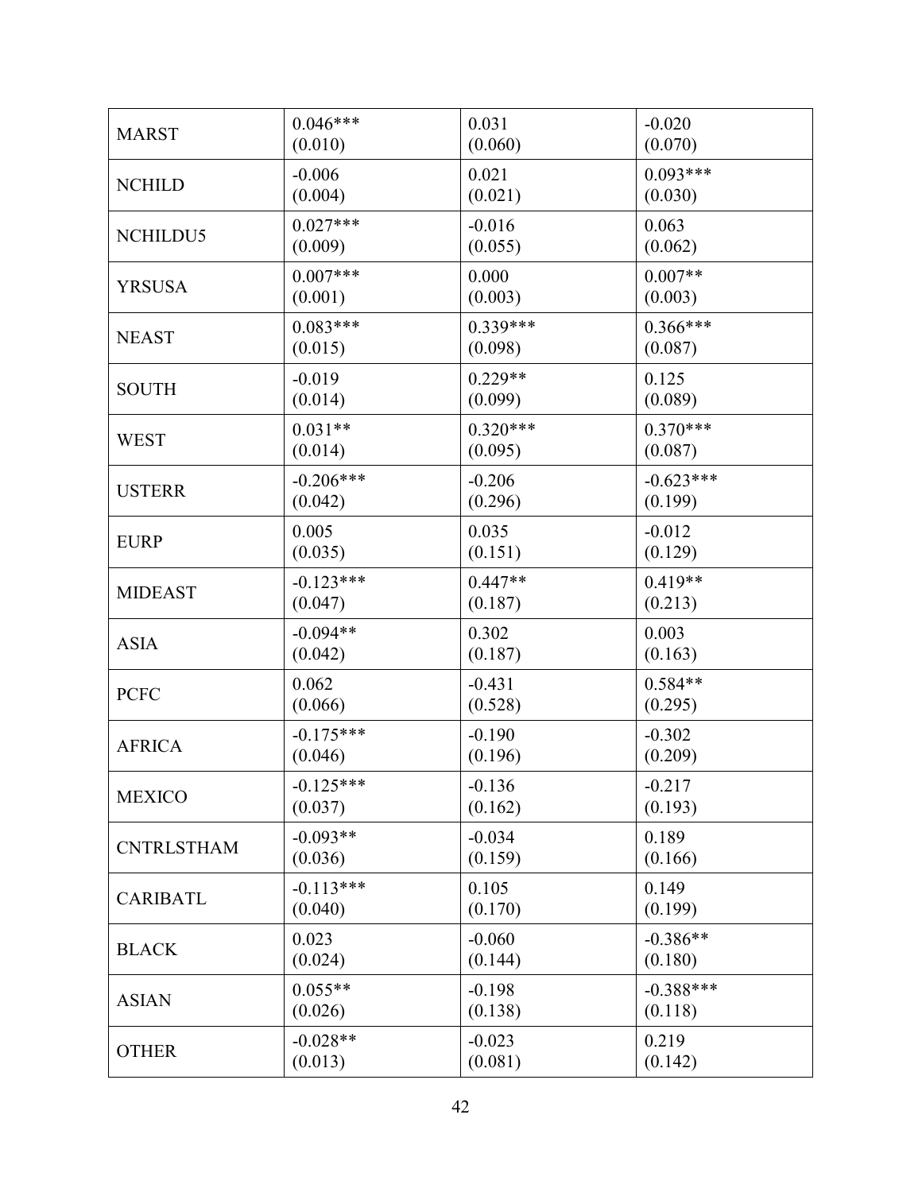| | | | |
|---|---|---|---|
| MARST | 0.046***<br>(0.010) | 0.031<br>(0.060) | -0.020<br>(0.070) |
| NCHILD | -0.006<br>(0.004) | 0.021<br>(0.021) | 0.093***<br>(0.030) |
| NCHILDU5 | 0.027***<br>(0.009) | -0.016<br>(0.055) | 0.063<br>(0.062) |
| YRSUSA | 0.007***<br>(0.001) | 0.000<br>(0.003) | 0.007**<br>(0.003) |
| NEAST | 0.083***<br>(0.015) | 0.339***<br>(0.098) | 0.366***<br>(0.087) |
| SOUTH | -0.019<br>(0.014) | 0.229**<br>(0.099) | 0.125<br>(0.089) |
| WEST | 0.031**<br>(0.014) | 0.320***<br>(0.095) | 0.370***<br>(0.087) |
| USTERR | -0.206***<br>(0.042) | -0.206<br>(0.296) | -0.623***<br>(0.199) |
| EURP | 0.005<br>(0.035) | 0.035<br>(0.151) | -0.012<br>(0.129) |
| MIDEAST | -0.123***<br>(0.047) | 0.447**<br>(0.187) | 0.419**<br>(0.213) |
| ASIA | -0.094**<br>(0.042) | 0.302<br>(0.187) | 0.003<br>(0.163) |
| PCFC | 0.062<br>(0.066) | -0.431<br>(0.528) | 0.584**<br>(0.295) |
| AFRICA | -0.175***<br>(0.046) | -0.190<br>(0.196) | -0.302<br>(0.209) |
| MEXICO | -0.125***<br>(0.037) | -0.136<br>(0.162) | -0.217<br>(0.193) |
| CNTRLSTHAM | -0.093**<br>(0.036) | -0.034<br>(0.159) | 0.189<br>(0.166) |
| CARIBATL | -0.113***<br>(0.040) | 0.105<br>(0.170) | 0.149<br>(0.199) |
| BLACK | 0.023<br>(0.024) | -0.060<br>(0.144) | -0.386**<br>(0.180) |
| ASIAN | 0.055**<br>(0.026) | -0.198<br>(0.138) | -0.388***<br>(0.118) |
| OTHER | -0.028**<br>(0.013) | -0.023<br>(0.081) | 0.219<br>(0.142) |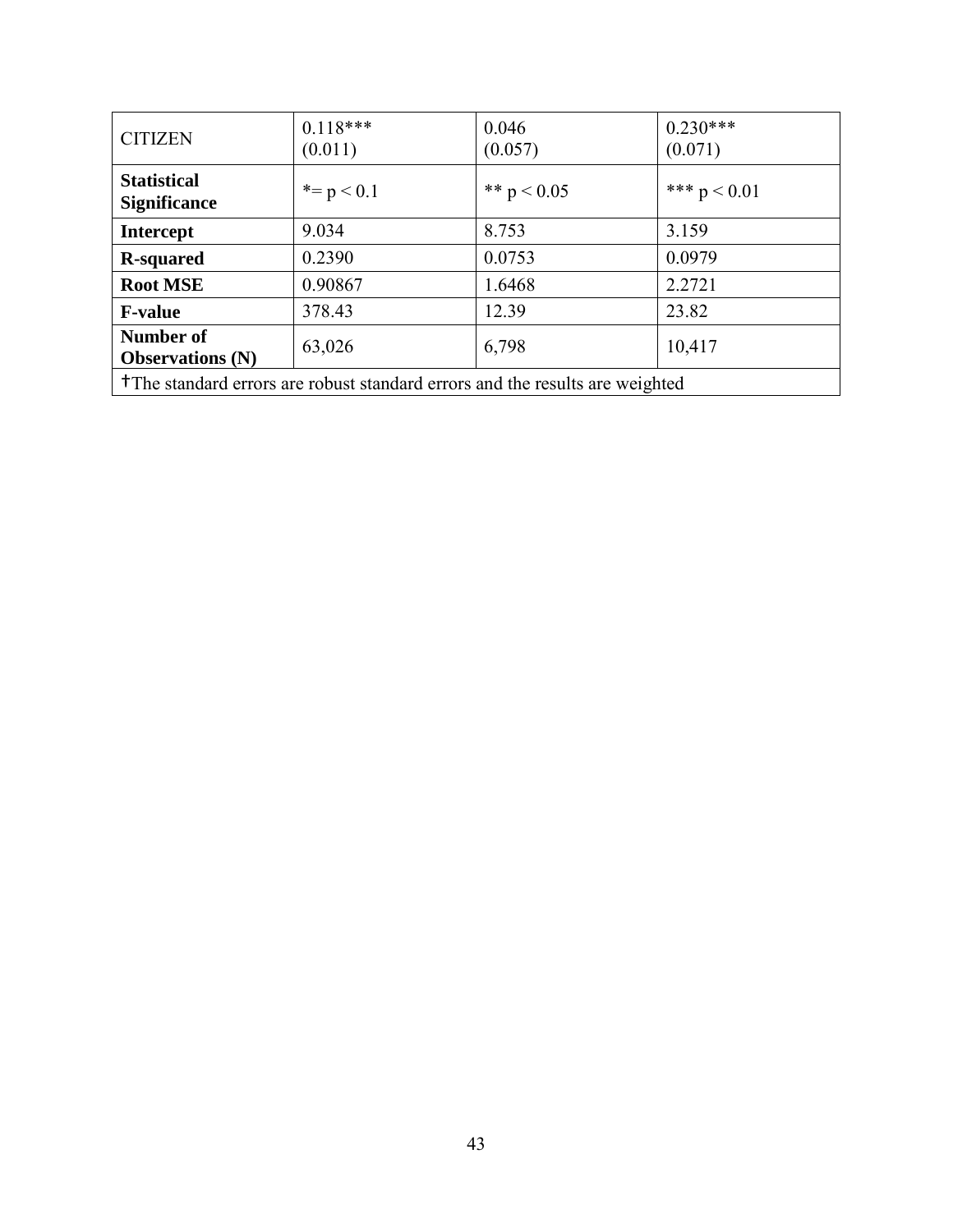| CITIZEN | 0.118*** (0.011) | 0.046 (0.057) | 0.230*** (0.071) |
|---|---|---|---|
| **Statistical Significance** | *= $p < 0.1$ | ** $p < 0.05$ | *** $p < 0.01$ |
| **Intercept** | 9.034 | 8.753 | 3.159 |
| **R-squared** | 0.2390 | 0.0753 | 0.0979 |
| **Root MSE** | 0.90867 | 1.6468 | 2.2721 |
| **F-value** | 378.43 | 12.39 | 23.82 |
| **Number of Observations (N)** | 63,026 | 6,798 | 10,417 |
| †The standard errors are robust standard errors and the results are weighted | | | |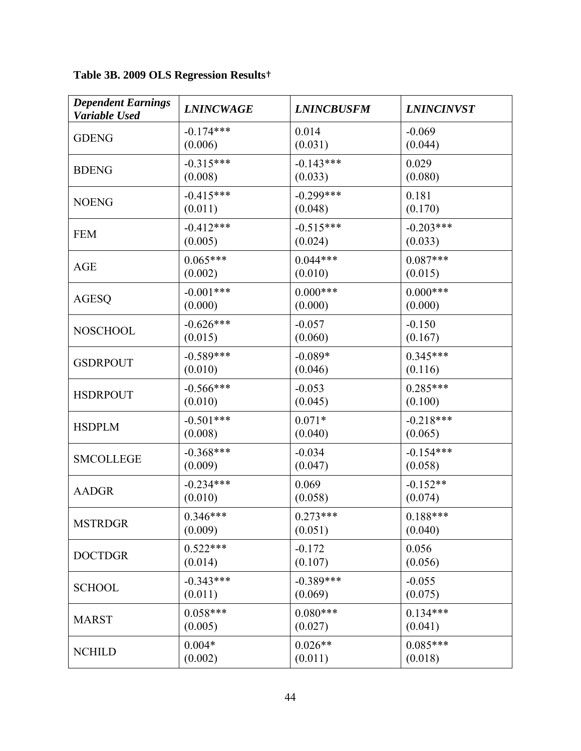**Table 3B. 2009 OLS Regression Results†**

| *Dependent Earnings Variable Used* | *LNINCWAGE* | *LNINCBUSFM* | *LNINCINVST* |
|---|---|---|---|
| GDENG | -0.174***<br>(0.006) | 0.014<br>(0.031) | -0.069<br>(0.044) |
| BDENG | -0.315***<br>(0.008) | -0.143***<br>(0.033) | 0.029<br>(0.080) |
| NOENG | -0.415***<br>(0.011) | -0.299***<br>(0.048) | 0.181<br>(0.170) |
| FEM | -0.412***<br>(0.005) | -0.515***<br>(0.024) | -0.203***<br>(0.033) |
| AGE | 0.065***<br>(0.002) | 0.044***<br>(0.010) | 0.087***<br>(0.015) |
| AGESQ | -0.001***<br>(0.000) | 0.000***<br>(0.000) | 0.000***<br>(0.000) |
| NOSCHOOL | -0.626***<br>(0.015) | -0.057<br>(0.060) | -0.150<br>(0.167) |
| GSDRPOUT | -0.589***<br>(0.010) | -0.089*<br>(0.046) | 0.345***<br>(0.116) |
| HSDRPOUT | -0.566***<br>(0.010) | -0.053<br>(0.045) | 0.285***<br>(0.100) |
| HSDPLM | -0.501***<br>(0.008) | 0.071*<br>(0.040) | -0.218***<br>(0.065) |
| SMCOLLEGE | -0.368***<br>(0.009) | -0.034<br>(0.047) | -0.154***<br>(0.058) |
| AADGR | -0.234***<br>(0.010) | 0.069<br>(0.058) | -0.152**<br>(0.074) |
| MSTRDGR | 0.346***<br>(0.009) | 0.273***<br>(0.051) | 0.188***<br>(0.040) |
| DOCTDGR | 0.522***<br>(0.014) | -0.172<br>(0.107) | 0.056<br>(0.056) |
| SCHOOL | -0.343***<br>(0.011) | -0.389***<br>(0.069) | -0.055<br>(0.075) |
| MARST | 0.058***<br>(0.005) | 0.080***<br>(0.027) | 0.134***<br>(0.041) |
| NCHILD | 0.004*<br>(0.002) | 0.026**<br>(0.011) | 0.085***<br>(0.018) |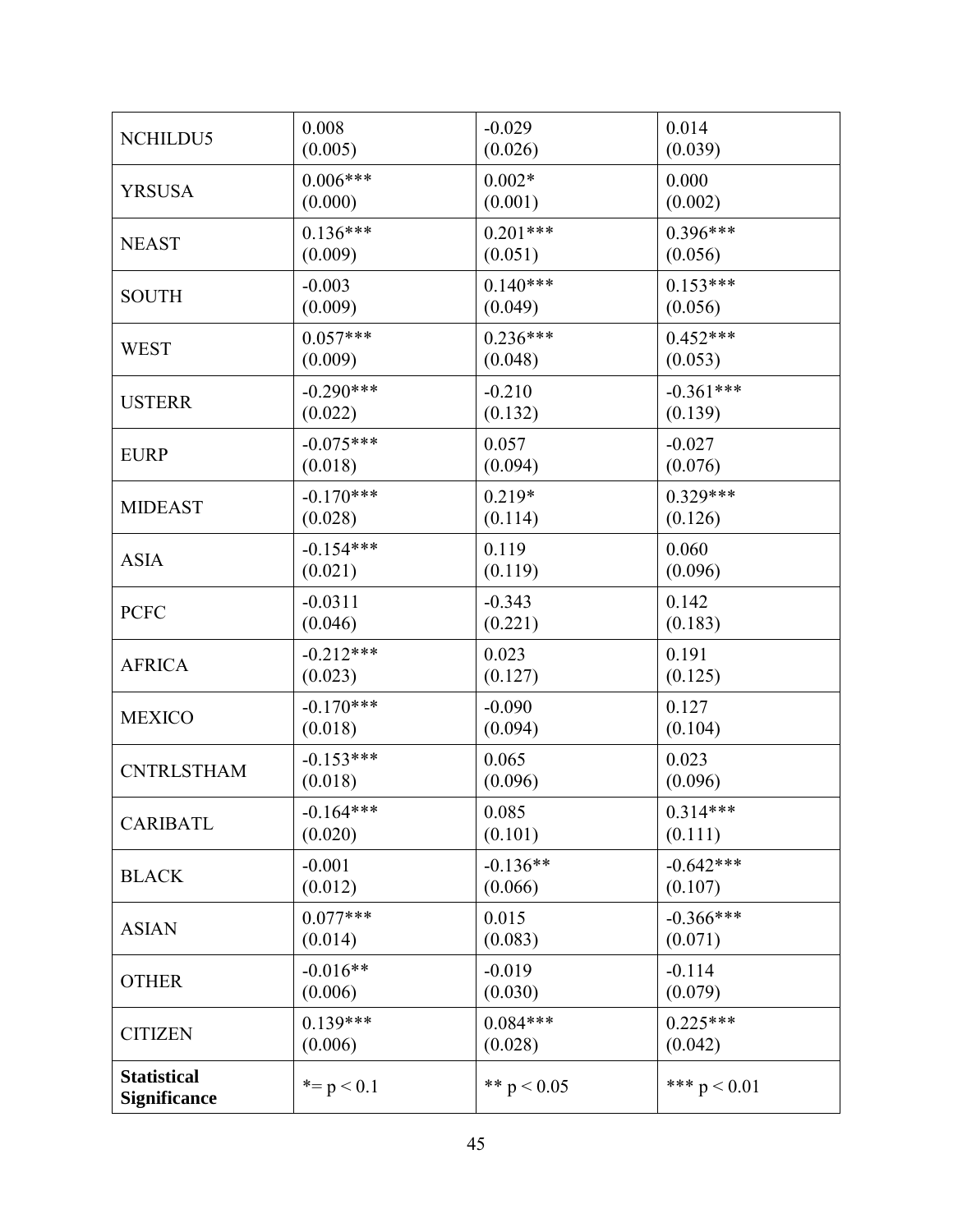| NCHILDU5 | 0.008<br>(0.005) | -0.029<br>(0.026) | 0.014<br>(0.039) |
|---|---|---|---|
| YRSUSA | 0.006***<br>(0.000) | 0.002*<br>(0.001) | 0.000<br>(0.002) |
| NEAST | 0.136***<br>(0.009) | 0.201***<br>(0.051) | 0.396***<br>(0.056) |
| SOUTH | -0.003<br>(0.009) | 0.140***<br>(0.049) | 0.153***<br>(0.056) |
| WEST | 0.057***<br>(0.009) | 0.236***<br>(0.048) | 0.452***<br>(0.053) |
| USTERR | -0.290***<br>(0.022) | -0.210<br>(0.132) | -0.361***<br>(0.139) |
| EURP | -0.075***<br>(0.018) | 0.057<br>(0.094) | -0.027<br>(0.076) |
| MIDEAST | -0.170***<br>(0.028) | 0.219*<br>(0.114) | 0.329***<br>(0.126) |
| ASIA | -0.154***<br>(0.021) | 0.119<br>(0.119) | 0.060<br>(0.096) |
| PCFC | -0.0311<br>(0.046) | -0.343<br>(0.221) | 0.142<br>(0.183) |
| AFRICA | -0.212***<br>(0.023) | 0.023<br>(0.127) | 0.191<br>(0.125) |
| MEXICO | -0.170***<br>(0.018) | -0.090<br>(0.094) | 0.127<br>(0.104) |
| CNTRLSTHAM | -0.153***<br>(0.018) | 0.065<br>(0.096) | 0.023<br>(0.096) |
| CARIBATL | -0.164***<br>(0.020) | 0.085<br>(0.101) | 0.314***<br>(0.111) |
| BLACK | -0.001<br>(0.012) | -0.136**<br>(0.066) | -0.642***<br>(0.107) |
| ASIAN | 0.077***<br>(0.014) | 0.015<br>(0.083) | -0.366***<br>(0.071) |
| OTHER | -0.016**<br>(0.006) | -0.019<br>(0.030) | -0.114<br>(0.079) |
| CITIZEN | 0.139***<br>(0.006) | 0.084***<br>(0.028) | 0.225***<br>(0.042) |
| **Statistical Significance** | *= $p < 0.1$ | ** $p < 0.05$ | *** $p < 0.01$ |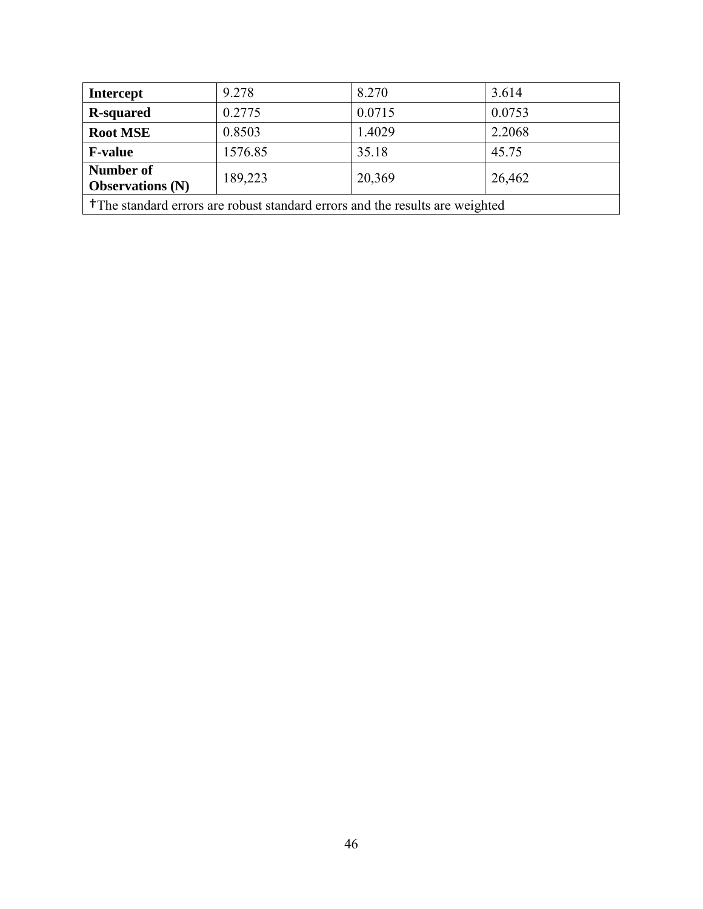| **Intercept** | 9.278 | 8.270 | 3.614 |
|---|---|---|---|
| **R-squared** | 0.2775 | 0.0715 | 0.0753 |
| **Root MSE** | 0.8503 | 1.4029 | 2.2068 |
| **F-value** | 1576.85 | 35.18 | 45.75 |
| **Number of Observations (N)** | 189,223 | 20,369 | 26,462 |

†The standard errors are robust standard errors and the results are weighted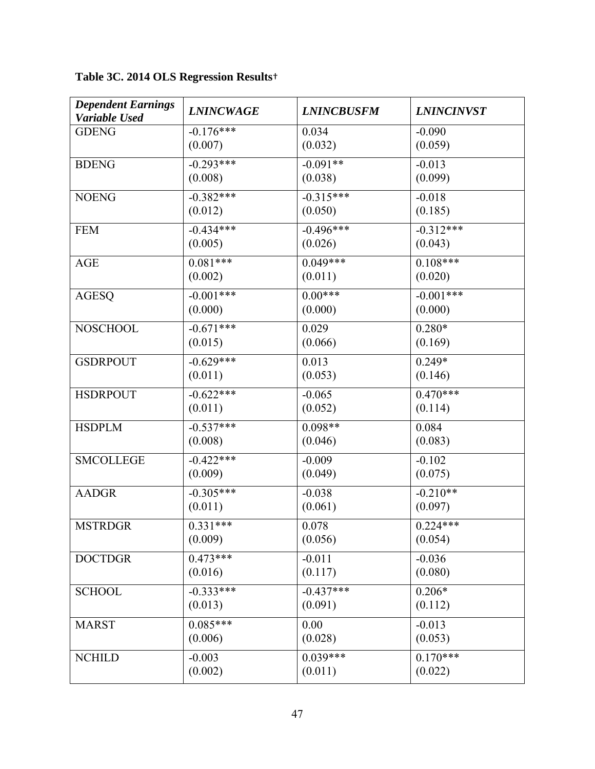**Table 3C. 2014 OLS Regression Results†**

| *Dependent Earnings Variable Used* | *LNINCWAGE* | *LNINCBUSFM* | *LNINCINVST* |
|---|---|---|---|
| GDENG | -0.176***<br>(0.007) | 0.034<br>(0.032) | -0.090<br>(0.059) |
| BDENG | -0.293***<br>(0.008) | -0.091**<br>(0.038) | -0.013<br>(0.099) |
| NOENG | -0.382***<br>(0.012) | -0.315***<br>(0.050) | -0.018<br>(0.185) |
| FEM | -0.434***<br>(0.005) | -0.496***<br>(0.026) | -0.312***<br>(0.043) |
| AGE | 0.081***<br>(0.002) | 0.049***<br>(0.011) | 0.108***<br>(0.020) |
| AGESQ | -0.001***<br>(0.000) | 0.00***<br>(0.000) | -0.001***<br>(0.000) |
| NOSCHOOL | -0.671***<br>(0.015) | 0.029<br>(0.066) | 0.280*<br>(0.169) |
| GSDRPOUT | -0.629***<br>(0.011) | 0.013<br>(0.053) | 0.249*<br>(0.146) |
| HSDRPOUT | -0.622***<br>(0.011) | -0.065<br>(0.052) | 0.470***<br>(0.114) |
| HSDPLM | -0.537***<br>(0.008) | 0.098**<br>(0.046) | 0.084<br>(0.083) |
| SMCOLLEGE | -0.422***<br>(0.009) | -0.009<br>(0.049) | -0.102<br>(0.075) |
| AADGR | -0.305***<br>(0.011) | -0.038<br>(0.061) | -0.210**<br>(0.097) |
| MSTRDGR | 0.331***<br>(0.009) | 0.078<br>(0.056) | 0.224***<br>(0.054) |
| DOCTDGR | 0.473***<br>(0.016) | -0.011<br>(0.117) | -0.036<br>(0.080) |
| SCHOOL | -0.333***<br>(0.013) | -0.437***<br>(0.091) | 0.206*<br>(0.112) |
| MARST | 0.085***<br>(0.006) | 0.00<br>(0.028) | -0.013<br>(0.053) |
| NCHILD | -0.003<br>(0.002) | 0.039***<br>(0.011) | 0.170***<br>(0.022) |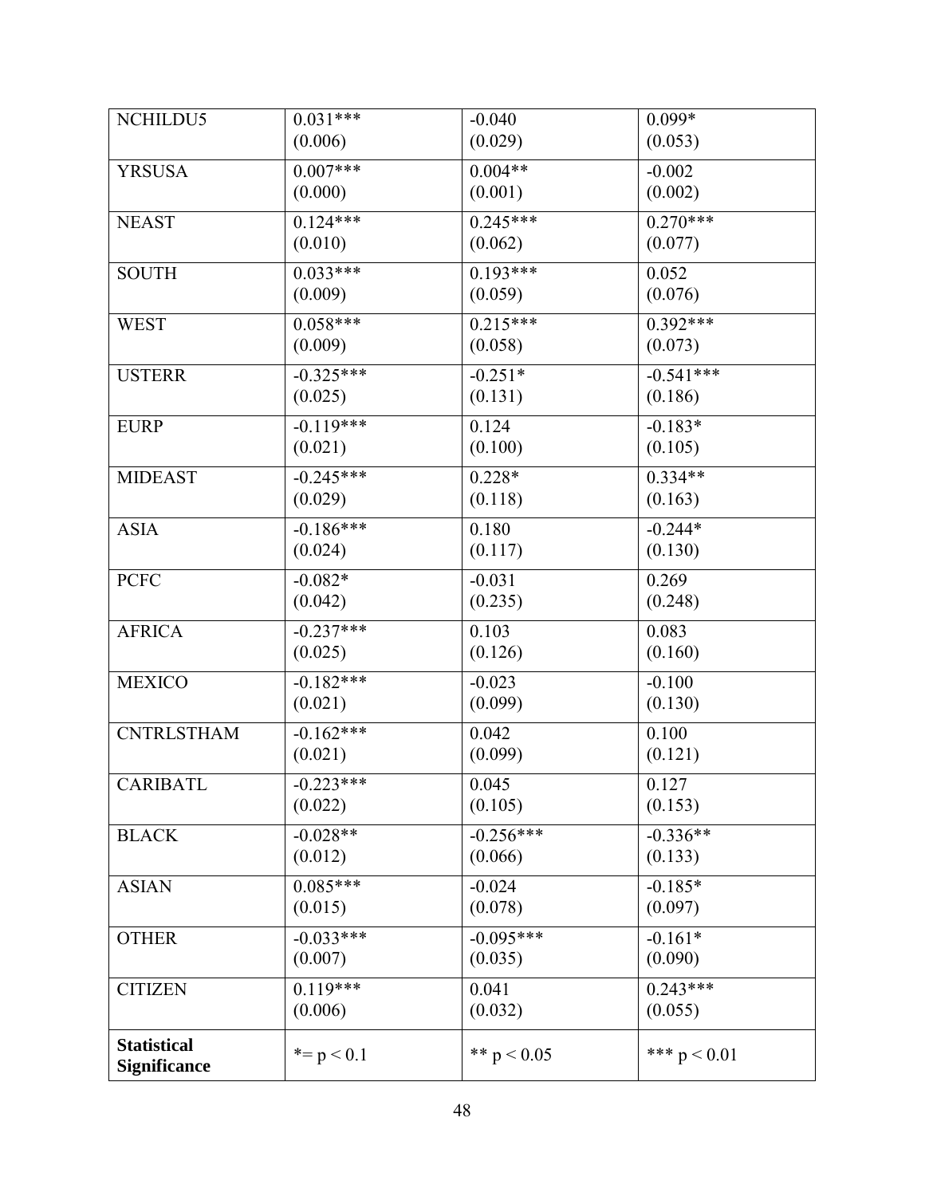| | | | |
|---|---|---|---|
| NCHILDU5 | 0.031***<br>(0.006) | -0.040<br>(0.029) | 0.099*<br>(0.053) |
| YRSUSA | 0.007***<br>(0.000) | 0.004**<br>(0.001) | -0.002<br>(0.002) |
| NEAST | 0.124***<br>(0.010) | 0.245***<br>(0.062) | 0.270***<br>(0.077) |
| SOUTH | 0.033***<br>(0.009) | 0.193***<br>(0.059) | 0.052<br>(0.076) |
| WEST | 0.058***<br>(0.009) | 0.215***<br>(0.058) | 0.392***<br>(0.073) |
| USTERR | -0.325***<br>(0.025) | -0.251*<br>(0.131) | -0.541***<br>(0.186) |
| EURP | -0.119***<br>(0.021) | 0.124<br>(0.100) | -0.183*<br>(0.105) |
| MIDEAST | -0.245***<br>(0.029) | 0.228*<br>(0.118) | 0.334**<br>(0.163) |
| ASIA | -0.186***<br>(0.024) | 0.180<br>(0.117) | -0.244*<br>(0.130) |
| PCFC | -0.082*<br>(0.042) | -0.031<br>(0.235) | 0.269<br>(0.248) |
| AFRICA | -0.237***<br>(0.025) | 0.103<br>(0.126) | 0.083<br>(0.160) |
| MEXICO | -0.182***<br>(0.021) | -0.023<br>(0.099) | -0.100<br>(0.130) |
| CNTRLSTHAM | -0.162***<br>(0.021) | 0.042<br>(0.099) | 0.100<br>(0.121) |
| CARIBATL | -0.223***<br>(0.022) | 0.045<br>(0.105) | 0.127<br>(0.153) |
| BLACK | -0.028**<br>(0.012) | -0.256***<br>(0.066) | -0.336**<br>(0.133) |
| ASIAN | 0.085***<br>(0.015) | -0.024<br>(0.078) | -0.185*<br>(0.097) |
| OTHER | -0.033***<br>(0.007) | -0.095***<br>(0.035) | -0.161*<br>(0.090) |
| CITIZEN | 0.119***<br>(0.006) | 0.041<br>(0.032) | 0.243***<br>(0.055) |
| **Statistical Significance** | *= $p < 0.1$ | ** $p < 0.05$ | *** $p < 0.01$ |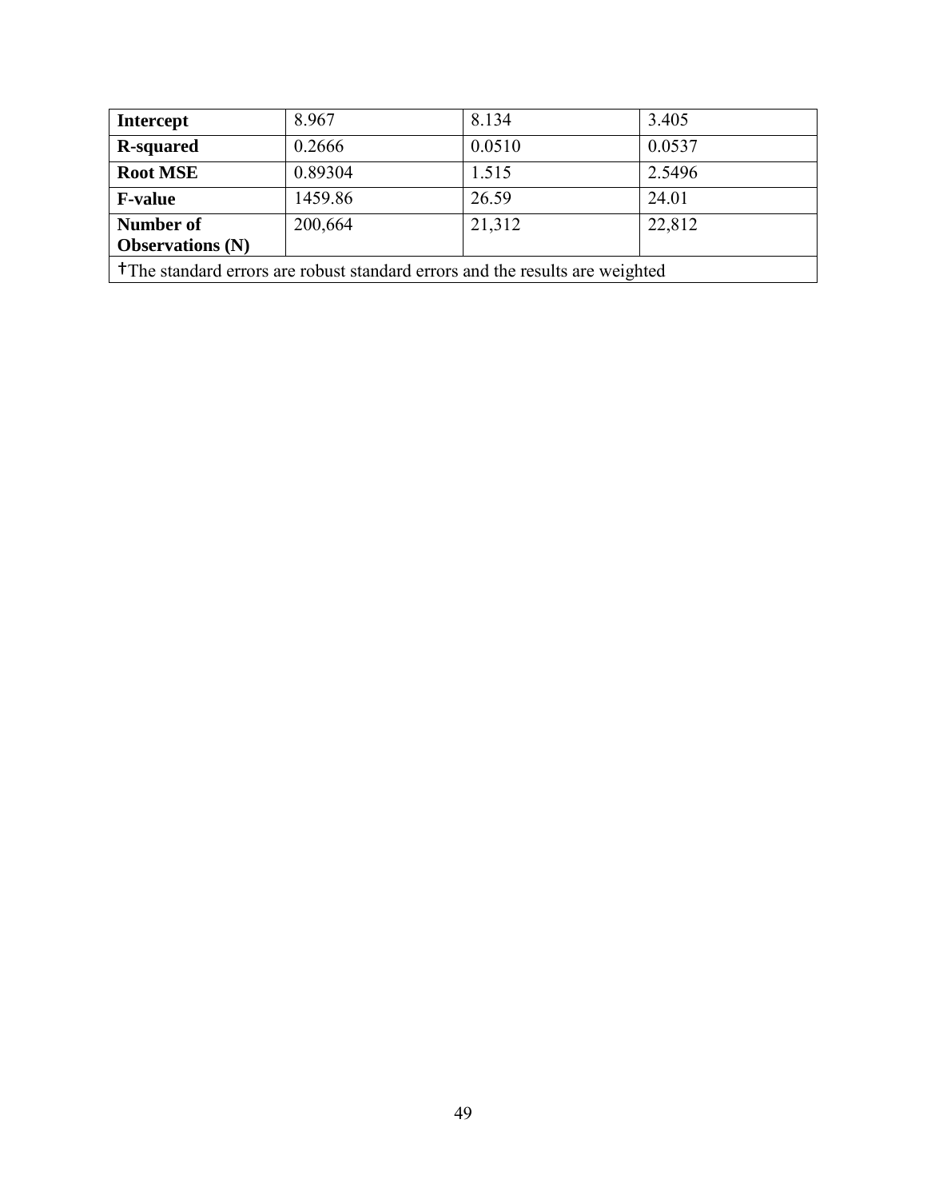| | | | |
|---|---|---|---|
| **Intercept** | 8.967 | 8.134 | 3.405 |
| **R-squared** | 0.2666 | 0.0510 | 0.0537 |
| **Root MSE** | 0.89304 | 1.515 | 2.5496 |
| **F-value** | 1459.86 | 26.59 | 24.01 |
| **Number of Observations (N)** | 200,664 | 21,312 | 22,812 |
| †The standard errors are robust standard errors and the results are weighted | | | |